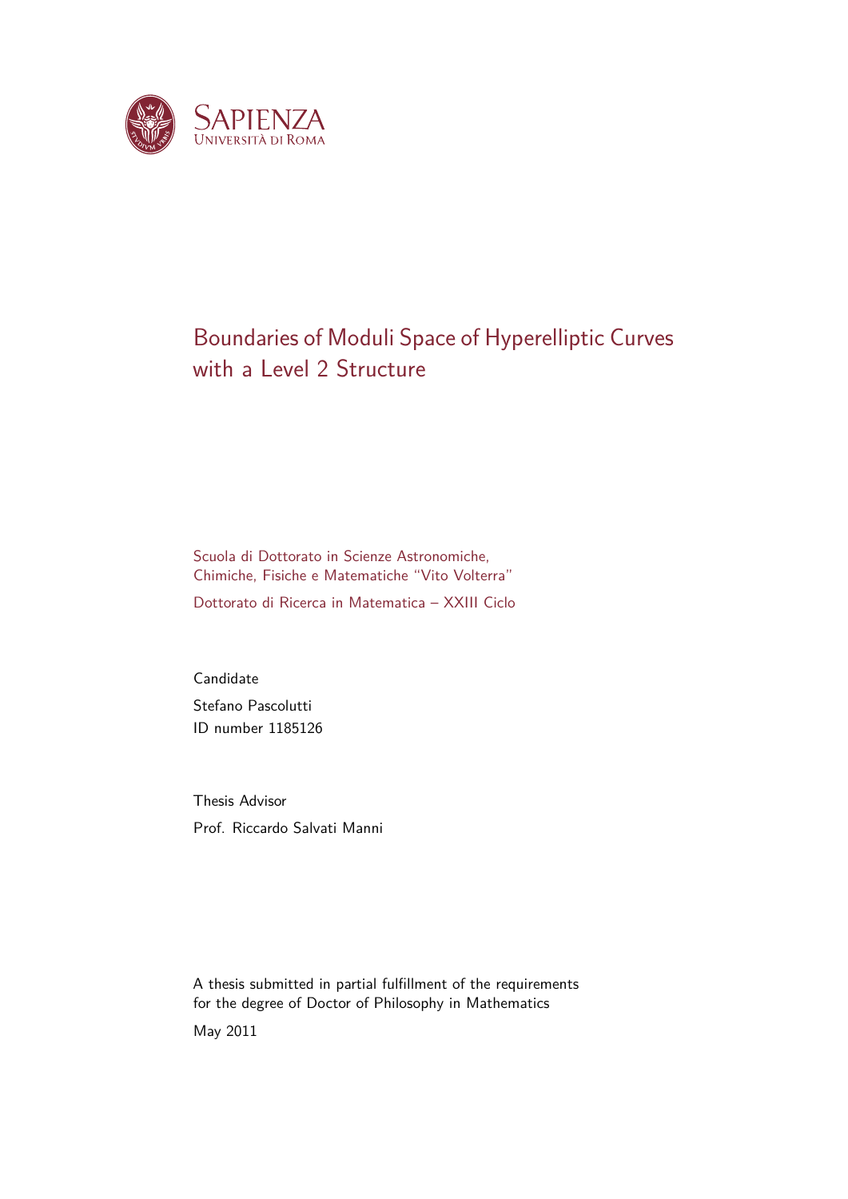SAPIENZA
UNIVERSITÀ DI ROMA

# Boundaries of Moduli Space of Hyperelliptic Curves with a Level 2 Structure

Scuola di Dottorato in Scienze Astronomiche,
Chimiche, Fisiche e Matematiche "Vito Volterra"

Dottorato di Ricerca in Matematica – XXIII Ciclo

Candidate
Stefano Pascolutti
ID number 1185126

Thesis Advisor
Prof. Riccardo Salvati Manni

A thesis submitted in partial fulfillment of the requirements
for the degree of Doctor of Philosophy in Mathematics

May 2011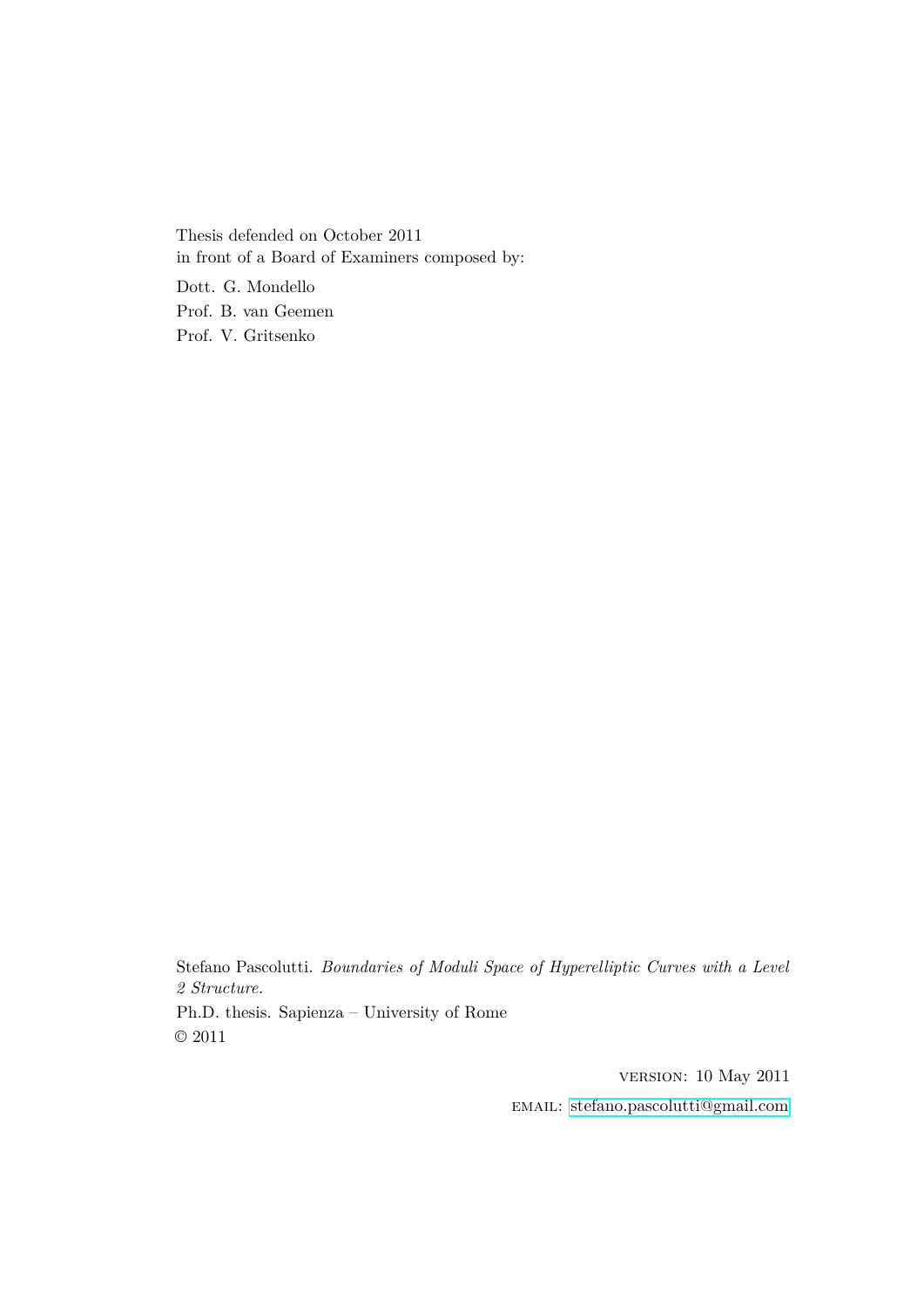Thesis defended on October 2011
in front of a Board of Examiners composed by:

Dott. G. Mondello
Prof. B. van Geemen
Prof. V. Gritsenko

Stefano Pascolutti. *Boundaries of Moduli Space of Hyperelliptic Curves with a Level 2 Structure.*
Ph.D. thesis. Sapienza – University of Rome
© 2011

VERSION: 10 May 2011

EMAIL: stefano.pascolutti@gmail.com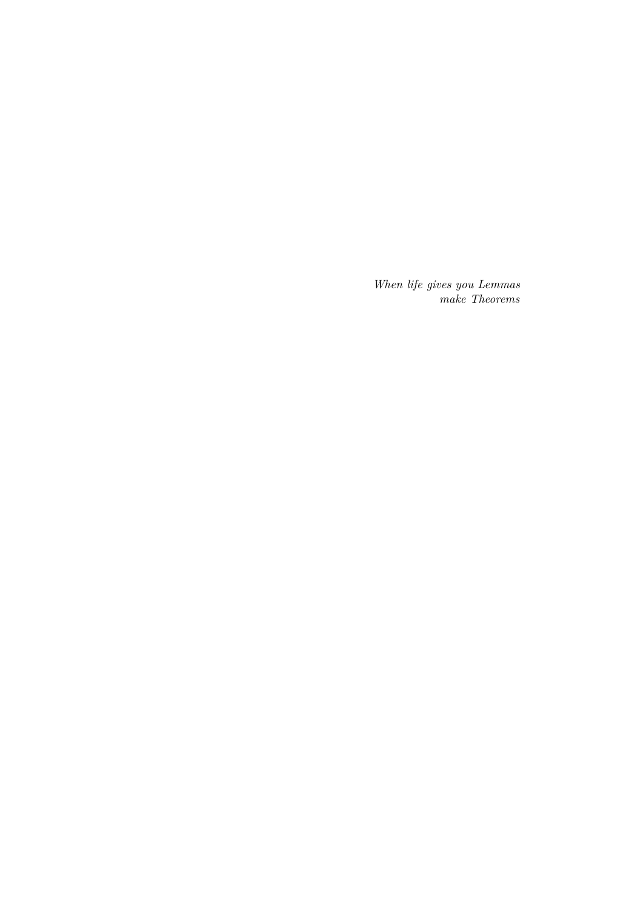*When life gives you Lemmas*
*make Theorems*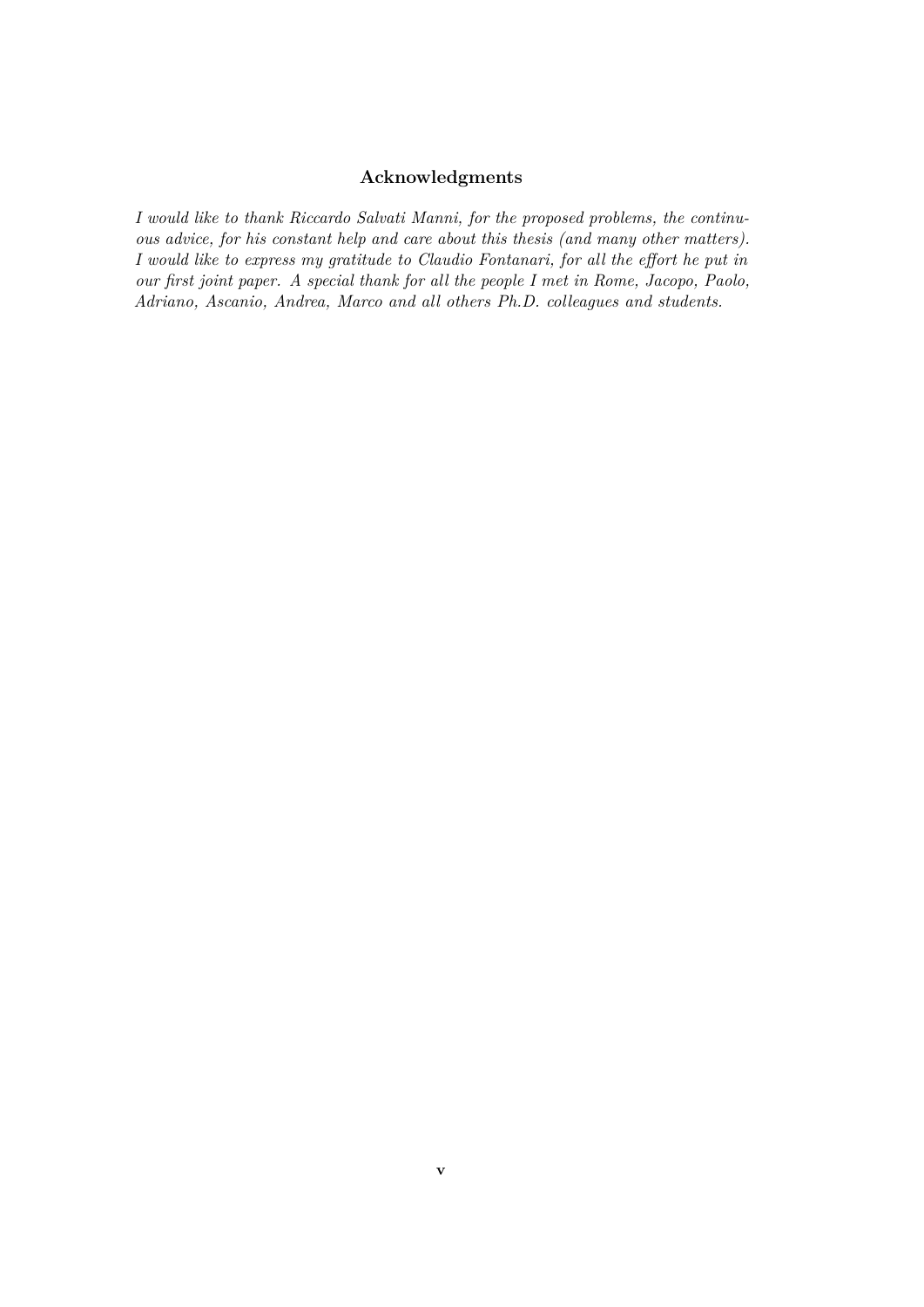## Acknowledgments

*I would like to thank Riccardo Salvati Manni, for the proposed problems, the continuous advice, for his constant help and care about this thesis (and many other matters). I would like to express my gratitude to Claudio Fontanari, for all the effort he put in our first joint paper. A special thank for all the people I met in Rome, Jacopo, Paolo, Adriano, Ascanio, Andrea, Marco and all others Ph.D. colleagues and students.*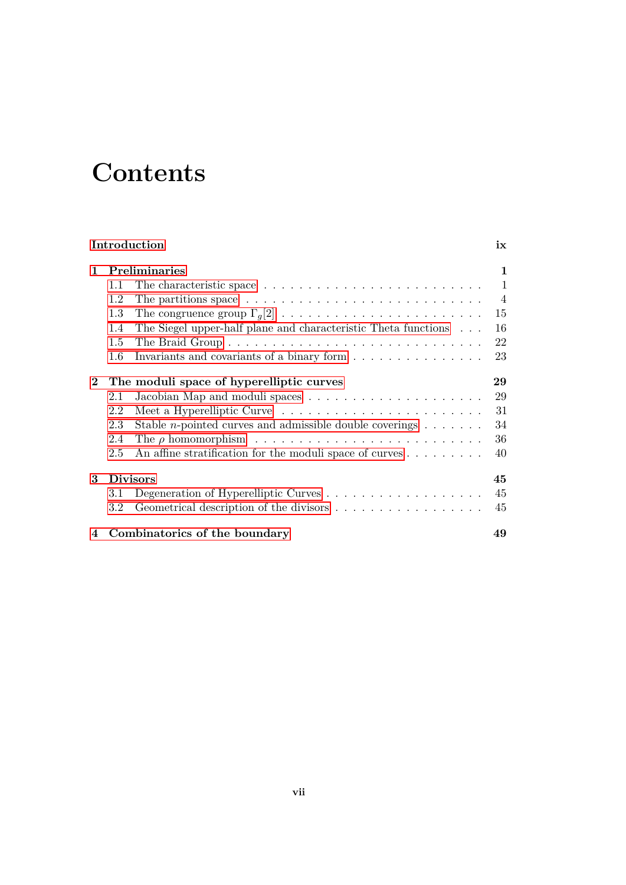# Contents

**Introduction** **ix**

**1 Preliminaries** **1**

- 1.1 The characteristic space . . . 1
- 1.2 The partitions space . . . 4
- 1.3 The congruence group $\Gamma_g[2]$ . . . 15
- 1.4 The Siegel upper-half plane and characteristic Theta functions . . . 16
- 1.5 The Braid Group . . . 22
- 1.6 Invariants and covariants of a binary form . . . 23

**2 The moduli space of hyperelliptic curves** **29**

- 2.1 Jacobian Map and moduli spaces . . . 29
- 2.2 Meet a Hyperelliptic Curve . . . 31
- 2.3 Stable $n$-pointed curves and admissible double coverings . . . 34
- 2.4 The $\rho$ homomorphism . . . 36
- 2.5 An affine stratification for the moduli space of curves . . . 40

**3 Divisors** **45**

- 3.1 Degeneration of Hyperelliptic Curves . . . 45
- 3.2 Geometrical description of the divisors . . . 45

**4 Combinatorics of the boundary** **49**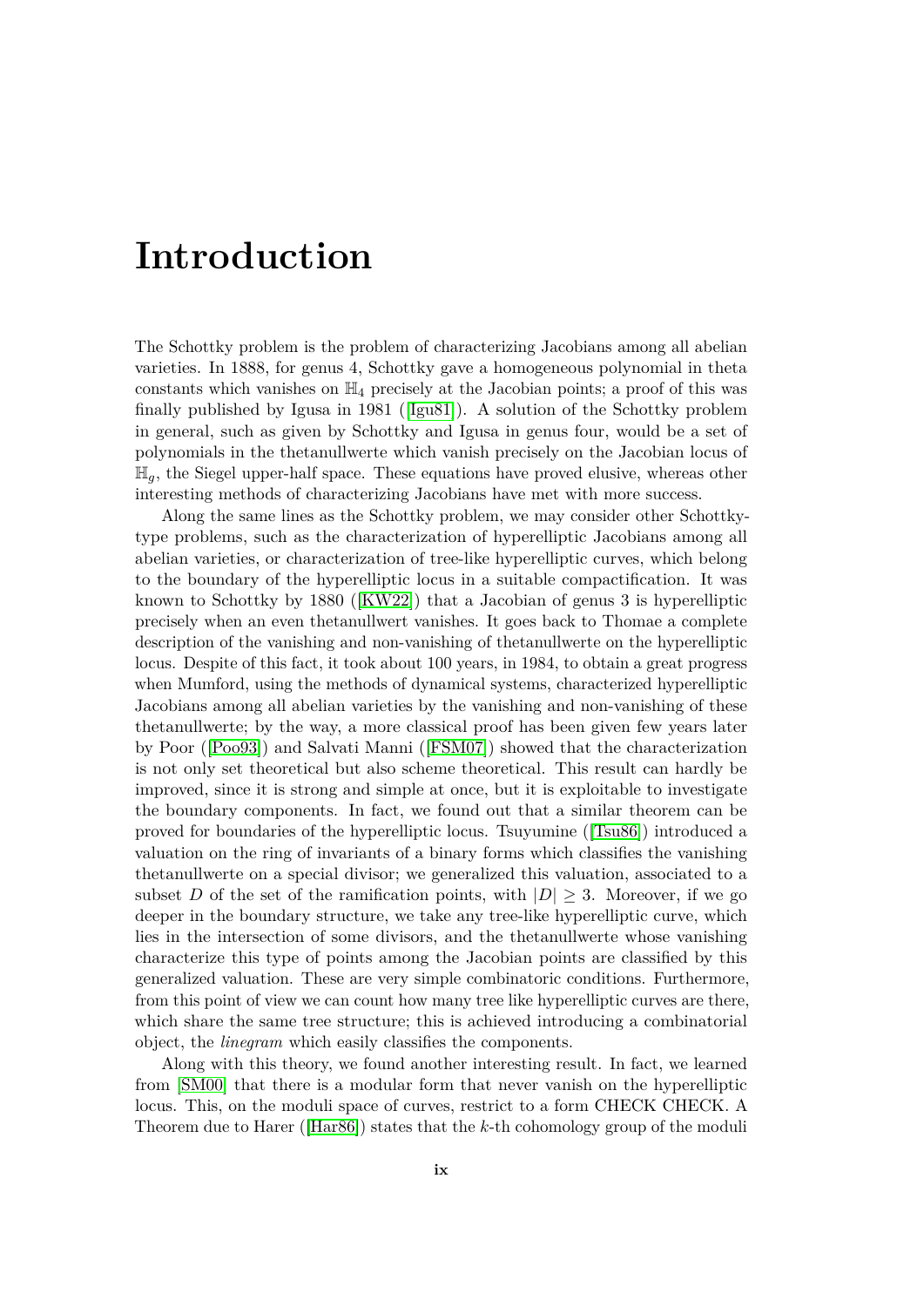# Introduction

The Schottky problem is the problem of characterizing Jacobians among all abelian varieties. In 1888, for genus 4, Schottky gave a homogeneous polynomial in theta constants which vanishes on $\mathbb{H}_4$ precisely at the Jacobian points; a proof of this was finally published by Igusa in 1981 ([Igu81]). A solution of the Schottky problem in general, such as given by Schottky and Igusa in genus four, would be a set of polynomials in the thetanullwerte which vanish precisely on the Jacobian locus of $\mathbb{H}_g$, the Siegel upper-half space. These equations have proved elusive, whereas other interesting methods of characterizing Jacobians have met with more success.

Along the same lines as the Schottky problem, we may consider other Schottky-type problems, such as the characterization of hyperelliptic Jacobians among all abelian varieties, or characterization of tree-like hyperelliptic curves, which belong to the boundary of the hyperelliptic locus in a suitable compactification. It was known to Schottky by 1880 ([KW22]) that a Jacobian of genus 3 is hyperelliptic precisely when an even thetanullwert vanishes. It goes back to Thomae a complete description of the vanishing and non-vanishing of thetanullwerte on the hyperelliptic locus. Despite of this fact, it took about 100 years, in 1984, to obtain a great progress when Mumford, using the methods of dynamical systems, characterized hyperelliptic Jacobians among all abelian varieties by the vanishing and non-vanishing of these thetanullwerte; by the way, a more classical proof has been given few years later by Poor ([Poo93]) and Salvati Manni ([FSM07]) showed that the characterization is not only set theoretical but also scheme theoretical. This result can hardly be improved, since it is strong and simple at once, but it is exploitable to investigate the boundary components. In fact, we found out that a similar theorem can be proved for boundaries of the hyperelliptic locus. Tsuyumine ([Tsu86]) introduced a valuation on the ring of invariants of a binary forms which classifies the vanishing thetanullwerte on a special divisor; we generalized this valuation, associated to a subset $D$ of the set of the ramification points, with $|D| \geq 3$. Moreover, if we go deeper in the boundary structure, we take any tree-like hyperelliptic curve, which lies in the intersection of some divisors, and the thetanullwerte whose vanishing characterize this type of points among the Jacobian points are classified by this generalized valuation. These are very simple combinatoric conditions. Furthermore, from this point of view we can count how many tree like hyperelliptic curves are there, which share the same tree structure; this is achieved introducing a combinatorial object, the *linegram* which easily classifies the components.

Along with this theory, we found another interesting result. In fact, we learned from [SM00] that there is a modular form that never vanish on the hyperelliptic locus. This, on the moduli space of curves, restrict to a form CHECK CHECK. A Theorem due to Harer ([Har86]) states that the $k$-th cohomology group of the moduli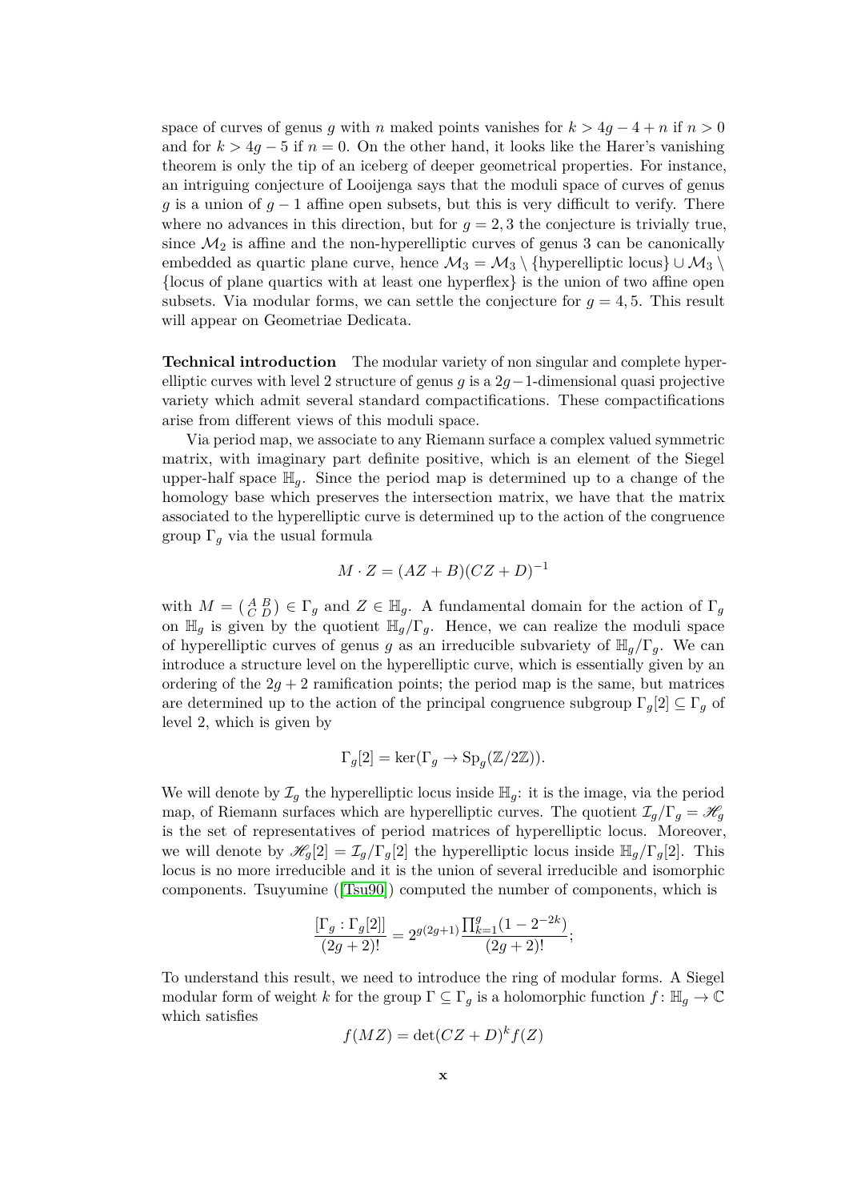space of curves of genus $g$ with $n$ maked points vanishes for $k > 4g - 4 + n$ if $n > 0$ and for $k > 4g - 5$ if $n = 0$. On the other hand, it looks like the Harer's vanishing theorem is only the tip of an iceberg of deeper geometrical properties. For instance, an intriguing conjecture of Looijenga says that the moduli space of curves of genus $g$ is a union of $g - 1$ affine open subsets, but this is very difficult to verify. There where no advances in this direction, but for $g = 2, 3$ the conjecture is trivially true, since $\mathcal{M}_2$ is affine and the non-hyperelliptic curves of genus 3 can be canonically embedded as quartic plane curve, hence $\mathcal{M}_3 = \mathcal{M}_3 \setminus \{\text{hyperelliptic locus}\} \cup \mathcal{M}_3 \setminus \{\text{locus of plane quartics with at least one hyperflex}\}$ is the union of two affine open subsets. Via modular forms, we can settle the conjecture for $g = 4, 5$. This result will appear on Geometriae Dedicata.

**Technical introduction** The modular variety of non singular and complete hyperelliptic curves with level 2 structure of genus $g$ is a $2g-1$-dimensional quasi projective variety which admit several standard compactifications. These compactifications arise from different views of this moduli space.

Via period map, we associate to any Riemann surface a complex valued symmetric matrix, with imaginary part definite positive, which is an element of the Siegel upper-half space $\mathbb{H}_g$. Since the period map is determined up to a change of the homology base which preserves the intersection matrix, we have that the matrix associated to the hyperelliptic curve is determined up to the action of the congruence group $\Gamma_g$ via the usual formula

$$M \cdot Z = (AZ + B)(CZ + D)^{-1}$$

with $M = \left(\begin{smallmatrix} A & B \\ C & D \end{smallmatrix}\right) \in \Gamma_g$ and $Z \in \mathbb{H}_g$. A fundamental domain for the action of $\Gamma_g$ on $\mathbb{H}_g$ is given by the quotient $\mathbb{H}_g/\Gamma_g$. Hence, we can realize the moduli space of hyperelliptic curves of genus $g$ as an irreducible subvariety of $\mathbb{H}_g/\Gamma_g$. We can introduce a structure level on the hyperelliptic curve, which is essentially given by an ordering of the $2g + 2$ ramification points; the period map is the same, but matrices are determined up to the action of the principal congruence subgroup $\Gamma_g[2] \subseteq \Gamma_g$ of level 2, which is given by

$$\Gamma_g[2] = \ker(\Gamma_g \to \mathrm{Sp}_g(\mathbb{Z}/2\mathbb{Z})).$$

We will denote by $\mathcal{I}_g$ the hyperelliptic locus inside $\mathbb{H}_g$: it is the image, via the period map, of Riemann surfaces which are hyperelliptic curves. The quotient $\mathcal{I}_g/\Gamma_g = \mathscr{H}_g$ is the set of representatives of period matrices of hyperelliptic locus. Moreover, we will denote by $\mathscr{H}_g[2] = \mathcal{I}_g/\Gamma_g[2]$ the hyperelliptic locus inside $\mathbb{H}_g/\Gamma_g[2]$. This locus is no more irreducible and it is the union of several irreducible and isomorphic components. Tsuyumine ([Tsu90]) computed the number of components, which is

$$\frac{[\Gamma_g : \Gamma_g[2]]}{(2g+2)!} = 2^{g(2g+1)} \frac{\prod_{k=1}^{g}(1 - 2^{-2k})}{(2g+2)!};$$

To understand this result, we need to introduce the ring of modular forms. A Siegel modular form of weight $k$ for the group $\Gamma \subseteq \Gamma_g$ is a holomorphic function $f \colon \mathbb{H}_g \to \mathbb{C}$ which satisfies

$$f(MZ) = \det(CZ + D)^k f(Z)$$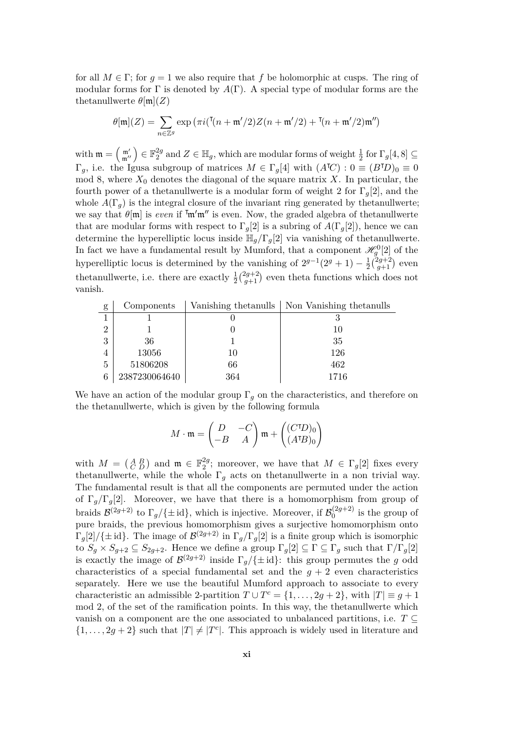for all $M \in \Gamma$; for $g = 1$ we also require that $f$ be holomorphic at cusps. The ring of modular forms for $\Gamma$ is denoted by $A(\Gamma)$. A special type of modular forms are the thetanullwerte $\theta[\mathfrak{m}](Z)$

$$\theta[\mathfrak{m}](Z) = \sum_{n \in \mathbb{Z}^g} \exp\left(\pi i({}^{\intercal}(n + \mathfrak{m}'/2)Z(n + \mathfrak{m}'/2) + {}^{\intercal}(n + \mathfrak{m}'/2)\mathfrak{m}''\right)$$

with $\mathfrak{m} = \begin{pmatrix} \mathfrak{m}' \\ \mathfrak{m}'' \end{pmatrix} \in \mathbb{F}_2^{2g}$ and $Z \in \mathbb{H}_g$, which are modular forms of weight $\frac{1}{2}$ for $\Gamma_g[4, 8] \subseteq \Gamma_g$, i.e. the Igusa subgroup of matrices $M \in \Gamma_g[4]$ with $(A^{\intercal}C) : 0 \equiv (B^{\intercal}D)_0 \equiv 0 \mod 8$, where $X_0$ denotes the diagonal of the square matrix $X$. In particular, the fourth power of a thetanullwerte is a modular form of weight 2 for $\Gamma_g[2]$, and the whole $A(\Gamma_g)$ is the integral closure of the invariant ring generated by thetanullwerte; we say that $\theta[\mathfrak{m}]$ is *even* if ${}^{\intercal}\mathfrak{m}'\mathfrak{m}''$ is even. Now, the graded algebra of thetanullwerte that are modular forms with respect to $\Gamma_g[2]$ is a subring of $A(\Gamma_g[2])$, hence we can determine the hyperelliptic locus inside $\mathbb{H}_g/\Gamma_g[2]$ via vanishing of thetanullwerte. In fact we have a fundamental result by Mumford, that a component $\mathscr{H}_g^0[2]$ of the hyperelliptic locus is determined by the vanishing of $2^{g-1}(2^g + 1) - \frac{1}{2}\binom{2g+2}{g+1}$ even thetanullwerte, i.e. there are exactly $\frac{1}{2}\binom{2g+2}{g+1}$ even theta functions which does not vanish.

| g | Components | Vanishing thetanulls | Non Vanishing thetanulls |
|---|---|---|---|
| 1 | 1 | 0 | 3 |
| 2 | 1 | 0 | 10 |
| 3 | 36 | 1 | 35 |
| 4 | 13056 | 10 | 126 |
| 5 | 51806208 | 66 | 462 |
| 6 | 2387230064640 | 364 | 1716 |

We have an action of the modular group $\Gamma_g$ on the characteristics, and therefore on the thetanullwerte, which is given by the following formula

$$M \cdot \mathfrak{m} = \begin{pmatrix} D & -C \\ -B & A \end{pmatrix} \mathfrak{m} + \begin{pmatrix} (C^{\intercal}D)_0 \\ (A^{\intercal}B)_0 \end{pmatrix}$$

with $M = \begin{pmatrix} A & B \\ C & D \end{pmatrix}$ and $\mathfrak{m} \in \mathbb{F}_2^{2g}$; moreover, we have that $M \in \Gamma_g[2]$ fixes every thetanullwerte, while the whole $\Gamma_g$ acts on thetanullwerte in a non trivial way. The fundamental result is that all the components are permuted under the action of $\Gamma_g/\Gamma_g[2]$. Moreover, we have that there is a homomorphism from group of braids $\mathcal{B}^{(2g+2)}$ to $\Gamma_g/\{\pm \mathrm{id}\}$, which is injective. Moreover, if $\mathcal{B}_0^{(2g+2)}$ is the group of pure braids, the previous homomorphism gives a surjective homomorphism onto $\Gamma_g[2]/\{\pm \mathrm{id}\}$. The image of $\mathcal{B}^{(2g+2)}$ in $\Gamma_g/\Gamma_g[2]$ is a finite group which is isomorphic to $S_g \times S_{g+2} \subseteq S_{2g+2}$. Hence we define a group $\Gamma_g[2] \subseteq \Gamma \subseteq \Gamma_g$ such that $\Gamma/\Gamma_g[2]$ is exactly the image of $\mathcal{B}^{(2g+2)}$ inside $\Gamma_g/\{\pm \mathrm{id}\}$: this group permutes the $g$ odd characteristics of a special fundamental set and the $g + 2$ even characteristics separately. Here we use the beautiful Mumford approach to associate to every characteristic an admissible 2-partition $T \cup T^c = \{1, \ldots, 2g + 2\}$, with $|T| \equiv g + 1 \mod 2$, of the set of the ramification points. In this way, the thetanullwerte which vanish on a component are the one associated to unbalanced partitions, i.e. $T \subseteq \{1, \ldots, 2g + 2\}$ such that $|T| \neq |T^c|$. This approach is widely used in literature and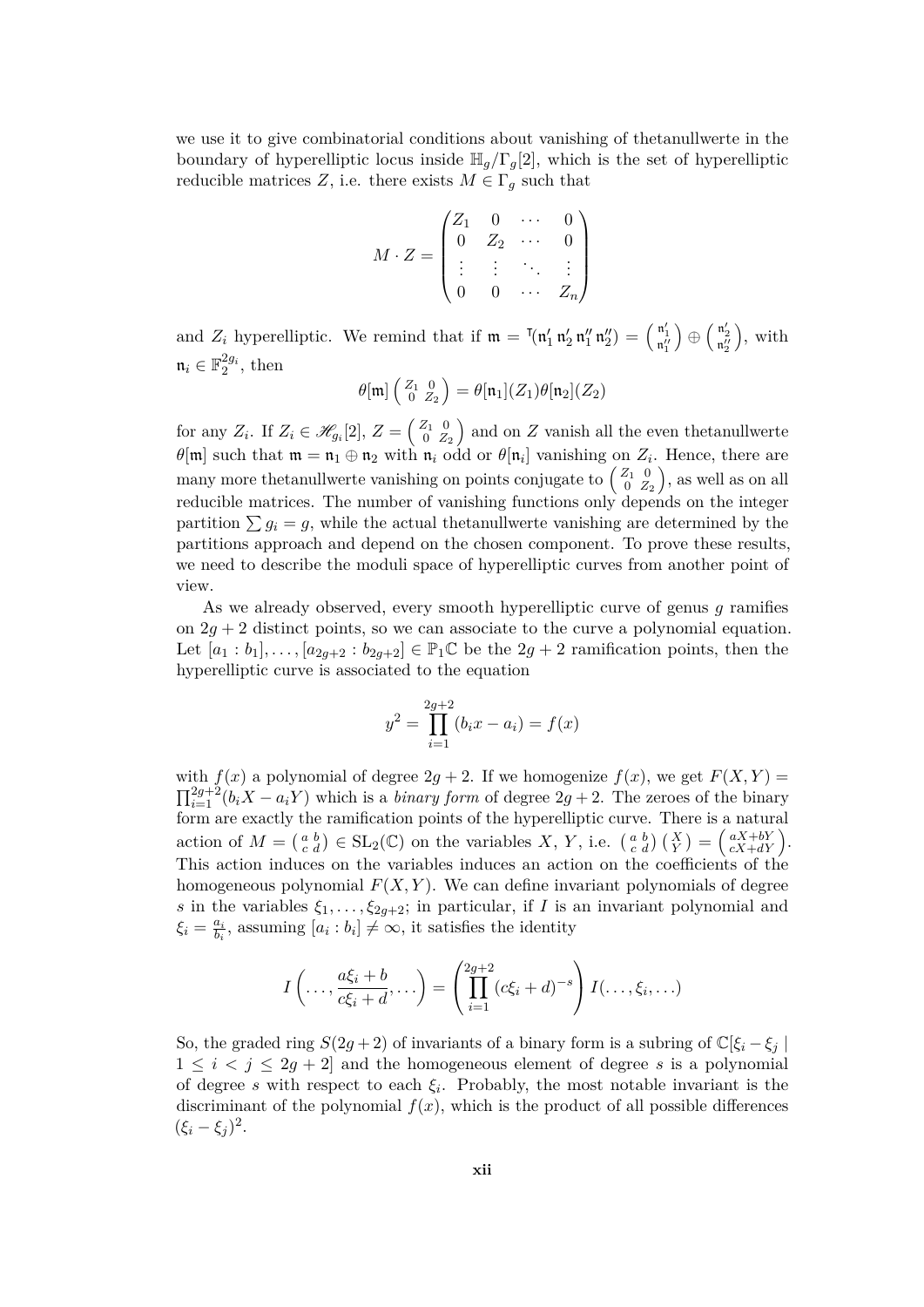we use it to give combinatorial conditions about vanishing of thetanullwerte in the boundary of hyperelliptic locus inside $\mathbb{H}_g/\Gamma_g[2]$, which is the set of hyperelliptic reducible matrices $Z$, i.e. there exists $M \in \Gamma_g$ such that

$$M \cdot Z = \begin{pmatrix} Z_1 & 0 & \cdots & 0 \\ 0 & Z_2 & \cdots & 0 \\ \vdots & \vdots & \ddots & \vdots \\ 0 & 0 & \cdots & Z_n \end{pmatrix}$$

and $Z_i$ hyperelliptic. We remind that if $\mathfrak{m} = {}^{\intercal}(\mathfrak{n}_1' \, \mathfrak{n}_2' \, \mathfrak{n}_1'' \, \mathfrak{n}_2'') = \left(\begin{smallmatrix} \mathfrak{n}_1' \\ \mathfrak{n}_1'' \end{smallmatrix}\right) \oplus \left(\begin{smallmatrix} \mathfrak{n}_2' \\ \mathfrak{n}_2'' \end{smallmatrix}\right)$, with $\mathfrak{n}_i \in \mathbb{F}_2^{2g_i}$, then

$$\theta[\mathfrak{m}] \left(\begin{smallmatrix} Z_1 & 0 \\ 0 & Z_2 \end{smallmatrix}\right) = \theta[\mathfrak{n}_1](Z_1)\theta[\mathfrak{n}_2](Z_2)$$

for any $Z_i$. If $Z_i \in \mathscr{H}_{g_i}[2]$, $Z = \left(\begin{smallmatrix} Z_1 & 0 \\ 0 & Z_2 \end{smallmatrix}\right)$ and on $Z$ vanish all the even thetanullwerte $\theta[\mathfrak{m}]$ such that $\mathfrak{m} = \mathfrak{n}_1 \oplus \mathfrak{n}_2$ with $\mathfrak{n}_i$ odd or $\theta[\mathfrak{n}_i]$ vanishing on $Z_i$. Hence, there are many more thetanullwerte vanishing on points conjugate to $\left(\begin{smallmatrix} Z_1 & 0 \\ 0 & Z_2 \end{smallmatrix}\right)$, as well as on all reducible matrices. The number of vanishing functions only depends on the integer partition $\sum g_i = g$, while the actual thetanullwerte vanishing are determined by the partitions approach and depend on the chosen component. To prove these results, we need to describe the moduli space of hyperelliptic curves from another point of view.

As we already observed, every smooth hyperelliptic curve of genus $g$ ramifies on $2g+2$ distinct points, so we can associate to the curve a polynomial equation. Let $[a_1 : b_1], \ldots, [a_{2g+2} : b_{2g+2}] \in \mathbb{P}_1\mathbb{C}$ be the $2g+2$ ramification points, then the hyperelliptic curve is associated to the equation

$$y^2 = \prod_{i=1}^{2g+2} (b_i x - a_i) = f(x)$$

with $f(x)$ a polynomial of degree $2g+2$. If we homogenize $f(x)$, we get $F(X,Y) = \prod_{i=1}^{2g+2}(b_i X - a_i Y)$ which is a *binary form* of degree $2g+2$. The zeroes of the binary form are exactly the ramification points of the hyperelliptic curve. There is a natural action of $M = \left(\begin{smallmatrix} a & b \\ c & d \end{smallmatrix}\right) \in \mathrm{SL}_2(\mathbb{C})$ on the variables $X$, $Y$, i.e. $\left(\begin{smallmatrix} a & b \\ c & d \end{smallmatrix}\right)\left(\begin{smallmatrix} X \\ Y \end{smallmatrix}\right) = \left(\begin{smallmatrix} aX+bY \\ cX+dY \end{smallmatrix}\right)$. This action induces on the variables induces an action on the coefficients of the homogeneous polynomial $F(X,Y)$. We can define invariant polynomials of degree $s$ in the variables $\xi_1, \ldots, \xi_{2g+2}$; in particular, if $I$ is an invariant polynomial and $\xi_i = \frac{a_i}{b_i}$, assuming $[a_i : b_i] \neq \infty$, it satisfies the identity

$$I\left(\ldots, \frac{a\xi_i + b}{c\xi_i + d}, \ldots\right) = \left(\prod_{i=1}^{2g+2} (c\xi_i + d)^{-s}\right) I(\ldots, \xi_i, \ldots)$$

So, the graded ring $S(2g+2)$ of invariants of a binary form is a subring of $\mathbb{C}[\xi_i - \xi_j \mid 1 \le i < j \le 2g+2]$ and the homogeneous element of degree $s$ is a polynomial of degree $s$ with respect to each $\xi_i$. Probably, the most notable invariant is the discriminant of the polynomial $f(x)$, which is the product of all possible differences $(\xi_i - \xi_j)^2$.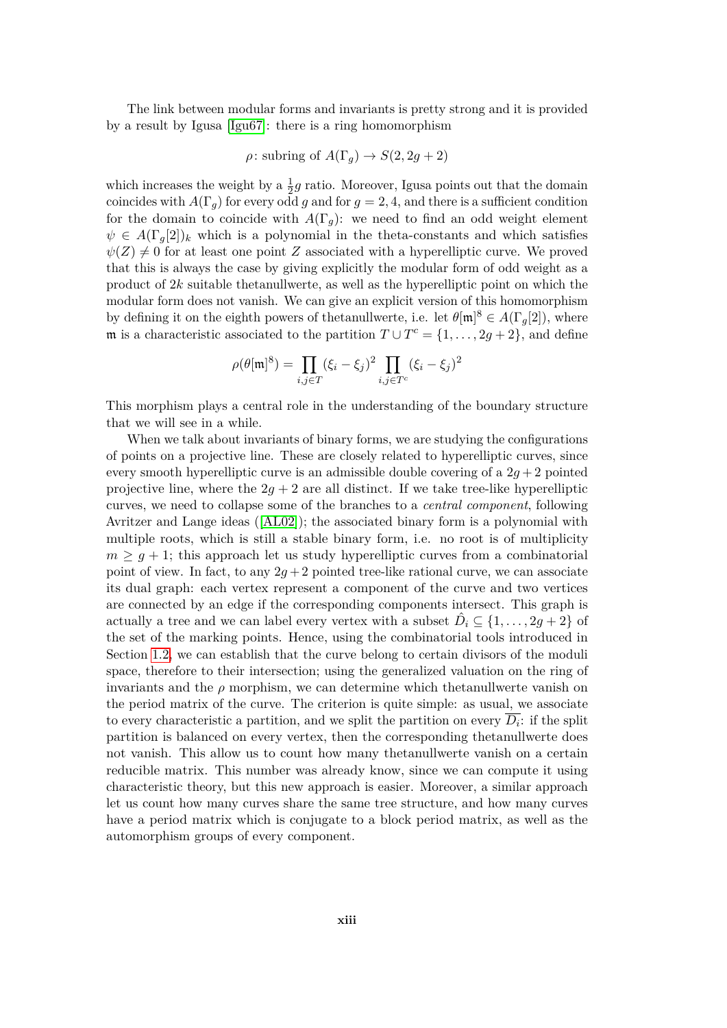The link between modular forms and invariants is pretty strong and it is provided by a result by Igusa [Igu67]: there is a ring homomorphism

$$\rho\colon \text{subring of } A(\Gamma_g) \to S(2, 2g+2)$$

which increases the weight by a $\frac{1}{2}g$ ratio. Moreover, Igusa points out that the domain coincides with $A(\Gamma_g)$ for every odd $g$ and for $g = 2, 4$, and there is a sufficient condition for the domain to coincide with $A(\Gamma_g)$: we need to find an odd weight element $\psi \in A(\Gamma_g[2])_k$ which is a polynomial in the theta-constants and which satisfies $\psi(Z) \neq 0$ for at least one point $Z$ associated with a hyperelliptic curve. We proved that this is always the case by giving explicitly the modular form of odd weight as a product of $2k$ suitable thetanullwerte, as well as the hyperelliptic point on which the modular form does not vanish. We can give an explicit version of this homomorphism by defining it on the eighth powers of thetanullwerte, i.e. let $\theta[\mathfrak{m}]^8 \in A(\Gamma_g[2])$, where $\mathfrak{m}$ is a characteristic associated to the partition $T \cup T^c = \{1, \ldots, 2g+2\}$, and define

$$\rho(\theta[\mathfrak{m}]^8) = \prod_{i,j \in T} (\xi_i - \xi_j)^2 \prod_{i,j \in T^c} (\xi_i - \xi_j)^2$$

This morphism plays a central role in the understanding of the boundary structure that we will see in a while.

When we talk about invariants of binary forms, we are studying the configurations of points on a projective line. These are closely related to hyperelliptic curves, since every smooth hyperelliptic curve is an admissible double covering of a $2g+2$ pointed projective line, where the $2g+2$ are all distinct. If we take tree-like hyperelliptic curves, we need to collapse some of the branches to a *central component*, following Avritzer and Lange ideas ([AL02]); the associated binary form is a polynomial with multiple roots, which is still a stable binary form, i.e. no root is of multiplicity $m \geq g+1$; this approach let us study hyperelliptic curves from a combinatorial point of view. In fact, to any $2g+2$ pointed tree-like rational curve, we can associate its dual graph: each vertex represent a component of the curve and two vertices are connected by an edge if the corresponding components intersect. This graph is actually a tree and we can label every vertex with a subset $\hat{D}_i \subseteq \{1, \ldots, 2g+2\}$ of the set of the marking points. Hence, using the combinatorial tools introduced in Section 1.2, we can establish that the curve belong to certain divisors of the moduli space, therefore to their intersection; using the generalized valuation on the ring of invariants and the $\rho$ morphism, we can determine which thetanullwerte vanish on the period matrix of the curve. The criterion is quite simple: as usual, we associate to every characteristic a partition, and we split the partition on every $\overline{D_i}$: if the split partition is balanced on every vertex, then the corresponding thetanullwerte does not vanish. This allow us to count how many thetanullwerte vanish on a certain reducible matrix. This number was already know, since we can compute it using characteristic theory, but this new approach is easier. Moreover, a similar approach let us count how many curves share the same tree structure, and how many curves have a period matrix which is conjugate to a block period matrix, as well as the automorphism groups of every component.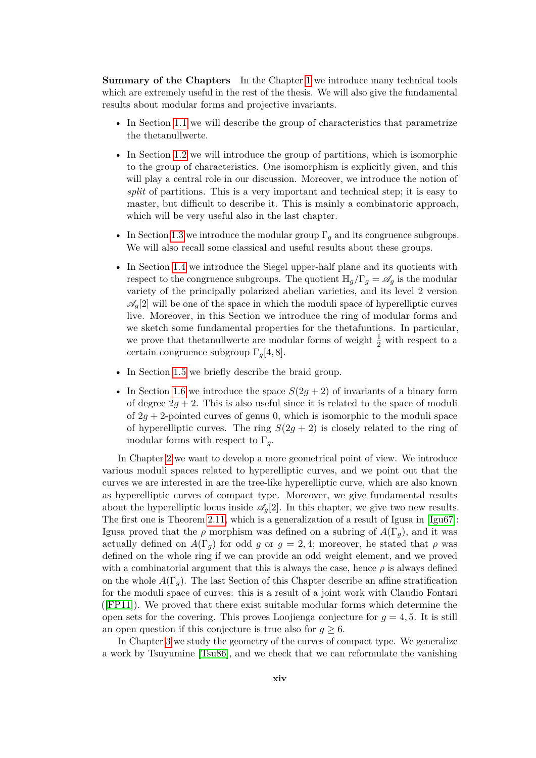**Summary of the Chapters** In the Chapter 1 we introduce many technical tools which are extremely useful in the rest of the thesis. We will also give the fundamental results about modular forms and projective invariants.

- In Section 1.1 we will describe the group of characteristics that parametrize the thetanullwerte.
- In Section 1.2 we will introduce the group of partitions, which is isomorphic to the group of characteristics. One isomorphism is explicitly given, and this will play a central role in our discussion. Moreover, we introduce the notion of *split* of partitions. This is a very important and technical step; it is easy to master, but difficult to describe it. This is mainly a combinatoric approach, which will be very useful also in the last chapter.
- In Section 1.3 we introduce the modular group $\Gamma_g$ and its congruence subgroups. We will also recall some classical and useful results about these groups.
- In Section 1.4 we introduce the Siegel upper-half plane and its quotients with respect to the congruence subgroups. The quotient $\mathbb{H}_g/\Gamma_g = \mathscr{A}_g$ is the modular variety of the principally polarized abelian varieties, and its level 2 version $\mathscr{A}_g[2]$ will be one of the space in which the moduli space of hyperelliptic curves live. Moreover, in this Section we introduce the ring of modular forms and we sketch some fundamental properties for the thetafuntions. In particular, we prove that thetanullwerte are modular forms of weight $\frac{1}{2}$ with respect to a certain congruence subgroup $\Gamma_g[4, 8]$.
- In Section 1.5 we briefly describe the braid group.
- In Section 1.6 we introduce the space $S(2g + 2)$ of invariants of a binary form of degree $2g + 2$. This is also useful since it is related to the space of moduli of $2g + 2$-pointed curves of genus 0, which is isomorphic to the moduli space of hyperelliptic curves. The ring $S(2g + 2)$ is closely related to the ring of modular forms with respect to $\Gamma_g$.

In Chapter 2 we want to develop a more geometrical point of view. We introduce various moduli spaces related to hyperelliptic curves, and we point out that the curves we are interested in are the tree-like hyperelliptic curve, which are also known as hyperelliptic curves of compact type. Moreover, we give fundamental results about the hyperelliptic locus inside $\mathscr{A}_g[2]$. In this chapter, we give two new results. The first one is Theorem 2.11, which is a generalization of a result of Igusa in [Igu67]: Igusa proved that the $\rho$ morphism was defined on a subring of $A(\Gamma_g)$, and it was actually defined on $A(\Gamma_g)$ for odd $g$ or $g = 2, 4$; moreover, he stated that $\rho$ was defined on the whole ring if we can provide an odd weight element, and we proved with a combinatorial argument that this is always the case, hence $\rho$ is always defined on the whole $A(\Gamma_g)$. The last Section of this Chapter describe an affine stratification for the moduli space of curves: this is a result of a joint work with Claudio Fontari ([FP11]). We proved that there exist suitable modular forms which determine the open sets for the covering. This proves Loojienga conjecture for $g = 4, 5$. It is still an open question if this conjecture is true also for $g \geq 6$.

In Chapter 3 we study the geometry of the curves of compact type. We generalize a work by Tsuyumine [Tsu86], and we check that we can reformulate the vanishing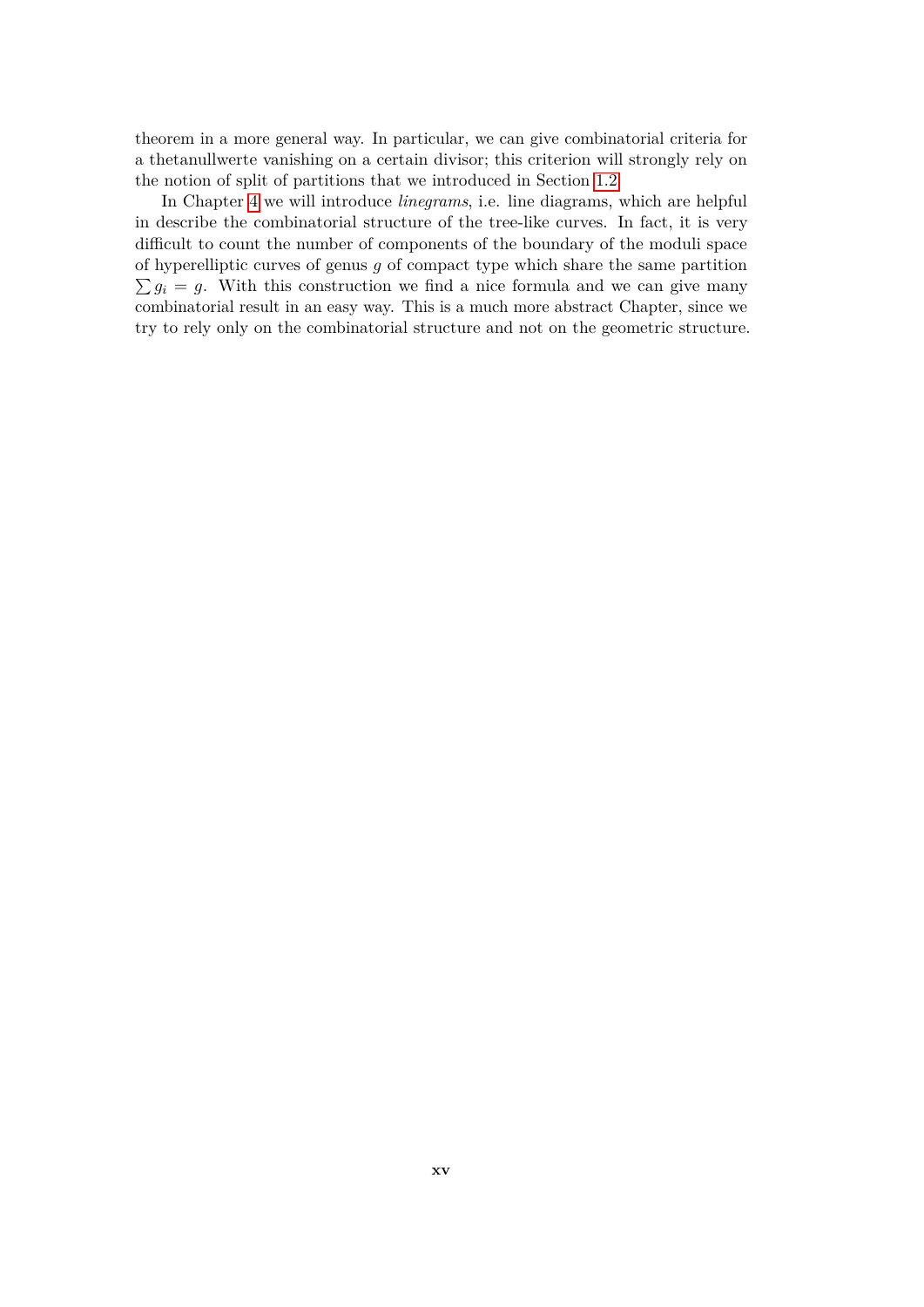theorem in a more general way. In particular, we can give combinatorial criteria for a thetanullwerte vanishing on a certain divisor; this criterion will strongly rely on the notion of split of partitions that we introduced in Section 1.2.

In Chapter 4 we will introduce *linegrams*, i.e. line diagrams, which are helpful in describe the combinatorial structure of the tree-like curves. In fact, it is very difficult to count the number of components of the boundary of the moduli space of hyperelliptic curves of genus $g$ of compact type which share the same partition $\sum g_i = g$. With this construction we find a nice formula and we can give many combinatorial result in an easy way. This is a much more abstract Chapter, since we try to rely only on the combinatorial structure and not on the geometric structure.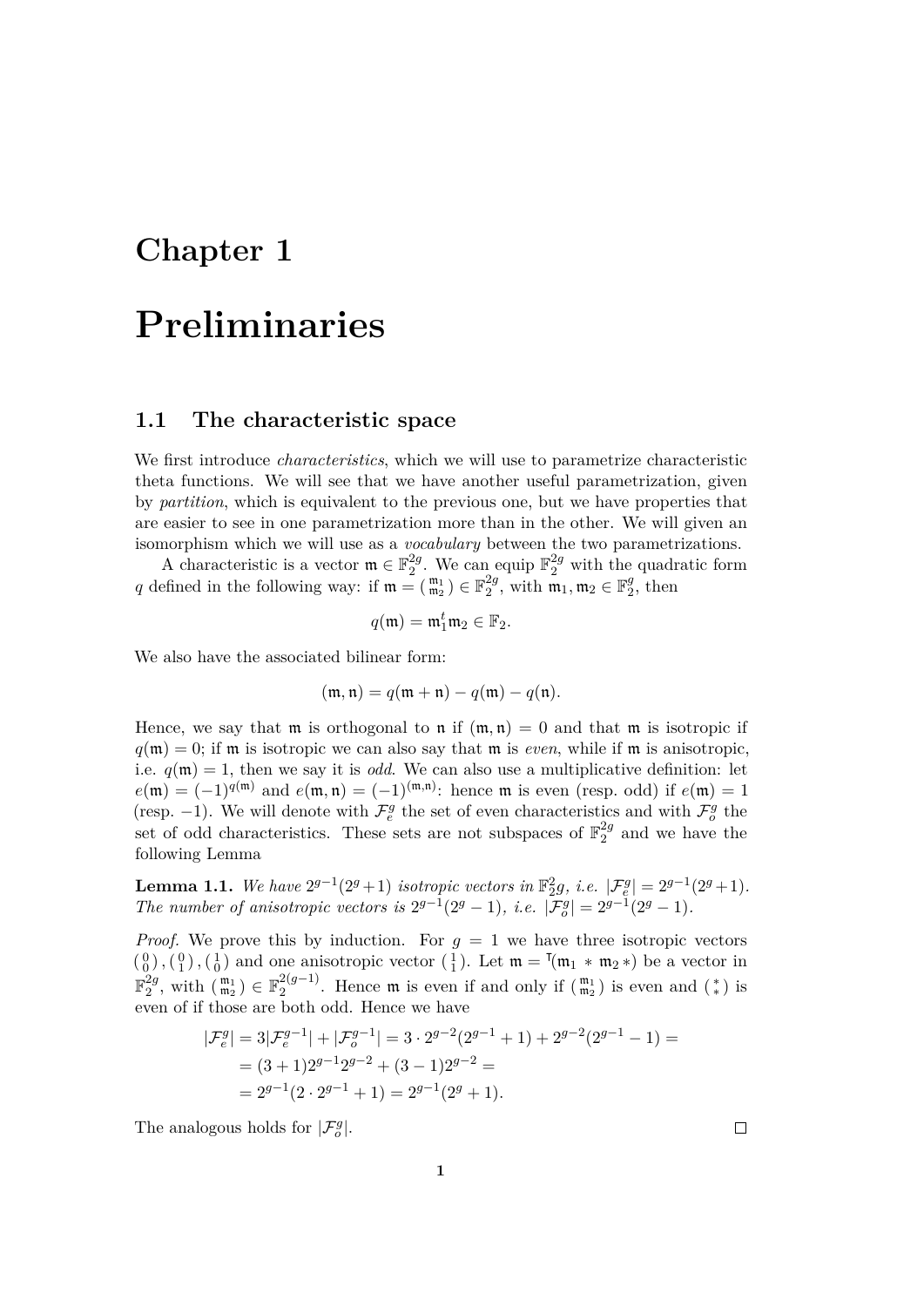# Chapter 1

# Preliminaries

## 1.1 The characteristic space

We first introduce *characteristics*, which we will use to parametrize characteristic theta functions. We will see that we have another useful parametrization, given by *partition*, which is equivalent to the previous one, but we have properties that are easier to see in one parametrization more than in the other. We will given an isomorphism which we will use as a *vocabulary* between the two parametrizations.

A characteristic is a vector $\mathfrak{m} \in \mathbb{F}_2^{2g}$. We can equip $\mathbb{F}_2^{2g}$ with the quadratic form $q$ defined in the following way: if $\mathfrak{m} = \left(\begin{smallmatrix} \mathfrak{m}_1 \\ \mathfrak{m}_2 \end{smallmatrix}\right) \in \mathbb{F}_2^{2g}$, with $\mathfrak{m}_1, \mathfrak{m}_2 \in \mathbb{F}_2^g$, then

$$q(\mathfrak{m}) = \mathfrak{m}_1^t \mathfrak{m}_2 \in \mathbb{F}_2.$$

We also have the associated bilinear form:

$$(\mathfrak{m}, \mathfrak{n}) = q(\mathfrak{m} + \mathfrak{n}) - q(\mathfrak{m}) - q(\mathfrak{n}).$$

Hence, we say that $\mathfrak{m}$ is orthogonal to $\mathfrak{n}$ if $(\mathfrak{m}, \mathfrak{n}) = 0$ and that $\mathfrak{m}$ is isotropic if $q(\mathfrak{m}) = 0$; if $\mathfrak{m}$ is isotropic we can also say that $\mathfrak{m}$ is *even*, while if $\mathfrak{m}$ is anisotropic, i.e. $q(\mathfrak{m}) = 1$, then we say it is *odd*. We can also use a multiplicative definition: let $e(\mathfrak{m}) = (-1)^{q(\mathfrak{m})}$ and $e(\mathfrak{m}, \mathfrak{n}) = (-1)^{(\mathfrak{m}, \mathfrak{n})}$: hence $\mathfrak{m}$ is even (resp. odd) if $e(\mathfrak{m}) = 1$ (resp. $-1$). We will denote with $\mathcal{F}_e^g$ the set of even characteristics and with $\mathcal{F}_o^g$ the set of odd characteristics. These sets are not subspaces of $\mathbb{F}_2^{2g}$ and we have the following Lemma

**Lemma 1.1.** *We have $2^{g-1}(2^g+1)$ isotropic vectors in $\mathbb{F}_2^2 g$, i.e. $|\mathcal{F}_e^g| = 2^{g-1}(2^g+1)$. The number of anisotropic vectors is $2^{g-1}(2^g-1)$, i.e. $|\mathcal{F}_o^g| = 2^{g-1}(2^g-1)$.*

*Proof.* We prove this by induction. For $g = 1$ we have three isotropic vectors $\left(\begin{smallmatrix} 0 \\ 0 \end{smallmatrix}\right), \left(\begin{smallmatrix} 0 \\ 1 \end{smallmatrix}\right), \left(\begin{smallmatrix} 1 \\ 0 \end{smallmatrix}\right)$ and one anisotropic vector $\left(\begin{smallmatrix} 1 \\ 1 \end{smallmatrix}\right)$. Let $\mathfrak{m} = {}^{\intercal}(\mathfrak{m}_1 * \mathfrak{m}_2 *)$ be a vector in $\mathbb{F}_2^{2g}$, with $\left(\begin{smallmatrix} \mathfrak{m}_1 \\ \mathfrak{m}_2 \end{smallmatrix}\right) \in \mathbb{F}_2^{2(g-1)}$. Hence $\mathfrak{m}$ is even if and only if $\left(\begin{smallmatrix} \mathfrak{m}_1 \\ \mathfrak{m}_2 \end{smallmatrix}\right)$ is even and $\left(\begin{smallmatrix} * \\ * \end{smallmatrix}\right)$ is even of if those are both odd. Hence we have

$$\begin{aligned}
|\mathcal{F}_e^g| &= 3|\mathcal{F}_e^{g-1}| + |\mathcal{F}_o^{g-1}| = 3 \cdot 2^{g-2}(2^{g-1}+1) + 2^{g-2}(2^{g-1}-1) = \\
&= (3+1)2^{g-1}2^{g-2} + (3-1)2^{g-2} = \\
&= 2^{g-1}(2 \cdot 2^{g-1} + 1) = 2^{g-1}(2^g+1).
\end{aligned}$$

The analogous holds for $|\mathcal{F}_o^g|$. □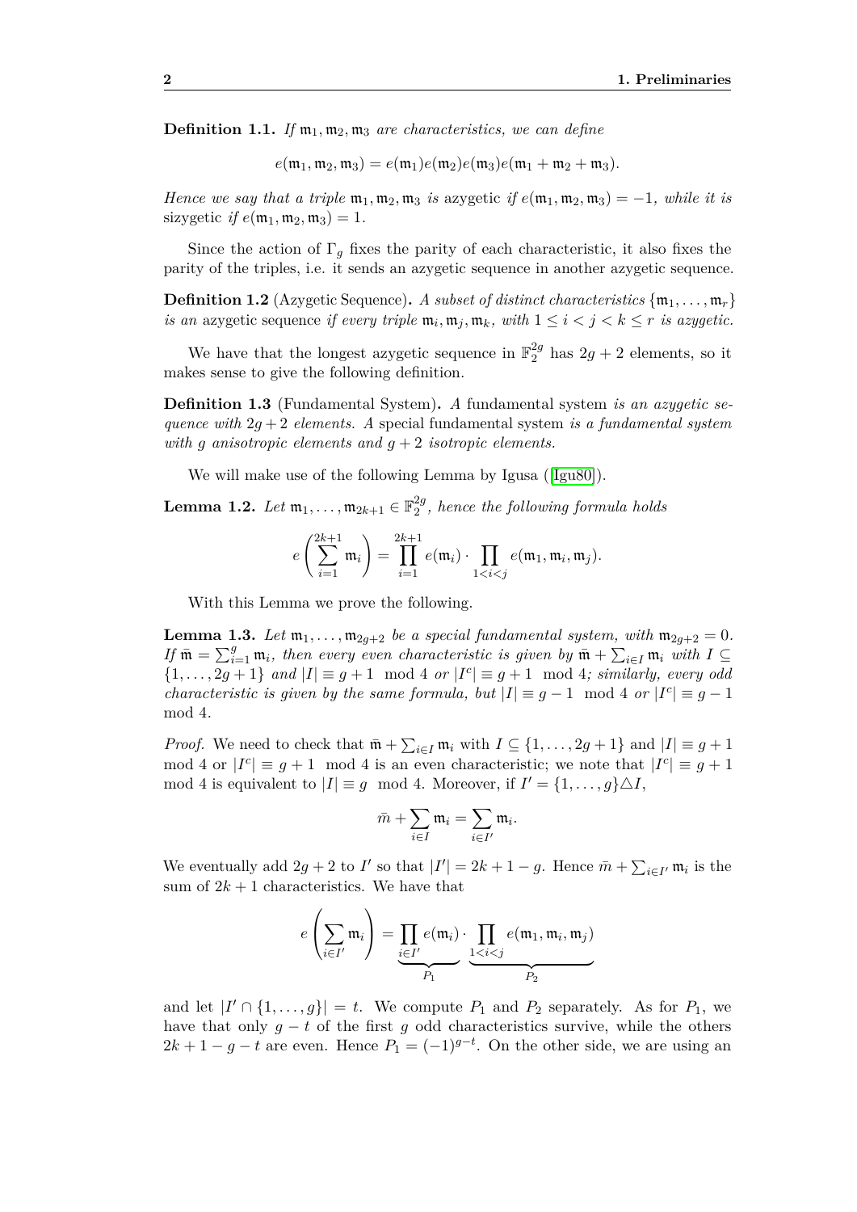**Definition 1.1.** *If $\mathfrak{m}_1, \mathfrak{m}_2, \mathfrak{m}_3$ are characteristics, we can define*

$$e(\mathfrak{m}_1, \mathfrak{m}_2, \mathfrak{m}_3) = e(\mathfrak{m}_1)e(\mathfrak{m}_2)e(\mathfrak{m}_3)e(\mathfrak{m}_1 + \mathfrak{m}_2 + \mathfrak{m}_3).$$

*Hence we say that a triple $\mathfrak{m}_1, \mathfrak{m}_2, \mathfrak{m}_3$ is* azygetic *if $e(\mathfrak{m}_1, \mathfrak{m}_2, \mathfrak{m}_3) = -1$, while it is* sizygetic *if $e(\mathfrak{m}_1, \mathfrak{m}_2, \mathfrak{m}_3) = 1$.*

Since the action of $\Gamma_g$ fixes the parity of each characteristic, it also fixes the parity of the triples, i.e. it sends an azygetic sequence in another azygetic sequence.

**Definition 1.2** (Azygetic Sequence)**.** *A subset of distinct characteristics $\{\mathfrak{m}_1, \dots, \mathfrak{m}_r\}$ is an* azygetic sequence *if every triple $\mathfrak{m}_i, \mathfrak{m}_j, \mathfrak{m}_k$, with $1 \le i < j < k \le r$ is azygetic.*

We have that the longest azygetic sequence in $\mathbb{F}_2^{2g}$ has $2g + 2$ elements, so it makes sense to give the following definition.

**Definition 1.3** (Fundamental System)**.** *A* fundamental system *is an azygetic sequence with $2g+2$ elements. A* special fundamental system *is a fundamental system with $g$ anisotropic elements and $g + 2$ isotropic elements.*

We will make use of the following Lemma by Igusa ([Igu80]).

**Lemma 1.2.** *Let $\mathfrak{m}_1, \dots, \mathfrak{m}_{2k+1} \in \mathbb{F}_2^{2g}$, hence the following formula holds*

$$e\left(\sum_{i=1}^{2k+1} \mathfrak{m}_i\right) = \prod_{i=1}^{2k+1} e(\mathfrak{m}_i) \cdot \prod_{1<i<j} e(\mathfrak{m}_1, \mathfrak{m}_i, \mathfrak{m}_j).$$

With this Lemma we prove the following.

**Lemma 1.3.** *Let $\mathfrak{m}_1, \dots, \mathfrak{m}_{2g+2}$ be a special fundamental system, with $\mathfrak{m}_{2g+2} = 0$. If $\bar{\mathfrak{m}} = \sum_{i=1}^{g} \mathfrak{m}_i$, then every even characteristic is given by $\bar{\mathfrak{m}} + \sum_{i\in I} \mathfrak{m}_i$ with $I \subseteq \{1, \dots, 2g + 1\}$ and $|I| \equiv g + 1 \mod 4$ or $|I^c| \equiv g + 1 \mod 4$; similarly, every odd characteristic is given by the same formula, but $|I| \equiv g - 1 \mod 4$ or $|I^c| \equiv g - 1 \mod 4$.*

*Proof.* We need to check that $\bar{\mathfrak{m}} + \sum_{i\in I} \mathfrak{m}_i$ with $I \subseteq \{1, \dots, 2g + 1\}$ and $|I| \equiv g + 1 \mod 4$ or $|I^c| \equiv g + 1 \mod 4$ is an even characteristic; we note that $|I^c| \equiv g + 1 \mod 4$ is equivalent to $|I| \equiv g \mod 4$. Moreover, if $I' = \{1, \dots, g\} \triangle I$,

$$\bar{m} + \sum_{i\in I} \mathfrak{m}_i = \sum_{i\in I'} \mathfrak{m}_i.$$

We eventually add $2g + 2$ to $I'$ so that $|I'| = 2k + 1 - g$. Hence $\bar{m} + \sum_{i\in I'} \mathfrak{m}_i$ is the sum of $2k + 1$ characteristics. We have that

$$e\left(\sum_{i\in I'} \mathfrak{m}_i\right) = \underbrace{\prod_{i\in I'} e(\mathfrak{m}_i)}_{P_1} \cdot \underbrace{\prod_{1<i<j} e(\mathfrak{m}_1, \mathfrak{m}_i, \mathfrak{m}_j)}_{P_2}$$

and let $|I' \cap \{1, \dots, g\}| = t$. We compute $P_1$ and $P_2$ separately. As for $P_1$, we have that only $g - t$ of the first $g$ odd characteristics survive, while the others $2k + 1 - g - t$ are even. Hence $P_1 = (-1)^{g-t}$. On the other side, we are using an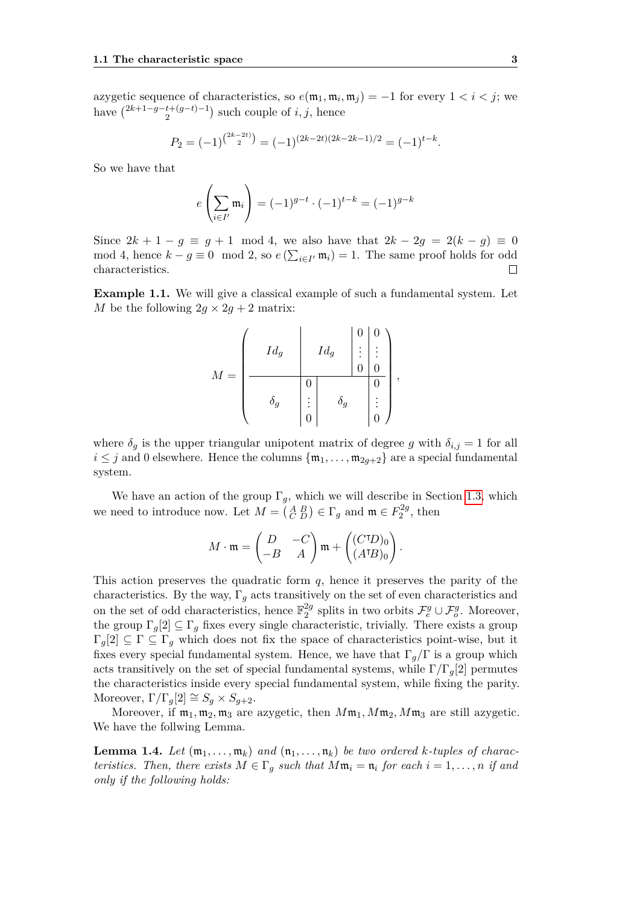azygetic sequence of characteristics, so $e(\mathfrak{m}_1, \mathfrak{m}_i, \mathfrak{m}_j) = -1$ for every $1 < i < j$; we have $\binom{2k+1-g-t+(g-t)-1}{2}$ such couple of $i, j$, hence

$$P_2 = (-1)^{\binom{2k-2t}{2}} = (-1)^{(2k-2t)(2k-2k-1)/2} = (-1)^{t-k}.$$

So we have that

$$e\left(\sum_{i \in I'} \mathfrak{m}_i\right) = (-1)^{g-t} \cdot (-1)^{t-k} = (-1)^{g-k}$$

Since $2k+1-g \equiv g+1 \mod 4$, we also have that $2k-2g = 2(k-g) \equiv 0 \mod 4$, hence $k - g \equiv 0 \mod 2$, so $e\left(\sum_{i \in I'} \mathfrak{m}_i\right) = 1$. The same proof holds for odd characteristics. □

**Example 1.1.** We will give a classical example of such a fundamental system. Let $M$ be the following $2g \times 2g+2$ matrix:

$$M = \left(\begin{array}{c|c|c|c} Id_g & Id_g & \begin{matrix} 0 \\ \vdots \\ 0 \end{matrix} & \begin{matrix} 0 \\ \vdots \\ 0 \end{matrix} \\ \hline \delta_g & \begin{matrix} 0 \\ \vdots \\ 0 \end{matrix} \;\; \delta_g & & \begin{matrix} 0 \\ \vdots \\ 0 \end{matrix} \end{array}\right),$$

where $\delta_g$ is the upper triangular unipotent matrix of degree $g$ with $\delta_{i,j} = 1$ for all $i \le j$ and 0 elsewhere. Hence the columns $\{\mathfrak{m}_1, \ldots, \mathfrak{m}_{2g+2}\}$ are a special fundamental system.

We have an action of the group $\Gamma_g$, which we will describe in Section 1.3, which we need to introduce now. Let $M = \left(\begin{smallmatrix} A & B \\ C & D \end{smallmatrix}\right) \in \Gamma_g$ and $\mathfrak{m} \in F_2^{2g}$, then

$$M \cdot \mathfrak{m} = \begin{pmatrix} D & -C \\ -B & A \end{pmatrix} \mathfrak{m} + \begin{pmatrix} (C^{\intercal}D)_0 \\ (A^{\intercal}B)_0 \end{pmatrix}.$$

This action preserves the quadratic form $q$, hence it preserves the parity of the characteristics. By the way, $\Gamma_g$ acts transitively on the set of even characteristics and on the set of odd characteristics, hence $\mathbb{F}_2^{2g}$ splits in two orbits $\mathcal{F}_e^g \cup \mathcal{F}_o^g$. Moreover, the group $\Gamma_g[2] \subseteq \Gamma_g$ fixes every single characteristic, trivially. There exists a group $\Gamma_g[2] \subseteq \Gamma \subseteq \Gamma_g$ which does not fix the space of characteristics point-wise, but it fixes every special fundamental system. Hence, we have that $\Gamma_g/\Gamma$ is a group which acts transitively on the set of special fundamental systems, while $\Gamma/\Gamma_g[2]$ permutes the characteristics inside every special fundamental system, while fixing the parity. Moreover, $\Gamma/\Gamma_g[2] \cong S_g \times S_{g+2}$.

Moreover, if $\mathfrak{m}_1, \mathfrak{m}_2, \mathfrak{m}_3$ are azygetic, then $M\mathfrak{m}_1, M\mathfrak{m}_2, M\mathfrak{m}_3$ are still azygetic. We have the follwing Lemma.

**Lemma 1.4.** *Let $(\mathfrak{m}_1, \ldots, \mathfrak{m}_k)$ and $(\mathfrak{n}_1, \ldots, \mathfrak{n}_k)$ be two ordered $k$-tuples of characteristics. Then, there exists $M \in \Gamma_g$ such that $M\mathfrak{m}_i = \mathfrak{n}_i$ for each $i = 1, \ldots, n$ if and only if the following holds:*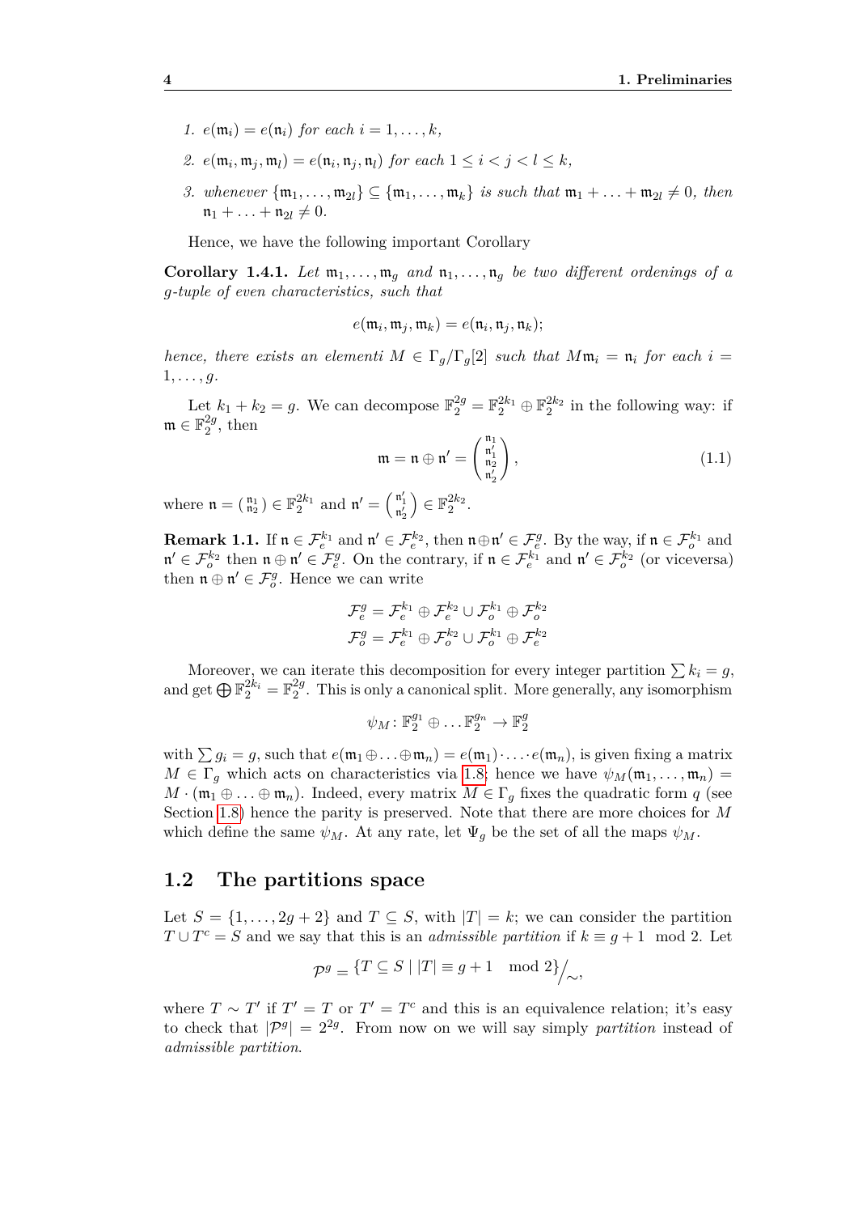1. $e(\mathfrak{m}_i) = e(\mathfrak{n}_i)$ *for each* $i = 1, \ldots, k$,
2. $e(\mathfrak{m}_i, \mathfrak{m}_j, \mathfrak{m}_l) = e(\mathfrak{n}_i, \mathfrak{n}_j, \mathfrak{n}_l)$ *for each* $1 \leq i < j < l \leq k$,
3. *whenever* $\{\mathfrak{m}_1, \ldots, \mathfrak{m}_{2l}\} \subseteq \{\mathfrak{m}_1, \ldots, \mathfrak{m}_k\}$ *is such that* $\mathfrak{m}_1 + \ldots + \mathfrak{m}_{2l} \neq 0$*, then* $\mathfrak{n}_1 + \ldots + \mathfrak{n}_{2l} \neq 0$.

Hence, we have the following important Corollary

**Corollary 1.4.1.** *Let* $\mathfrak{m}_1, \ldots, \mathfrak{m}_g$ *and* $\mathfrak{n}_1, \ldots, \mathfrak{n}_g$ *be two different orderings of a* $g$*-tuple of even characteristics, such that*

$$e(\mathfrak{m}_i, \mathfrak{m}_j, \mathfrak{m}_k) = e(\mathfrak{n}_i, \mathfrak{n}_j, \mathfrak{n}_k);$$

*hence, there exists an elementi* $M \in \Gamma_g/\Gamma_g[2]$ *such that* $M\mathfrak{m}_i = \mathfrak{n}_i$ *for each* $i = 1, \ldots, g$.

Let $k_1 + k_2 = g$. We can decompose $\mathbb{F}_2^{2g} = \mathbb{F}_2^{2k_1} \oplus \mathbb{F}_2^{2k_2}$ in the following way: if $\mathfrak{m} \in \mathbb{F}_2^{2g}$, then

$$\mathfrak{m} = \mathfrak{n} \oplus \mathfrak{n}' = \begin{pmatrix} \mathfrak{n}_1 \\ \mathfrak{n}'_1 \\ \mathfrak{n}_2 \\ \mathfrak{n}'_2 \end{pmatrix}, \tag{1.1}$$

where $\mathfrak{n} = \left( \begin{smallmatrix} \mathfrak{n}_1 \\ \mathfrak{n}_2 \end{smallmatrix} \right) \in \mathbb{F}_2^{2k_1}$ and $\mathfrak{n}' = \left( \begin{smallmatrix} \mathfrak{n}'_1 \\ \mathfrak{n}'_2 \end{smallmatrix} \right) \in \mathbb{F}_2^{2k_2}$.

**Remark 1.1.** If $\mathfrak{n} \in \mathcal{F}_e^{k_1}$ and $\mathfrak{n}' \in \mathcal{F}_e^{k_2}$, then $\mathfrak{n} \oplus \mathfrak{n}' \in \mathcal{F}_e^g$. By the way, if $\mathfrak{n} \in \mathcal{F}_o^{k_1}$ and $\mathfrak{n}' \in \mathcal{F}_o^{k_2}$ then $\mathfrak{n} \oplus \mathfrak{n}' \in \mathcal{F}_e^g$. On the contrary, if $\mathfrak{n} \in \mathcal{F}_e^{k_1}$ and $\mathfrak{n}' \in \mathcal{F}_o^{k_2}$ (or viceversa) then $\mathfrak{n} \oplus \mathfrak{n}' \in \mathcal{F}_o^g$. Hence we can write

$$\mathcal{F}_e^g = \mathcal{F}_e^{k_1} \oplus \mathcal{F}_e^{k_2} \cup \mathcal{F}_o^{k_1} \oplus \mathcal{F}_o^{k_2}$$
$$\mathcal{F}_o^g = \mathcal{F}_e^{k_1} \oplus \mathcal{F}_o^{k_2} \cup \mathcal{F}_o^{k_1} \oplus \mathcal{F}_e^{k_2}$$

Moreover, we can iterate this decomposition for every integer partition $\sum k_i = g$, and get $\bigoplus \mathbb{F}_2^{2k_i} = \mathbb{F}_2^{2g}$. This is only a canonical split. More generally, any isomorphism

$$\psi_M \colon \mathbb{F}_2^{g_1} \oplus \ldots \mathbb{F}_2^{g_n} \to \mathbb{F}_2^g$$

with $\sum g_i = g$, such that $e(\mathfrak{m}_1 \oplus \ldots \oplus \mathfrak{m}_n) = e(\mathfrak{m}_1) \cdot \ldots \cdot e(\mathfrak{m}_n)$, is given fixing a matrix $M \in \Gamma_g$ which acts on characteristics via 1.8; hence we have $\psi_M(\mathfrak{m}_1, \ldots, \mathfrak{m}_n) = M \cdot (\mathfrak{m}_1 \oplus \ldots \oplus \mathfrak{m}_n)$. Indeed, every matrix $M \in \Gamma_g$ fixes the quadratic form $q$ (see Section 1.8) hence the parity is preserved. Note that there are more choices for $M$ which define the same $\psi_M$. At any rate, let $\Psi_g$ be the set of all the maps $\psi_M$.

## 1.2 The partitions space

Let $S = \{1, \ldots, 2g+2\}$ and $T \subseteq S$, with $|T| = k$; we can consider the partition $T \cup T^c = S$ and we say that this is an *admissible partition* if $k \equiv g+1 \mod 2$. Let

$$\mathcal{P}^g = \{T \subseteq S \mid |T| \equiv g+1 \mod 2\}\Big/\sim,$$

where $T \sim T'$ if $T' = T$ or $T' = T^c$ and this is an equivalence relation; it's easy to check that $|\mathcal{P}^g| = 2^{2g}$. From now on we will say simply *partition* instead of *admissible partition*.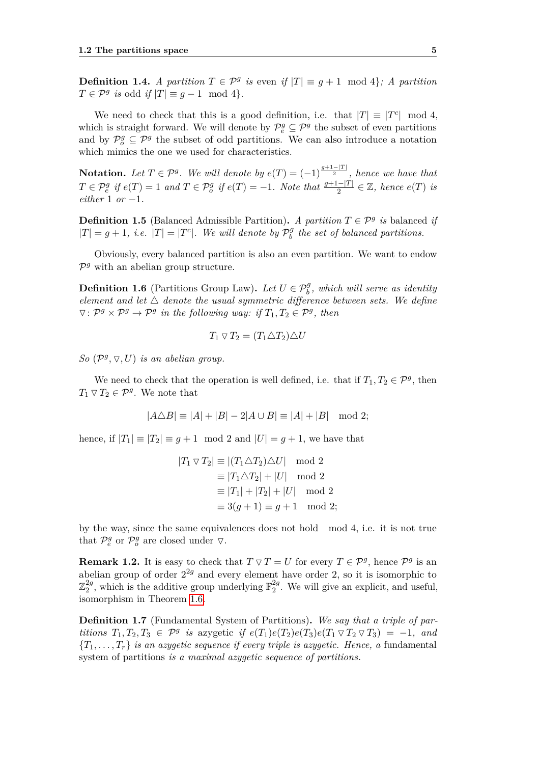**Definition 1.4.** *A partition $T \in \mathcal{P}^g$ is* even *if $|T| \equiv g+1 \mod 4\}$; A partition $T \in \mathcal{P}^g$ is* odd *if $|T| \equiv g-1 \mod 4\}$.*

We need to check that this is a good definition, i.e. that $|T| \equiv |T^c| \mod 4$, which is straight forward. We will denote by $\mathcal{P}^g_e \subseteq \mathcal{P}^g$ the subset of even partitions and by $\mathcal{P}^g_o \subseteq \mathcal{P}^g$ the subset of odd partitions. We can also introduce a notation which mimics the one we used for characteristics.

**Notation.** *Let $T \in \mathcal{P}^g$. We will denote by $e(T) = (-1)^{\frac{g+1-|T|}{2}}$, hence we have that $T \in \mathcal{P}^g_e$ if $e(T) = 1$ and $T \in \mathcal{P}^g_o$ if $e(T) = -1$. Note that $\frac{g+1-|T|}{2} \in \mathbb{Z}$, hence $e(T)$ is either $1$ or $-1$.*

**Definition 1.5** (Balanced Admissible Partition)**.** *A partition $T \in \mathcal{P}^g$ is* balanced *if $|T| = g+1$, i.e. $|T| = |T^c|$. We will denote by $\mathcal{P}^g_b$ the set of balanced partitions.*

Obviously, every balanced partition is also an even partition. We want to endow $\mathcal{P}^g$ with an abelian group structure.

**Definition 1.6** (Partitions Group Law)**.** *Let $U \in \mathcal{P}^g_b$, which will serve as identity element and let $\triangle$ denote the usual symmetric difference between sets. We define $\triangledown \colon \mathcal{P}^g \times \mathcal{P}^g \to \mathcal{P}^g$ in the following way: if $T_1, T_2 \in \mathcal{P}^g$, then*

$$T_1 \triangledown T_2 = (T_1 \triangle T_2) \triangle U$$

*So $(\mathcal{P}^g, \triangledown, U)$ is an abelian group.*

We need to check that the operation is well defined, i.e. that if $T_1, T_2 \in \mathcal{P}^g$, then $T_1 \triangledown T_2 \in \mathcal{P}^g$. We note that

$$|A \triangle B| \equiv |A| + |B| - 2|A \cup B| \equiv |A| + |B| \mod 2;$$

hence, if $|T_1| \equiv |T_2| \equiv g+1 \mod 2$ and $|U| = g+1$, we have that

$$\begin{aligned}
|T_1 \triangledown T_2| &\equiv |(T_1 \triangle T_2) \triangle U| \mod 2 \\
&\equiv |T_1 \triangle T_2| + |U| \mod 2 \\
&\equiv |T_1| + |T_2| + |U| \mod 2 \\
&\equiv 3(g+1) \equiv g+1 \mod 2;
\end{aligned}$$

by the way, since the same equivalences does not hold $\mod 4$, i.e. it is not true that $\mathcal{P}^g_e$ or $\mathcal{P}^g_o$ are closed under $\triangledown$.

**Remark 1.2.** It is easy to check that $T \triangledown T = U$ for every $T \in \mathcal{P}^g$, hence $\mathcal{P}^g$ is an abelian group of order $2^{2g}$ and every element have order 2, so it is isomorphic to $\mathbb{Z}_2^{2g}$, which is the additive group underlying $\mathbb{F}_2^{2g}$. We will give an explicit, and useful, isomorphism in Theorem 1.6.

**Definition 1.7** (Fundamental System of Partitions)**.** *We say that a triple of partitions $T_1, T_2, T_3 \in \mathcal{P}^g$ is* azygetic *if $e(T_1)e(T_2)e(T_3)e(T_1 \triangledown T_2 \triangledown T_3) = -1$, and $\{T_1, \ldots, T_r\}$ is an azygetic sequence if every triple is azygetic. Hence, a* fundamental system of partitions *is a maximal azygetic sequence of partitions.*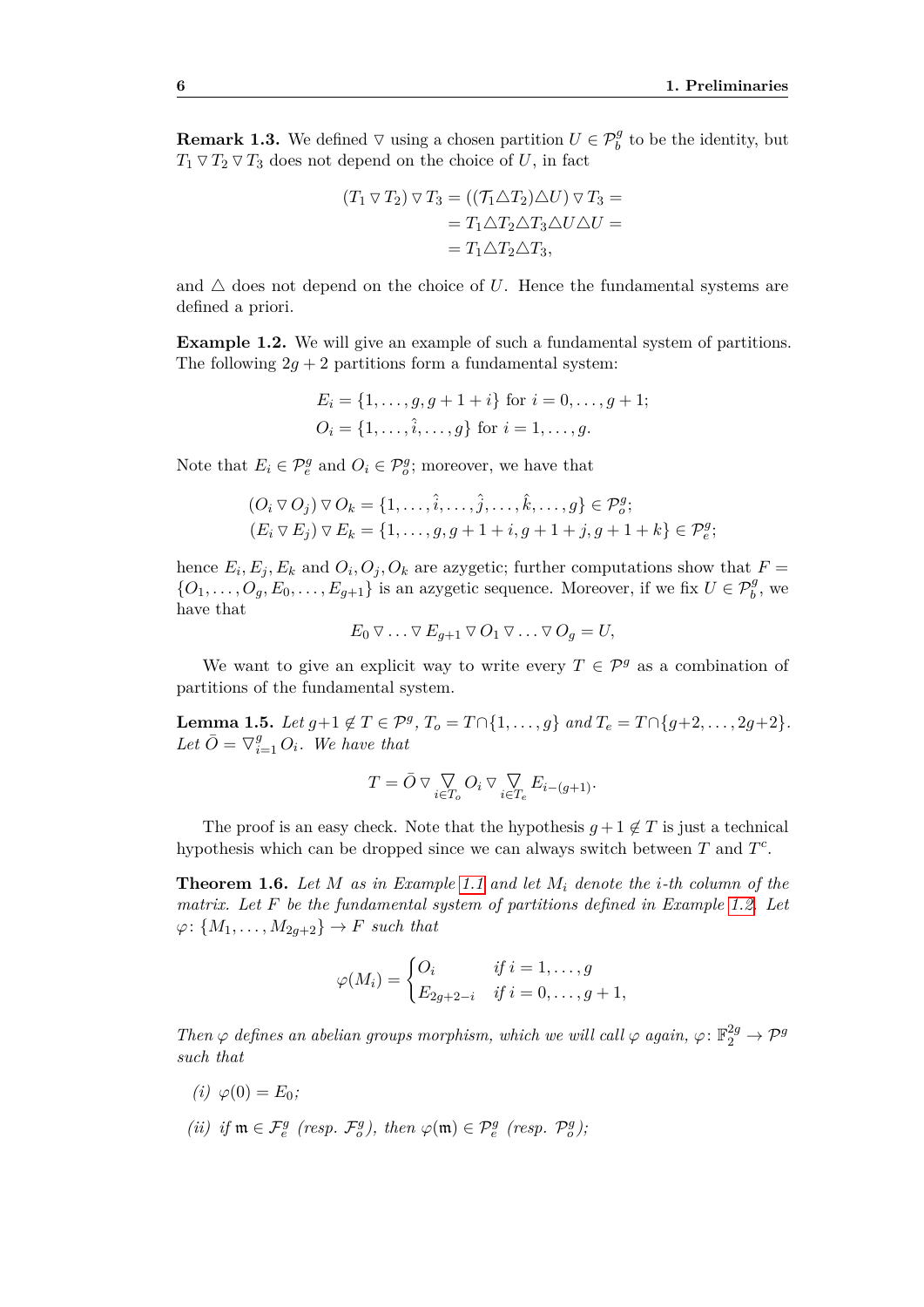**Remark 1.3.** We defined $\triangledown$ using a chosen partition $U \in \mathcal{P}_b^g$ to be the identity, but $T_1 \triangledown T_2 \triangledown T_3$ does not depend on the choice of $U$, in fact

$$
\begin{aligned}
(T_1 \triangledown T_2) \triangledown T_3 &= ((\mathcal{T}_1 \triangle T_2) \triangle U) \triangledown T_3 = \\
&= T_1 \triangle T_2 \triangle T_3 \triangle U \triangle U = \\
&= T_1 \triangle T_2 \triangle T_3,
\end{aligned}
$$

and $\triangle$ does not depend on the choice of $U$. Hence the fundamental systems are defined a priori.

**Example 1.2.** We will give an example of such a fundamental system of partitions. The following $2g+2$ partitions form a fundamental system:

$$
\begin{aligned}
E_i &= \{1, \dots, g, g+1+i\} \text{ for } i = 0, \dots, g+1; \\
O_i &= \{1, \dots, \hat{i}, \dots, g\} \text{ for } i = 1, \dots, g.
\end{aligned}
$$

Note that $E_i \in \mathcal{P}_e^g$ and $O_i \in \mathcal{P}_o^g$; moreover, we have that

$$
\begin{aligned}
(O_i \triangledown O_j) \triangledown O_k &= \{1, \dots, \hat{i}, \dots, \hat{j}, \dots, \hat{k}, \dots, g\} \in \mathcal{P}_o^g; \\
(E_i \triangledown E_j) \triangledown E_k &= \{1, \dots, g, g+1+i, g+1+j, g+1+k\} \in \mathcal{P}_e^g;
\end{aligned}
$$

hence $E_i, E_j, E_k$ and $O_i, O_j, O_k$ are azygetic; further computations show that $F = \{O_1, \dots, O_g, E_0, \dots, E_{g+1}\}$ is an azygetic sequence. Moreover, if we fix $U \in \mathcal{P}_b^g$, we have that

$$
E_0 \triangledown \dots \triangledown E_{g+1} \triangledown O_1 \triangledown \dots \triangledown O_g = U,
$$

We want to give an explicit way to write every $T \in \mathcal{P}^g$ as a combination of partitions of the fundamental system.

**Lemma 1.5.** *Let $g+1 \notin T \in \mathcal{P}^g$, $T_o = T \cap \{1, \dots, g\}$ and $T_e = T \cap \{g+2, \dots, 2g+2\}$. Let $\bar{O} = \triangledown_{i=1}^g O_i$. We have that*

$$
T = \bar{O} \triangledown \mathop{\triangledown}_{i \in T_o} O_i \triangledown \mathop{\triangledown}_{i \in T_e} E_{i-(g+1)}.
$$

The proof is an easy check. Note that the hypothesis $g+1 \notin T$ is just a technical hypothesis which can be dropped since we can always switch between $T$ and $T^c$.

**Theorem 1.6.** *Let $M$ as in Example 1.1 and let $M_i$ denote the $i$-th column of the matrix. Let $F$ be the fundamental system of partitions defined in Example 1.2. Let $\varphi\colon \{M_1, \dots, M_{2g+2}\} \to F$ such that*

$$
\varphi(M_i) = \begin{cases} O_i & \text{if } i = 1, \dots, g \\ E_{2g+2-i} & \text{if } i = 0, \dots, g+1, \end{cases}
$$

*Then $\varphi$ defines an abelian groups morphism, which we will call $\varphi$ again, $\varphi\colon \mathbb{F}_2^{2g} \to \mathcal{P}^g$ such that*

*(i)* $\varphi(0) = E_0$;

*(ii)* *if $\mathfrak{m} \in \mathcal{F}_e^g$ (resp. $\mathcal{F}_o^g$), then $\varphi(\mathfrak{m}) \in \mathcal{P}_e^g$ (resp. $\mathcal{P}_o^g$);*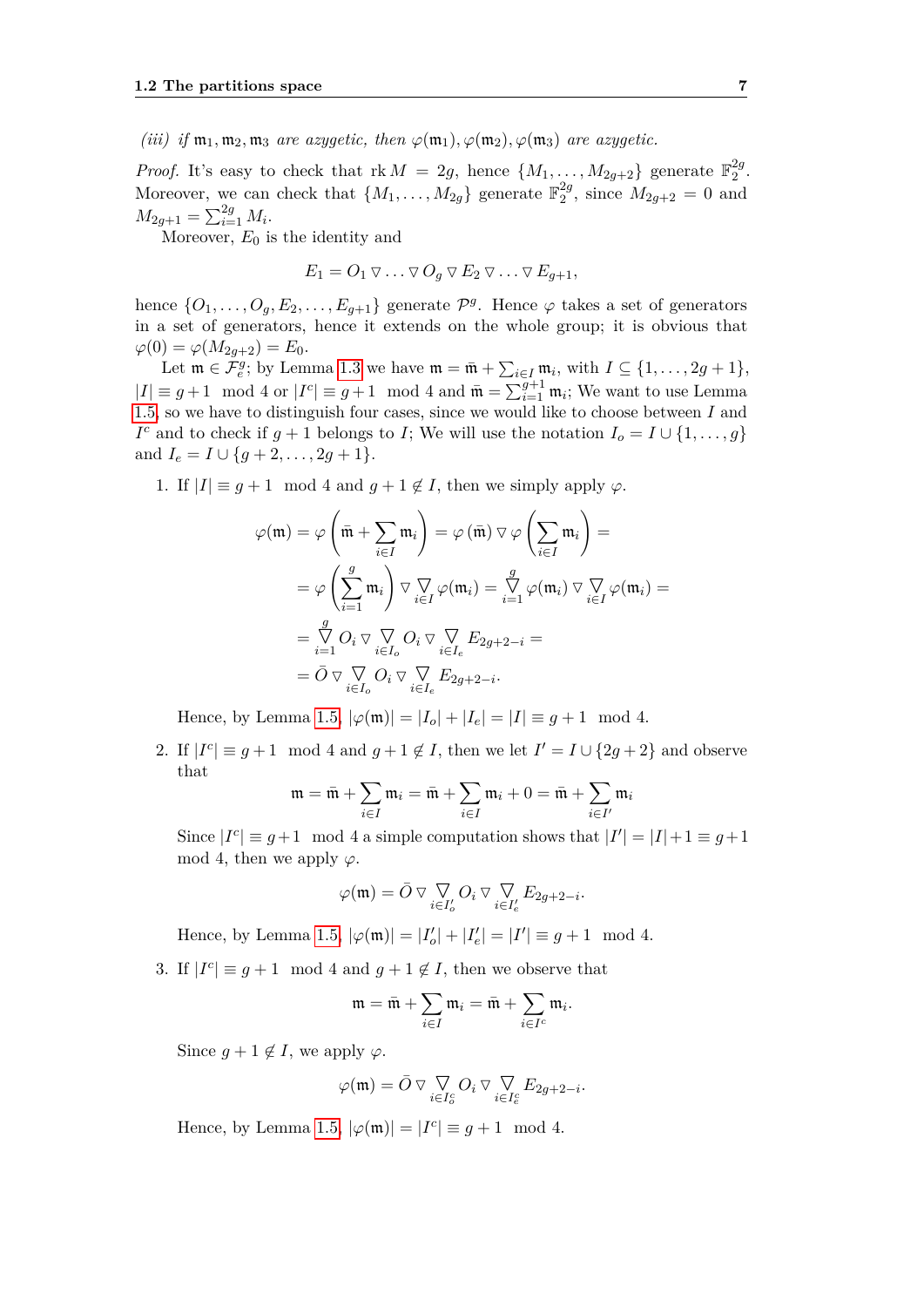*(iii) if $\mathfrak{m}_1, \mathfrak{m}_2, \mathfrak{m}_3$ are azygetic, then $\varphi(\mathfrak{m}_1), \varphi(\mathfrak{m}_2), \varphi(\mathfrak{m}_3)$ are azygetic.*

*Proof.* It's easy to check that $\operatorname{rk} M = 2g$, hence $\{M_1, \ldots, M_{2g+2}\}$ generate $\mathbb{F}_2^{2g}$. Moreover, we can check that $\{M_1, \ldots, M_{2g}\}$ generate $\mathbb{F}_2^{2g}$, since $M_{2g+2} = 0$ and $M_{2g+1} = \sum_{i=1}^{2g} M_i$.

Moreover, $E_0$ is the identity and

$$E_1 = O_1 \triangledown \ldots \triangledown O_g \triangledown E_2 \triangledown \ldots \triangledown E_{g+1},$$

hence $\{O_1, \ldots, O_g, E_2, \ldots, E_{g+1}\}$ generate $\mathcal{P}^g$. Hence $\varphi$ takes a set of generators in a set of generators, hence it extends on the whole group; it is obvious that $\varphi(0) = \varphi(M_{2g+2}) = E_0$.

Let $\mathfrak{m} \in \mathcal{F}_e^g$; by Lemma 1.3 we have $\mathfrak{m} = \bar{\mathfrak{m}} + \sum_{i \in I} \mathfrak{m}_i$, with $I \subseteq \{1, \ldots, 2g+1\}$, $|I| \equiv g+1 \mod 4$ or $|I^c| \equiv g+1 \mod 4$ and $\bar{\mathfrak{m}} = \sum_{i=1}^{g+1} \mathfrak{m}_i$; We want to use Lemma 1.5, so we have to distinguish four cases, since we would like to choose between $I$ and $I^c$ and to check if $g+1$ belongs to $I$; We will use the notation $I_o = I \cup \{1, \ldots, g\}$ and $I_e = I \cup \{g+2, \ldots, 2g+1\}$.

1. If $|I| \equiv g+1 \mod 4$ and $g+1 \notin I$, then we simply apply $\varphi$.

$$\begin{aligned}
\varphi(\mathfrak{m}) &= \varphi\left(\bar{\mathfrak{m}} + \sum_{i \in I} \mathfrak{m}_i\right) = \varphi\left(\bar{\mathfrak{m}}\right) \triangledown \varphi\left(\sum_{i \in I} \mathfrak{m}_i\right) = \\
&= \varphi\left(\sum_{i=1}^{g} \mathfrak{m}_i\right) \triangledown \mathop{\triangledown}_{i \in I} \varphi(\mathfrak{m}_i) = \mathop{\triangledown}_{i=1}^{g} \varphi(\mathfrak{m}_i) \triangledown \mathop{\triangledown}_{i \in I} \varphi(\mathfrak{m}_i) = \\
&= \mathop{\triangledown}_{i=1}^{g} O_i \triangledown \mathop{\triangledown}_{i \in I_o} O_i \triangledown \mathop{\triangledown}_{i \in I_e} E_{2g+2-i} = \\
&= \bar{O} \triangledown \mathop{\triangledown}_{i \in I_o} O_i \triangledown \mathop{\triangledown}_{i \in I_e} E_{2g+2-i}.
\end{aligned}$$

   Hence, by Lemma 1.5, $|\varphi(\mathfrak{m})| = |I_o| + |I_e| = |I| \equiv g+1 \mod 4$.

2. If $|I^c| \equiv g+1 \mod 4$ and $g+1 \notin I$, then we let $I' = I \cup \{2g+2\}$ and observe that

$$\mathfrak{m} = \bar{\mathfrak{m}} + \sum_{i \in I} \mathfrak{m}_i = \bar{\mathfrak{m}} + \sum_{i \in I} \mathfrak{m}_i + 0 = \bar{\mathfrak{m}} + \sum_{i \in I'} \mathfrak{m}_i$$

   Since $|I^c| \equiv g+1 \mod 4$ a simple computation shows that $|I'| = |I|+1 \equiv g+1 \mod 4$, then we apply $\varphi$.

$$\varphi(\mathfrak{m}) = \bar{O} \triangledown \mathop{\triangledown}_{i \in I'_o} O_i \triangledown \mathop{\triangledown}_{i \in I'_e} E_{2g+2-i}.$$

   Hence, by Lemma 1.5, $|\varphi(\mathfrak{m})| = |I'_o| + |I'_e| = |I'| \equiv g+1 \mod 4$.

3. If $|I^c| \equiv g+1 \mod 4$ and $g+1 \notin I$, then we observe that

$$\mathfrak{m} = \bar{\mathfrak{m}} + \sum_{i \in I} \mathfrak{m}_i = \bar{\mathfrak{m}} + \sum_{i \in I^c} \mathfrak{m}_i.$$

   Since $g+1 \notin I$, we apply $\varphi$.

$$\varphi(\mathfrak{m}) = \bar{O} \triangledown \mathop{\triangledown}_{i \in I^c_o} O_i \triangledown \mathop{\triangledown}_{i \in I^c_e} E_{2g+2-i}.$$

   Hence, by Lemma 1.5, $|\varphi(\mathfrak{m})| = |I^c| \equiv g+1 \mod 4$.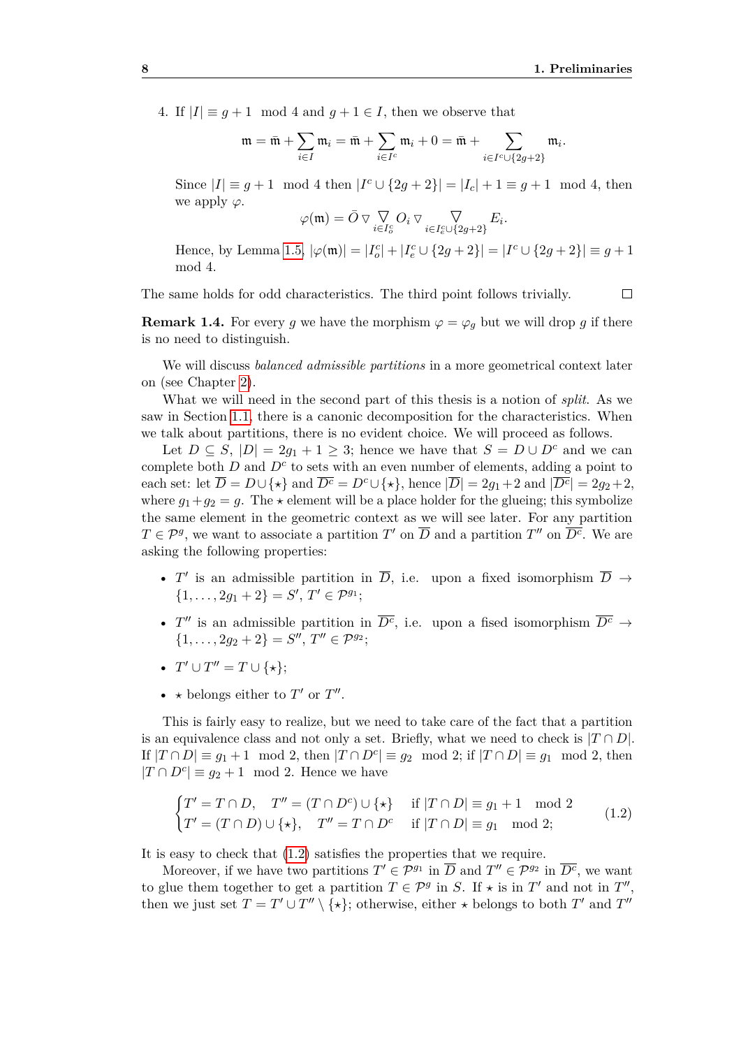4. If $|I| \equiv g+1 \mod 4$ and $g+1 \in I$, then we observe that

$$\mathfrak{m} = \bar{\mathfrak{m}} + \sum_{i \in I} \mathfrak{m}_i = \bar{\mathfrak{m}} + \sum_{i \in I^c} \mathfrak{m}_i + 0 = \bar{\mathfrak{m}} + \sum_{i \in I^c \cup \{2g+2\}} \mathfrak{m}_i.$$

Since $|I| \equiv g+1 \mod 4$ then $|I^c \cup \{2g+2\}| = |I_c| + 1 \equiv g+1 \mod 4$, then we apply $\varphi$.

$$\varphi(\mathfrak{m}) = \bar{O} \triangledown \mathop{\triangledown}_{i \in I_o^c} O_i \triangledown \mathop{\triangledown}_{i \in I_e^c \cup \{2g+2\}} E_i.$$

Hence, by Lemma 1.5, $|\varphi(\mathfrak{m})| = |I_o^c| + |I_e^c \cup \{2g+2\}| = |I^c \cup \{2g+2\}| \equiv g+1 \mod 4$.

The same holds for odd characteristics. The third point follows trivially. □

**Remark 1.4.** For every $g$ we have the morphism $\varphi = \varphi_g$ but we will drop $g$ if there is no need to distinguish.

We will discuss *balanced admissible partitions* in a more geometrical context later on (see Chapter 2).

What we will need in the second part of this thesis is a notion of *split*. As we saw in Section 1.1, there is a canonic decomposition for the characteristics. When we talk about partitions, there is no evident choice. We will proceed as follows.

Let $D \subseteq S$, $|D| = 2g_1 + 1 \geq 3$; hence we have that $S = D \cup D^c$ and we can complete both $D$ and $D^c$ to sets with an even number of elements, adding a point to each set: let $\overline{D} = D \cup \{\star\}$ and $\overline{D^c} = D^c \cup \{\star\}$, hence $|\overline{D}| = 2g_1 + 2$ and $|\overline{D^c}| = 2g_2 + 2$, where $g_1 + g_2 = g$. The $\star$ element will be a place holder for the glueing; this symbolize the same element in the geometric context as we will see later. For any partition $T \in \mathcal{P}^g$, we want to associate a partition $T'$ on $\overline{D}$ and a partition $T''$ on $\overline{D^c}$. We are asking the following properties:

- $T'$ is an admissible partition in $\overline{D}$, i.e. upon a fixed isomorphism $\overline{D} \to \{1, \ldots, 2g_1 + 2\} = S'$, $T' \in \mathcal{P}^{g_1}$;
- $T''$ is an admissible partition in $\overline{D^c}$, i.e. upon a fised isomorphism $\overline{D^c} \to \{1, \ldots, 2g_2 + 2\} = S''$, $T'' \in \mathcal{P}^{g_2}$;
- $T' \cup T'' = T \cup \{\star\}$;
- $\star$ belongs either to $T'$ or $T''$.

This is fairly easy to realize, but we need to take care of the fact that a partition is an equivalence class and not only a set. Briefly, what we need to check is $|T \cap D|$. If $|T \cap D| \equiv g_1 + 1 \mod 2$, then $|T \cap D^c| \equiv g_2 \mod 2$; if $|T \cap D| \equiv g_1 \mod 2$, then $|T \cap D^c| \equiv g_2 + 1 \mod 2$. Hence we have

$$\begin{cases} T' = T \cap D, \quad T'' = (T \cap D^c) \cup \{\star\} & \text{if } |T \cap D| \equiv g_1 + 1 \mod 2 \\ T' = (T \cap D) \cup \{\star\}, \quad T'' = T \cap D^c & \text{if } |T \cap D| \equiv g_1 \mod 2; \end{cases} \tag{1.2}$$

It is easy to check that (1.2) satisfies the properties that we require.

Moreover, if we have two partitions $T' \in \mathcal{P}^{g_1}$ in $\overline{D}$ and $T'' \in \mathcal{P}^{g_2}$ in $\overline{D^c}$, we want to glue them together to get a partition $T \in \mathcal{P}^g$ in $S$. If $\star$ is in $T'$ and not in $T''$, then we just set $T = T' \cup T'' \setminus \{\star\}$; otherwise, either $\star$ belongs to both $T'$ and $T''$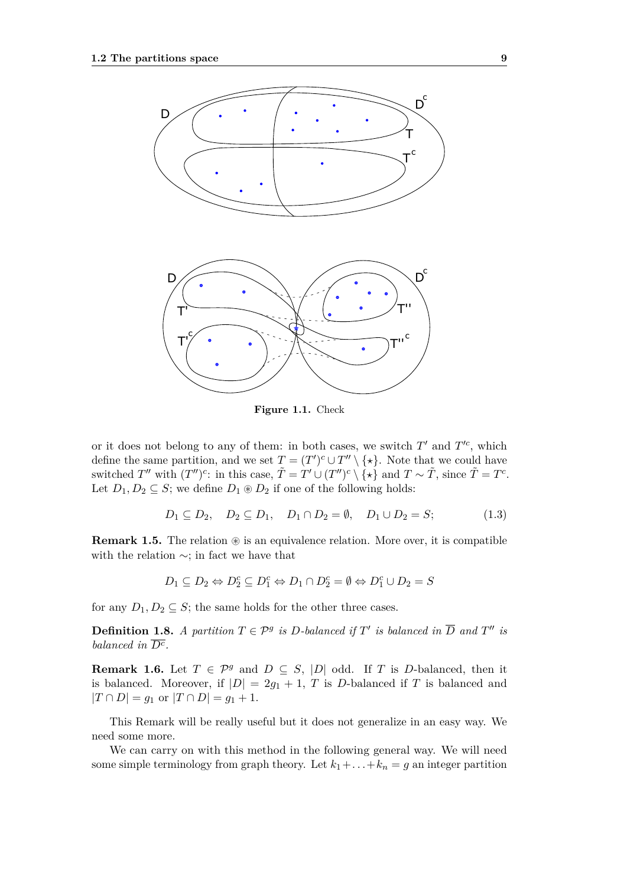**Figure 1.1.** Check

or it does not belong to any of them: in both cases, we switch $T'$ and $T'^c$, which define the same partition, and we set $T = (T')^c \cup T'' \setminus \{\star\}$. Note that we could have switched $T''$ with $(T'')^c$: in this case, $\tilde{T} = T' \cup (T'')^c \setminus \{\star\}$ and $T \sim \tilde{T}$, since $\tilde{T} = T^c$. Let $D_1, D_2 \subseteq S$; we define $D_1 \circledast D_2$ if one of the following holds:

$$D_1 \subseteq D_2, \quad D_2 \subseteq D_1, \quad D_1 \cap D_2 = \emptyset, \quad D_1 \cup D_2 = S; \tag{1.3}$$

**Remark 1.5.** The relation $\circledast$ is an equivalence relation. More over, it is compatible with the relation $\sim$; in fact we have that

$$D_1 \subseteq D_2 \Leftrightarrow D_2^c \subseteq D_1^c \Leftrightarrow D_1 \cap D_2^c = \emptyset \Leftrightarrow D_1^c \cup D_2 = S$$

for any $D_1, D_2 \subseteq S$; the same holds for the other three cases.

**Definition 1.8.** *A partition $T \in \mathcal{P}^g$ is $D$-balanced if $T'$ is balanced in $\overline{D}$ and $T''$ is balanced in $\overline{D^c}$.*

**Remark 1.6.** Let $T \in \mathcal{P}^g$ and $D \subseteq S$, $|D|$ odd. If $T$ is $D$-balanced, then it is balanced. Moreover, if $|D| = 2g_1 + 1$, $T$ is $D$-balanced if $T$ is balanced and $|T \cap D| = g_1$ or $|T \cap D| = g_1 + 1$.

This Remark will be really useful but it does not generalize in an easy way. We need some more.

We can carry on with this method in the following general way. We will need some simple terminology from graph theory. Let $k_1 + \ldots + k_n = g$ an integer partition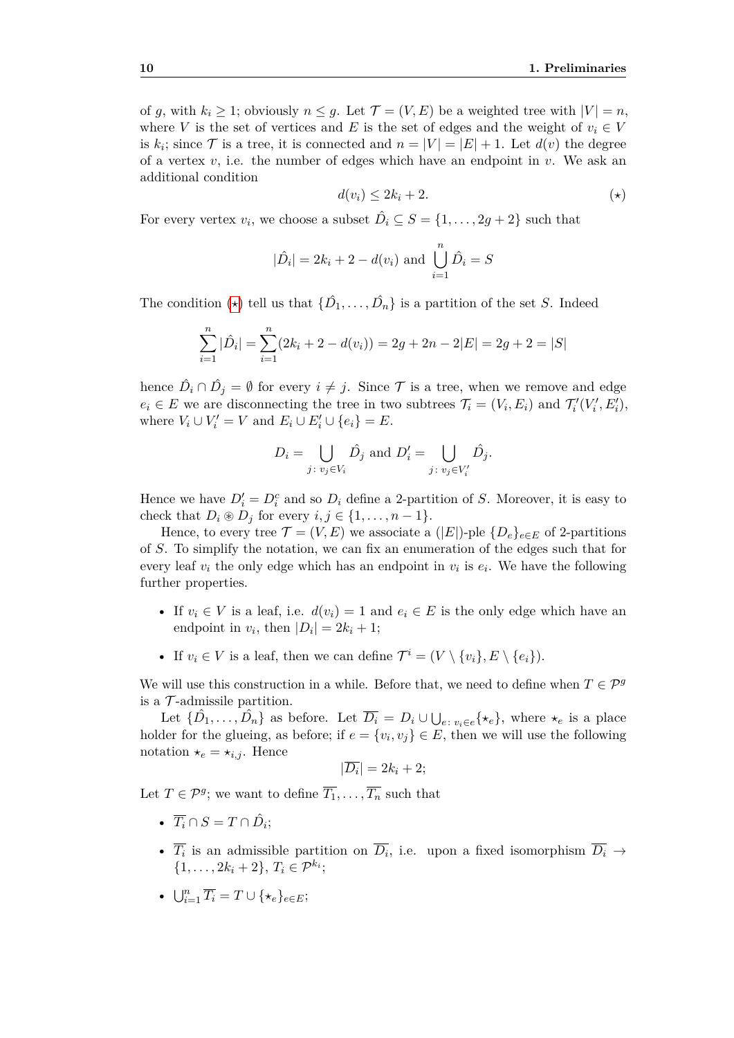of $g$, with $k_i \geq 1$; obviously $n \leq g$. Let $\mathcal{T} = (V, E)$ be a weighted tree with $|V| = n$, where $V$ is the set of vertices and $E$ is the set of edges and the weight of $v_i \in V$ is $k_i$; since $\mathcal{T}$ is a tree, it is connected and $n = |V| = |E| + 1$. Let $d(v)$ the degree of a vertex $v$, i.e. the number of edges which have an endpoint in $v$. We ask an additional condition

$$d(v_i) \leq 2k_i + 2. \tag{$\star$}$$

For every vertex $v_i$, we choose a subset $\hat{D}_i \subseteq S = \{1, \ldots, 2g+2\}$ such that

$$|\hat{D}_i| = 2k_i + 2 - d(v_i) \text{ and } \bigcup_{i=1}^{n} \hat{D}_i = S$$

The condition ($\star$) tell us that $\{\hat{D}_1, \ldots, \hat{D}_n\}$ is a partition of the set $S$. Indeed

$$\sum_{i=1}^{n} |\hat{D}_i| = \sum_{i=1}^{n} (2k_i + 2 - d(v_i)) = 2g + 2n - 2|E| = 2g + 2 = |S|$$

hence $\hat{D}_i \cap \hat{D}_j = \emptyset$ for every $i \neq j$. Since $\mathcal{T}$ is a tree, when we remove and edge $e_i \in E$ we are disconnecting the tree in two subtrees $\mathcal{T}_i = (V_i, E_i)$ and $\mathcal{T}_i'(V_i', E_i')$, where $V_i \cup V_i' = V$ and $E_i \cup E_i' \cup \{e_i\} = E$.

$$D_i = \bigcup_{j\colon v_j \in V_i} \hat{D}_j \text{ and } D_i' = \bigcup_{j\colon v_j \in V_i'} \hat{D}_j.$$

Hence we have $D_i' = D_i^c$ and so $D_i$ define a 2-partition of $S$. Moreover, it is easy to check that $D_i \circledast D_j$ for every $i, j \in \{1, \ldots, n-1\}$.

Hence, to every tree $\mathcal{T} = (V, E)$ we associate a $(|E|)$-ple $\{D_e\}_{e \in E}$ of 2-partitions of $S$. To simplify the notation, we can fix an enumeration of the edges such that for every leaf $v_i$ the only edge which has an endpoint in $v_i$ is $e_i$. We have the following further properties.

- If $v_i \in V$ is a leaf, i.e. $d(v_i) = 1$ and $e_i \in E$ is the only edge which have an endpoint in $v_i$, then $|D_i| = 2k_i + 1$;
- If $v_i \in V$ is a leaf, then we can define $\mathcal{T}^i = (V \setminus \{v_i\}, E \setminus \{e_i\})$.

We will use this construction in a while. Before that, we need to define when $T \in \mathcal{P}^g$ is a $\mathcal{T}$-admissile partition.

Let $\{\hat{D}_1, \ldots, \hat{D}_n\}$ as before. Let $\overline{D_i} = D_i \cup \bigcup_{e\colon v_i \in e} \{\star_e\}$, where $\star_e$ is a place holder for the glueing, as before; if $e = \{v_i, v_j\} \in E$, then we will use the following notation $\star_e = \star_{i,j}$. Hence

$$|\overline{D_i}| = 2k_i + 2;$$

Let $T \in \mathcal{P}^g$; we want to define $\overline{T_1}, \ldots, \overline{T_n}$ such that

- $\overline{T_i} \cap S = T \cap \hat{D}_i$;
- $\overline{T_i}$ is an admissible partition on $\overline{D_i}$, i.e. upon a fixed isomorphism $\overline{D_i} \to \{1, \ldots, 2k_i + 2\}$, $T_i \in \mathcal{P}^{k_i}$;
- $\bigcup_{i=1}^{n} \overline{T_i} = T \cup \{\star_e\}_{e \in E}$;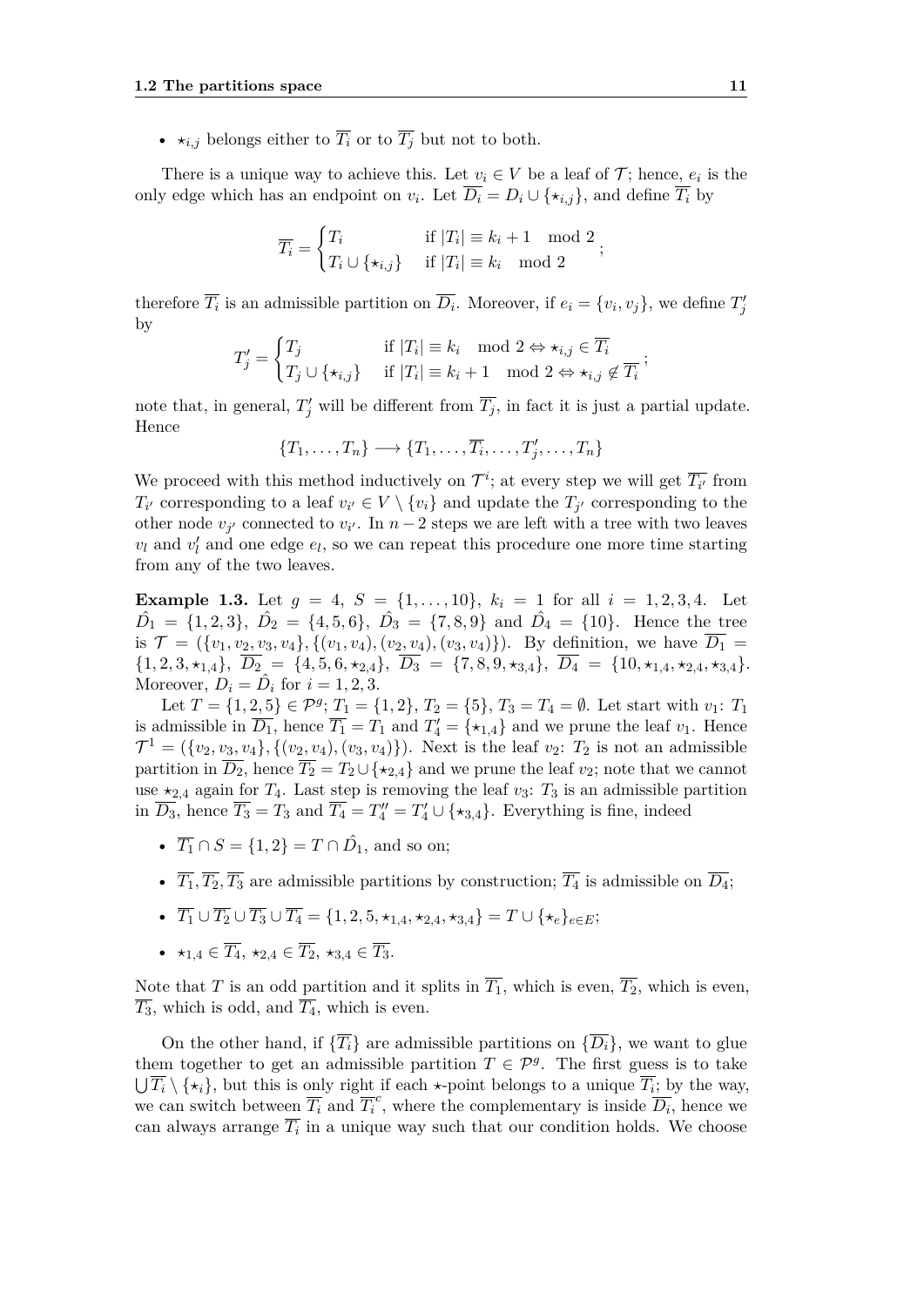- $\star_{i,j}$ belongs either to $\overline{T_i}$ or to $\overline{T_j}$ but not to both.

There is a unique way to achieve this. Let $v_i \in V$ be a leaf of $\mathcal{T}$; hence, $e_i$ is the only edge which has an endpoint on $v_i$. Let $\overline{D_i} = D_i \cup \{\star_{i,j}\}$, and define $\overline{T_i}$ by

$$\overline{T_i} = \begin{cases} T_i & \text{if } |T_i| \equiv k_i + 1 \mod 2 \\ T_i \cup \{\star_{i,j}\} & \text{if } |T_i| \equiv k_i \mod 2 \end{cases};$$

therefore $\overline{T_i}$ is an admissible partition on $\overline{D_i}$. Moreover, if $e_i = \{v_i, v_j\}$, we define $T'_j$ by

$$T'_j = \begin{cases} T_j & \text{if } |T_i| \equiv k_i \mod 2 \Leftrightarrow \star_{i,j} \in \overline{T_i} \\ T_j \cup \{\star_{i,j}\} & \text{if } |T_i| \equiv k_i + 1 \mod 2 \Leftrightarrow \star_{i,j} \notin \overline{T_i} \end{cases};$$

note that, in general, $T'_j$ will be different from $\overline{T_j}$, in fact it is just a partial update. Hence

$$\{T_1, \dots, T_n\} \longrightarrow \{T_1, \dots, \overline{T_i}, \dots, T'_j, \dots, T_n\}$$

We proceed with this method inductively on $\mathcal{T}^i$; at every step we will get $\overline{T_{i'}}$ from $T_{i'}$ corresponding to a leaf $v_{i'} \in V \setminus \{v_i\}$ and update the $T_{j'}$ corresponding to the other node $v_{j'}$ connected to $v_{i'}$. In $n-2$ steps we are left with a tree with two leaves $v_l$ and $v'_l$ and one edge $e_l$, so we can repeat this procedure one more time starting from any of the two leaves.

**Example 1.3.** Let $g = 4$, $S = \{1, \dots, 10\}$, $k_i = 1$ for all $i = 1, 2, 3, 4$. Let $\hat{D_1} = \{1, 2, 3\}$, $\hat{D_2} = \{4, 5, 6\}$, $\hat{D_3} = \{7, 8, 9\}$ and $\hat{D_4} = \{10\}$. Hence the tree is $\mathcal{T} = (\{v_1, v_2, v_3, v_4\}, \{(v_1, v_4), (v_2, v_4), (v_3, v_4)\})$. By definition, we have $\overline{D_1} = \{1, 2, 3, \star_{1,4}\}$, $\overline{D_2} = \{4, 5, 6, \star_{2,4}\}$, $\overline{D_3} = \{7, 8, 9, \star_{3,4}\}$, $\overline{D_4} = \{10, \star_{1,4}, \star_{2,4}, \star_{3,4}\}$. Moreover, $D_i = \hat{D_i}$ for $i = 1, 2, 3$.

Let $T = \{1, 2, 5\} \in \mathcal{P}^g$; $T_1 = \{1, 2\}$, $T_2 = \{5\}$, $T_3 = T_4 = \emptyset$. Let start with $v_1$: $T_1$ is admissible in $\overline{D_1}$, hence $\overline{T_1} = T_1$ and $T'_4 = \{\star_{1,4}\}$ and we prune the leaf $v_1$. Hence $\mathcal{T}^1 = (\{v_2, v_3, v_4\}, \{(v_2, v_4), (v_3, v_4)\})$. Next is the leaf $v_2$: $T_2$ is not an admissible partition in $\overline{D_2}$, hence $\overline{T_2} = T_2 \cup \{\star_{2,4}\}$ and we prune the leaf $v_2$; note that we cannot use $\star_{2,4}$ again for $T_4$. Last step is removing the leaf $v_3$: $T_3$ is an admissible partition in $\overline{D_3}$, hence $\overline{T_3} = T_3$ and $\overline{T_4} = T''_4 = T'_4 \cup \{\star_{3,4}\}$. Everything is fine, indeed

- $\overline{T_1} \cap S = \{1, 2\} = T \cap \hat{D_1}$, and so on;
- $\overline{T_1}, \overline{T_2}, \overline{T_3}$ are admissible partitions by construction; $\overline{T_4}$ is admissible on $\overline{D_4}$;
- $\overline{T_1} \cup \overline{T_2} \cup \overline{T_3} \cup \overline{T_4} = \{1, 2, 5, \star_{1,4}, \star_{2,4}, \star_{3,4}\} = T \cup \{\star_e\}_{e \in E}$;
- $\star_{1,4} \in \overline{T_4}$, $\star_{2,4} \in \overline{T_2}$, $\star_{3,4} \in \overline{T_3}$.

Note that $T$ is an odd partition and it splits in $\overline{T_1}$, which is even, $\overline{T_2}$, which is even, $\overline{T_3}$, which is odd, and $\overline{T_4}$, which is even.

On the other hand, if $\{\overline{T_i}\}$ are admissible partitions on $\{\overline{D_i}\}$, we want to glue them together to get an admissible partition $T \in \mathcal{P}^g$. The first guess is to take $\bigcup \overline{T_i} \setminus \{\star_i\}$, but this is only right if each $\star$-point belongs to a unique $\overline{T_i}$; by the way, we can switch between $\overline{T_i}$ and $\overline{T_i}^c$, where the complementary is inside $\overline{D_i}$, hence we can always arrange $\overline{T_i}$ in a unique way such that our condition holds. We choose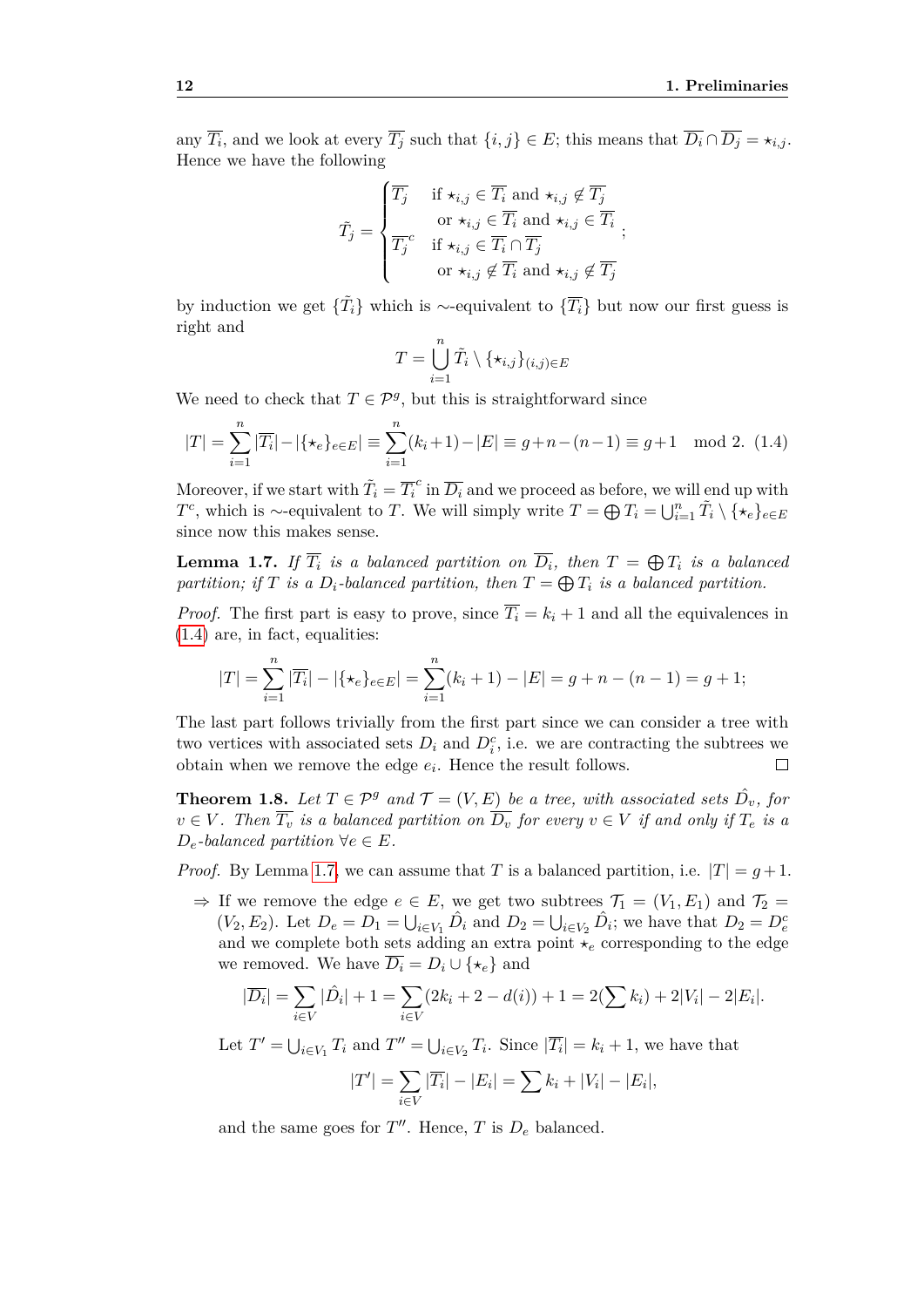any $\overline{T_i}$, and we look at every $\overline{T_j}$ such that $\{i,j\} \in E$; this means that $\overline{D_i} \cap \overline{D_j} = \star_{i,j}$. Hence we have the following

$$\tilde{T}_j = \begin{cases} \overline{T_j} & \text{if } \star_{i,j} \in \overline{T_i} \text{ and } \star_{i,j} \notin \overline{T_j} \\ & \text{or } \star_{i,j} \in \overline{T_i} \text{ and } \star_{i,j} \in \overline{T_i} \\ \overline{T_j}^c & \text{if } \star_{i,j} \in \overline{T_i} \cap \overline{T_j} \\ & \text{or } \star_{i,j} \notin \overline{T_i} \text{ and } \star_{i,j} \notin \overline{T_j} \end{cases};$$

by induction we get $\{\tilde{T_i}\}$ which is $\sim$-equivalent to $\{\overline{T_i}\}$ but now our first guess is right and

$$T = \bigcup_{i=1}^{n} \tilde{T_i} \setminus \{\star_{i,j}\}_{(i,j)\in E}$$

We need to check that $T \in \mathcal{P}^g$, but this is straightforward since

$$|T| = \sum_{i=1}^{n} |\overline{T_i}| - |\{\star_e\}_{e\in E}| \equiv \sum_{i=1}^{n} (k_i+1) - |E| \equiv g+n-(n-1) \equiv g+1 \mod 2. \quad (1.4)$$

Moreover, if we start with $\tilde{T_i} = \overline{T_i}^c$ in $\overline{D_i}$ and we proceed as before, we will end up with $T^c$, which is $\sim$-equivalent to $T$. We will simply write $T = \bigoplus T_i = \bigcup_{i=1}^{n} \tilde{T_i} \setminus \{\star_e\}_{e\in E}$ since now this makes sense.

**Lemma 1.7.** *If $\overline{T_i}$ is a balanced partition on $\overline{D_i}$, then $T = \bigoplus T_i$ is a balanced partition; if $T$ is a $D_i$-balanced partition, then $T = \bigoplus T_i$ is a balanced partition.*

*Proof.* The first part is easy to prove, since $\overline{T_i} = k_i + 1$ and all the equivalences in (1.4) are, in fact, equalities:

$$|T| = \sum_{i=1}^{n} |\overline{T_i}| - |\{\star_e\}_{e\in E}| = \sum_{i=1}^{n} (k_i + 1) - |E| = g + n - (n-1) = g + 1;$$

The last part follows trivially from the first part since we can consider a tree with two vertices with associated sets $D_i$ and $D_i^c$, i.e. we are contracting the subtrees we obtain when we remove the edge $e_i$. Hence the result follows. □

**Theorem 1.8.** *Let $T \in \mathcal{P}^g$ and $\mathcal{T} = (V, E)$ be a tree, with associated sets $\hat{D}_v$, for $v \in V$. Then $\overline{T_v}$ is a balanced partition on $\overline{D_v}$ for every $v \in V$ if and only if $T_e$ is a $D_e$-balanced partition $\forall e \in E$.*

*Proof.* By Lemma 1.7, we can assume that $T$ is a balanced partition, i.e. $|T| = g+1$.

- $\Rightarrow$ If we remove the edge $e \in E$, we get two subtrees $\mathcal{T}_1 = (V_1, E_1)$ and $\mathcal{T}_2 = (V_2, E_2)$. Let $D_e = D_1 = \bigcup_{i\in V_1} \hat{D}_i$ and $D_2 = \bigcup_{i\in V_2} \hat{D}_i$; we have that $D_2 = D_e^c$ and we complete both sets adding an extra point $\star_e$ corresponding to the edge we removed. We have $\overline{D_i} = D_i \cup \{\star_e\}$ and

$$|\overline{D_i}| = \sum_{i\in V} |\hat{D}_i| + 1 = \sum_{i\in V} (2k_i + 2 - d(i)) + 1 = 2(\sum k_i) + 2|V_i| - 2|E_i|.$$

  Let $T' = \bigcup_{i\in V_1} T_i$ and $T'' = \bigcup_{i\in V_2} T_i$. Since $|\overline{T_i}| = k_i + 1$, we have that

$$|T'| = \sum_{i\in V} |\overline{T_i}| - |E_i| = \sum k_i + |V_i| - |E_i|,$$

  and the same goes for $T''$. Hence, $T$ is $D_e$ balanced.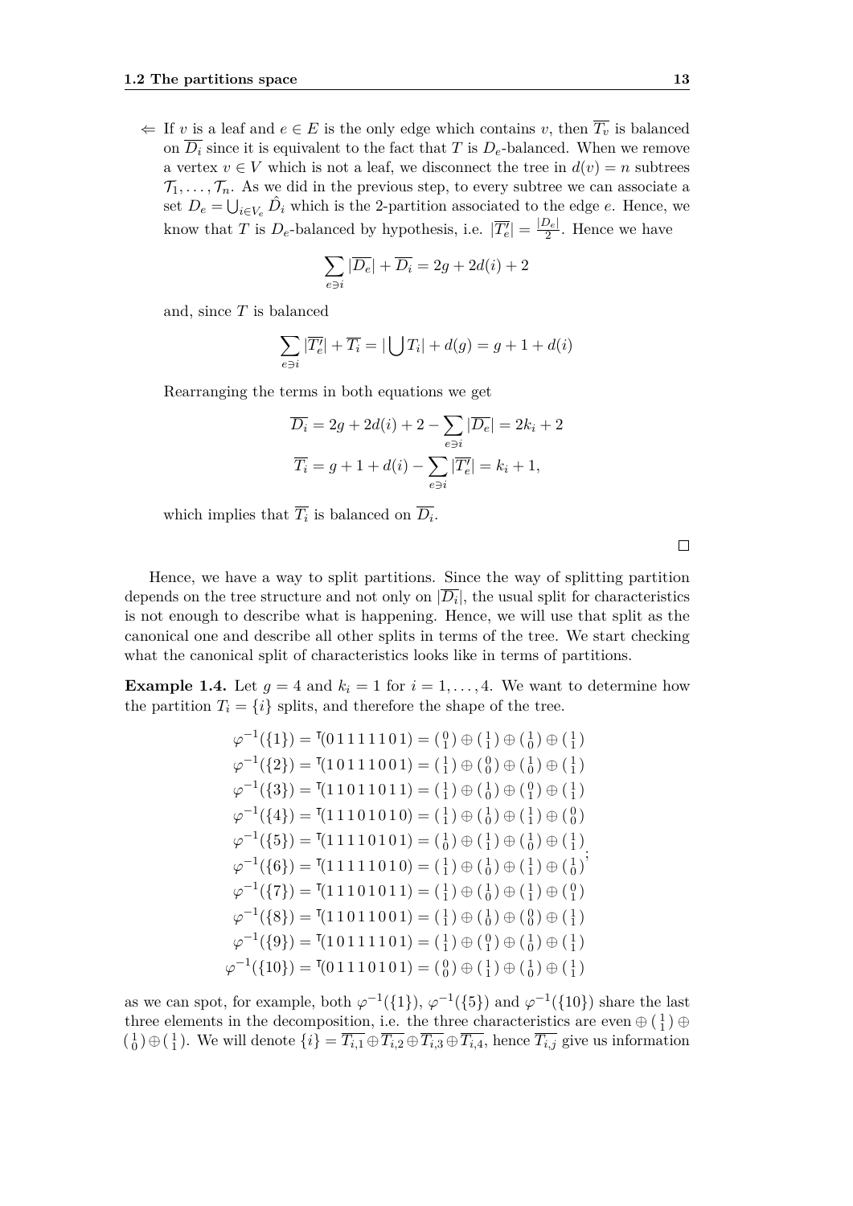$\Leftarrow$ If $v$ is a leaf and $e \in E$ is the only edge which contains $v$, then $\overline{T_v}$ is balanced on $\overline{D_i}$ since it is equivalent to the fact that $T$ is $D_e$-balanced. When we remove a vertex $v \in V$ which is not a leaf, we disconnect the tree in $d(v) = n$ subtrees $\mathcal{T}_1, \dots, \mathcal{T}_n$. As we did in the previous step, to every subtree we can associate a set $D_e = \bigcup_{i \in V_e} \hat{D}_i$ which is the 2-partition associated to the edge $e$. Hence, we know that $T$ is $D_e$-balanced by hypothesis, i.e. $|\overline{T'_e}| = \frac{|D_e|}{2}$. Hence we have

$$\sum_{e \ni i} |\overline{D_e}| + \overline{D_i} = 2g + 2d(i) + 2$$

and, since $T$ is balanced

$$\sum_{e \ni i} |\overline{T'_e}| + \overline{T_i} = |\bigcup T_i| + d(g) = g + 1 + d(i)$$

Rearranging the terms in both equations we get

$$\overline{D_i} = 2g + 2d(i) + 2 - \sum_{e \ni i} |\overline{D_e}| = 2k_i + 2$$

$$\overline{T_i} = g + 1 + d(i) - \sum_{e \ni i} |\overline{T'_e}| = k_i + 1,$$

which implies that $\overline{T_i}$ is balanced on $\overline{D_i}$.

$\square$

Hence, we have a way to split partitions. Since the way of splitting partition depends on the tree structure and not only on $|\overline{D_i}|$, the usual split for characteristics is not enough to describe what is happening. Hence, we will use that split as the canonical one and describe all other splits in terms of the tree. We start checking what the canonical split of characteristics looks like in terms of partitions.

**Example 1.4.** Let $g = 4$ and $k_i = 1$ for $i = 1, \dots, 4$. We want to determine how the partition $T_i = \{i\}$ splits, and therefore the shape of the tree.

$$\begin{aligned}
\varphi^{-1}(\{1\}) &= {}^{\intercal}(0\,1\,1\,1\,1\,1\,1\,0\,1) = \left(\begin{smallmatrix}0\\1\end{smallmatrix}\right) \oplus \left(\begin{smallmatrix}1\\1\end{smallmatrix}\right) \oplus \left(\begin{smallmatrix}1\\0\end{smallmatrix}\right) \oplus \left(\begin{smallmatrix}1\\1\end{smallmatrix}\right) \\
\varphi^{-1}(\{2\}) &= {}^{\intercal}(1\,0\,1\,1\,1\,1\,0\,0\,1) = \left(\begin{smallmatrix}1\\1\end{smallmatrix}\right) \oplus \left(\begin{smallmatrix}0\\0\end{smallmatrix}\right) \oplus \left(\begin{smallmatrix}1\\0\end{smallmatrix}\right) \oplus \left(\begin{smallmatrix}1\\1\end{smallmatrix}\right) \\
\varphi^{-1}(\{3\}) &= {}^{\intercal}(1\,1\,0\,1\,1\,0\,1\,1\,1) = \left(\begin{smallmatrix}1\\1\end{smallmatrix}\right) \oplus \left(\begin{smallmatrix}1\\0\end{smallmatrix}\right) \oplus \left(\begin{smallmatrix}0\\1\end{smallmatrix}\right) \oplus \left(\begin{smallmatrix}1\\1\end{smallmatrix}\right) \\
\varphi^{-1}(\{4\}) &= {}^{\intercal}(1\,1\,1\,0\,1\,0\,1\,0) = \left(\begin{smallmatrix}1\\1\end{smallmatrix}\right) \oplus \left(\begin{smallmatrix}1\\0\end{smallmatrix}\right) \oplus \left(\begin{smallmatrix}1\\1\end{smallmatrix}\right) \oplus \left(\begin{smallmatrix}0\\0\end{smallmatrix}\right) \\
\varphi^{-1}(\{5\}) &= {}^{\intercal}(1\,1\,1\,1\,0\,1\,0\,1) = \left(\begin{smallmatrix}0\\0\end{smallmatrix}\right) \oplus \left(\begin{smallmatrix}1\\1\end{smallmatrix}\right) \oplus \left(\begin{smallmatrix}1\\0\end{smallmatrix}\right) \oplus \left(\begin{smallmatrix}1\\1\end{smallmatrix}\right) \\
\varphi^{-1}(\{6\}) &= {}^{\intercal}(1\,1\,1\,1\,1\,0\,1\,0) = \left(\begin{smallmatrix}1\\1\end{smallmatrix}\right) \oplus \left(\begin{smallmatrix}1\\0\end{smallmatrix}\right) \oplus \left(\begin{smallmatrix}1\\1\end{smallmatrix}\right) \oplus \left(\begin{smallmatrix}1\\0\end{smallmatrix}\right) \\
\varphi^{-1}(\{7\}) &= {}^{\intercal}(1\,1\,1\,0\,1\,0\,1\,1) = \left(\begin{smallmatrix}1\\1\end{smallmatrix}\right) \oplus \left(\begin{smallmatrix}1\\0\end{smallmatrix}\right) \oplus \left(\begin{smallmatrix}1\\1\end{smallmatrix}\right) \oplus \left(\begin{smallmatrix}0\\1\end{smallmatrix}\right) \\
\varphi^{-1}(\{8\}) &= {}^{\intercal}(1\,1\,0\,1\,1\,0\,0\,1) = \left(\begin{smallmatrix}1\\1\end{smallmatrix}\right) \oplus \left(\begin{smallmatrix}1\\0\end{smallmatrix}\right) \oplus \left(\begin{smallmatrix}0\\0\end{smallmatrix}\right) \oplus \left(\begin{smallmatrix}1\\1\end{smallmatrix}\right) \\
\varphi^{-1}(\{9\}) &= {}^{\intercal}(1\,0\,1\,1\,1\,1\,0\,1) = \left(\begin{smallmatrix}1\\1\end{smallmatrix}\right) \oplus \left(\begin{smallmatrix}0\\1\end{smallmatrix}\right) \oplus \left(\begin{smallmatrix}1\\0\end{smallmatrix}\right) \oplus \left(\begin{smallmatrix}1\\1\end{smallmatrix}\right) \\
\varphi^{-1}(\{10\}) &= {}^{\intercal}(0\,1\,1\,1\,0\,1\,0\,1) = \left(\begin{smallmatrix}0\\0\end{smallmatrix}\right) \oplus \left(\begin{smallmatrix}1\\1\end{smallmatrix}\right) \oplus \left(\begin{smallmatrix}1\\0\end{smallmatrix}\right) \oplus \left(\begin{smallmatrix}1\\1\end{smallmatrix}\right)
\end{aligned};$$

as we can spot, for example, both $\varphi^{-1}(\{1\})$, $\varphi^{-1}(\{5\})$ and $\varphi^{-1}(\{10\})$ share the last three elements in the decomposition, i.e. the three characteristics are even $\oplus \left(\begin{smallmatrix}1\\1\end{smallmatrix}\right) \oplus \left(\begin{smallmatrix}1\\0\end{smallmatrix}\right) \oplus \left(\begin{smallmatrix}1\\1\end{smallmatrix}\right)$. We will denote $\{i\} = \overline{T_{i,1}} \oplus \overline{T_{i,2}} \oplus \overline{T_{i,3}} \oplus \overline{T_{i,4}}$, hence $\overline{T_{i,j}}$ give us information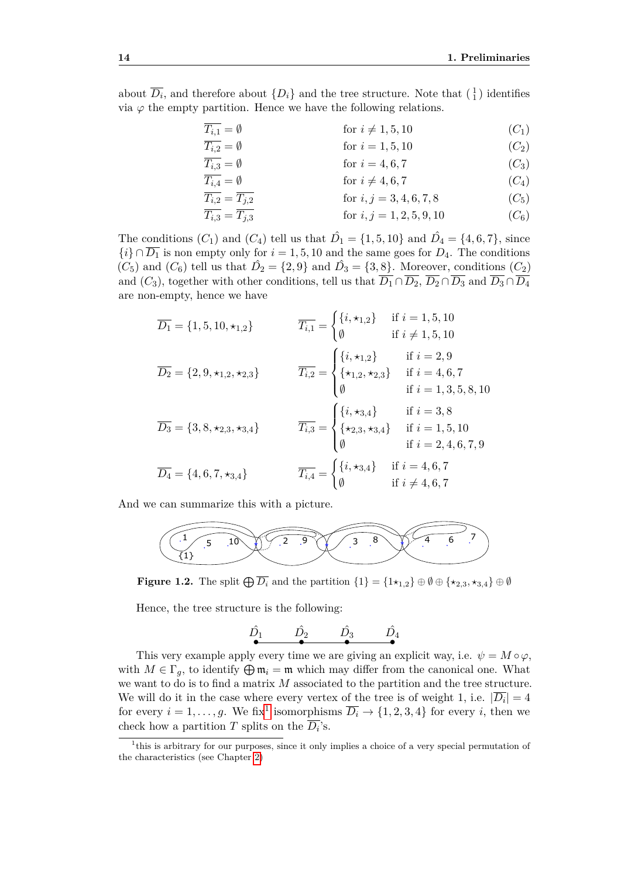about $\overline{D_i}$, and therefore about $\{D_i\}$ and the tree structure. Note that $\binom{1}{1}$ identifies via $\varphi$ the empty partition. Hence we have the following relations.

$$\begin{aligned}
&\overline{T_{i,1}} = \emptyset && \text{for } i \neq 1, 5, 10 && (C_1)\\
&\overline{T_{i,2}} = \emptyset && \text{for } i = 1, 5, 10 && (C_2)\\
&\overline{T_{i,3}} = \emptyset && \text{for } i = 4, 6, 7 && (C_3)\\
&\overline{T_{i,4}} = \emptyset && \text{for } i \neq 4, 6, 7 && (C_4)\\
&\overline{T_{i,2}} = \overline{T_{j,2}} && \text{for } i, j = 3, 4, 6, 7, 8 && (C_5)\\
&\overline{T_{i,3}} = \overline{T_{j,3}} && \text{for } i, j = 1, 2, 5, 9, 10 && (C_6)
\end{aligned}$$

The conditions $(C_1)$ and $(C_4)$ tell us that $\hat{D}_1 = \{1, 5, 10\}$ and $\hat{D}_4 = \{4, 6, 7\}$, since $\{i\} \cap \overline{D_1}$ is non empty only for $i = 1, 5, 10$ and the same goes for $D_4$. The conditions $(C_5)$ and $(C_6)$ tell us that $\hat{D}_2 = \{2, 9\}$ and $\hat{D}_3 = \{3, 8\}$. Moreover, conditions $(C_2)$ and $(C_3)$, together with other conditions, tell us that $\overline{D_1} \cap \overline{D_2}$, $\overline{D_2} \cap \overline{D_3}$ and $\overline{D_3} \cap \overline{D_4}$ are non-empty, hence we have

$$\overline{D_1} = \{1, 5, 10, \star_{1,2}\} \qquad \overline{T_{i,1}} = \begin{cases} \{i, \star_{1,2}\} & \text{if } i = 1, 5, 10 \\ \emptyset & \text{if } i \neq 1, 5, 10 \end{cases}$$

$$\overline{D_2} = \{2, 9, \star_{1,2}, \star_{2,3}\} \qquad \overline{T_{i,2}} = \begin{cases} \{i, \star_{1,2}\} & \text{if } i = 2, 9 \\ \{\star_{1,2}, \star_{2,3}\} & \text{if } i = 4, 6, 7 \\ \emptyset & \text{if } i = 1, 3, 5, 8, 10 \end{cases}$$

$$\overline{D_3} = \{3, 8, \star_{2,3}, \star_{3,4}\} \qquad \overline{T_{i,3}} = \begin{cases} \{i, \star_{3,4}\} & \text{if } i = 3, 8 \\ \{\star_{2,3}, \star_{3,4}\} & \text{if } i = 1, 5, 10 \\ \emptyset & \text{if } i = 2, 4, 6, 7, 9 \end{cases}$$

$$\overline{D_4} = \{4, 6, 7, \star_{3,4}\} \qquad \overline{T_{i,4}} = \begin{cases} \{i, \star_{3,4}\} & \text{if } i = 4, 6, 7 \\ \emptyset & \text{if } i \neq 4, 6, 7 \end{cases}$$

And we can summarize this with a picture.

**Figure 1.2.** The split $\bigoplus \overline{D_i}$ and the partition $\{1\} = \{1\star_{1,2}\} \oplus \emptyset \oplus \{\star_{2,3}, \star_{3,4}\} \oplus \emptyset$

Hence, the tree structure is the following:

$$\hat{D}_1 \; — \; \hat{D}_2 \; — \; \hat{D}_3 \; — \; \hat{D}_4$$

This very example apply every time we are giving an explicit way, i.e. $\psi = M \circ \varphi$, with $M \in \Gamma_g$, to identify $\bigoplus \mathfrak{m}_i = \mathfrak{m}$ which may differ from the canonical one. What we want to do is to find a matrix $M$ associated to the partition and the tree structure. We will do it in the case where every vertex of the tree is of weight 1, i.e. $|\overline{D_i}| = 4$ for every $i = 1, \dots, g$. We fix[1] isomorphisms $\overline{D_i} \to \{1, 2, 3, 4\}$ for every $i$, then we check how a partition $T$ splits on the $\overline{D_i}$'s.

[1] this is arbitrary for our purposes, since it only implies a choice of a very special permutation of the characteristics (see Chapter 2)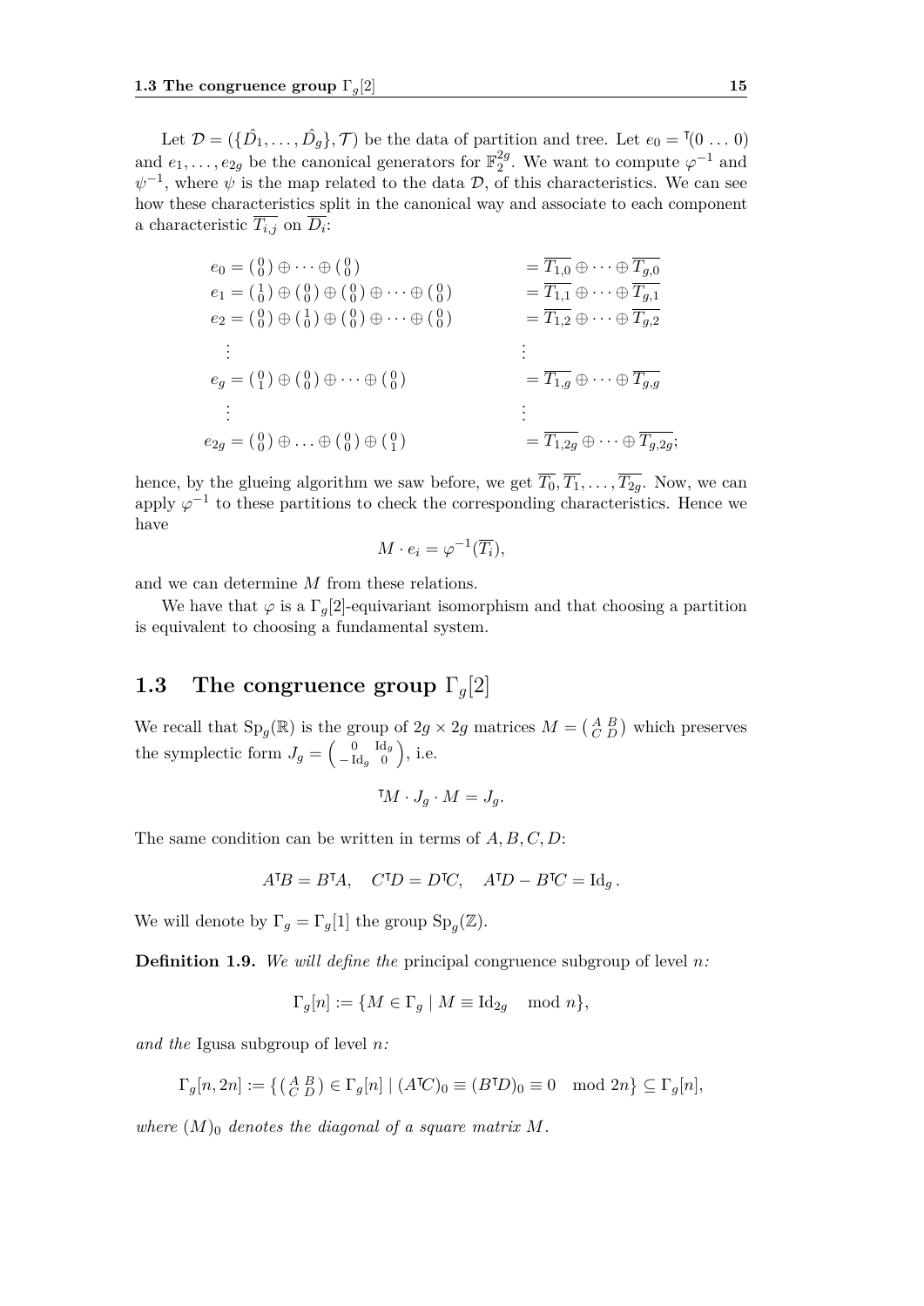Let $\mathcal{D} = (\{\hat{D}_1, \dots, \hat{D}_g\}, \mathcal{T})$ be the data of partition and tree. Let $e_0 = {}^{\intercal}(0 \dots 0)$ and $e_1, \dots, e_{2g}$ be the canonical generators for $\mathbb{F}_2^{2g}$. We want to compute $\varphi^{-1}$ and $\psi^{-1}$, where $\psi$ is the map related to the data $\mathcal{D}$, of this characteristics. We can see how these characteristics split in the canonical way and associate to each component a characteristic $\overline{T_{i,j}}$ on $\overline{D_i}$:

$$
\begin{aligned}
e_0 &= \left(\begin{smallmatrix} 0 \\ 0 \end{smallmatrix}\right) \oplus \cdots \oplus \left(\begin{smallmatrix} 0 \\ 0 \end{smallmatrix}\right) &&= \overline{T_{1,0}} \oplus \cdots \oplus \overline{T_{g,0}} \\
e_1 &= \left(\begin{smallmatrix} 1 \\ 0 \end{smallmatrix}\right) \oplus \left(\begin{smallmatrix} 0 \\ 0 \end{smallmatrix}\right) \oplus \left(\begin{smallmatrix} 0 \\ 0 \end{smallmatrix}\right) \oplus \cdots \oplus \left(\begin{smallmatrix} 0 \\ 0 \end{smallmatrix}\right) &&= \overline{T_{1,1}} \oplus \cdots \oplus \overline{T_{g,1}} \\
e_2 &= \left(\begin{smallmatrix} 0 \\ 0 \end{smallmatrix}\right) \oplus \left(\begin{smallmatrix} 1 \\ 0 \end{smallmatrix}\right) \oplus \left(\begin{smallmatrix} 0 \\ 0 \end{smallmatrix}\right) \oplus \cdots \oplus \left(\begin{smallmatrix} 0 \\ 0 \end{smallmatrix}\right) &&= \overline{T_{1,2}} \oplus \cdots \oplus \overline{T_{g,2}} \\
&\vdots && \vdots \\
e_g &= \left(\begin{smallmatrix} 0 \\ 1 \end{smallmatrix}\right) \oplus \left(\begin{smallmatrix} 0 \\ 0 \end{smallmatrix}\right) \oplus \cdots \oplus \left(\begin{smallmatrix} 0 \\ 0 \end{smallmatrix}\right) &&= \overline{T_{1,g}} \oplus \cdots \oplus \overline{T_{g,g}} \\
&\vdots && \vdots \\
e_{2g} &= \left(\begin{smallmatrix} 0 \\ 0 \end{smallmatrix}\right) \oplus \dots \oplus \left(\begin{smallmatrix} 0 \\ 0 \end{smallmatrix}\right) \oplus \left(\begin{smallmatrix} 0 \\ 1 \end{smallmatrix}\right) &&= \overline{T_{1,2g}} \oplus \cdots \oplus \overline{T_{g,2g}};
\end{aligned}
$$

hence, by the glueing algorithm we saw before, we get $\overline{T_0}, \overline{T_1}, \dots, \overline{T_{2g}}$. Now, we can apply $\varphi^{-1}$ to these partitions to check the corresponding characteristics. Hence we have

$$M \cdot e_i = \varphi^{-1}(\overline{T_i}),$$

and we can determine $M$ from these relations.

We have that $\varphi$ is a $\Gamma_g[2]$-equivariant isomorphism and that choosing a partition is equivalent to choosing a fundamental system.

## 1.3 The congruence group $\Gamma_g[2]$

We recall that $\mathrm{Sp}_g(\mathbb{R})$ is the group of $2g \times 2g$ matrices $M = \left(\begin{smallmatrix} A & B \\ C & D \end{smallmatrix}\right)$ which preserves the symplectic form $J_g = \left(\begin{smallmatrix} 0 & \mathrm{Id}_g \\ -\mathrm{Id}_g & 0 \end{smallmatrix}\right)$, i.e.

$${}^{\intercal}M \cdot J_g \cdot M = J_g.$$

The same condition can be written in terms of $A, B, C, D$:

$$A{}^{\intercal}B = B{}^{\intercal}A, \quad C{}^{\intercal}D = D{}^{\intercal}C, \quad A{}^{\intercal}D - B{}^{\intercal}C = \mathrm{Id}_g.$$

We will denote by $\Gamma_g = \Gamma_g[1]$ the group $\mathrm{Sp}_g(\mathbb{Z})$.

**Definition 1.9.** *We will define the* principal congruence subgroup of level $n$*:*

$$\Gamma_g[n] := \{M \in \Gamma_g \mid M \equiv \mathrm{Id}_{2g} \mod n\},$$

*and the* Igusa subgroup of level $n$*:*

$$\Gamma_g[n, 2n] := \{\left(\begin{smallmatrix} A & B \\ C & D \end{smallmatrix}\right) \in \Gamma_g[n] \mid (A{}^{\intercal}C)_0 \equiv (B{}^{\intercal}D)_0 \equiv 0 \mod 2n\} \subseteq \Gamma_g[n],$$

*where $(M)_0$ denotes the diagonal of a square matrix $M$.*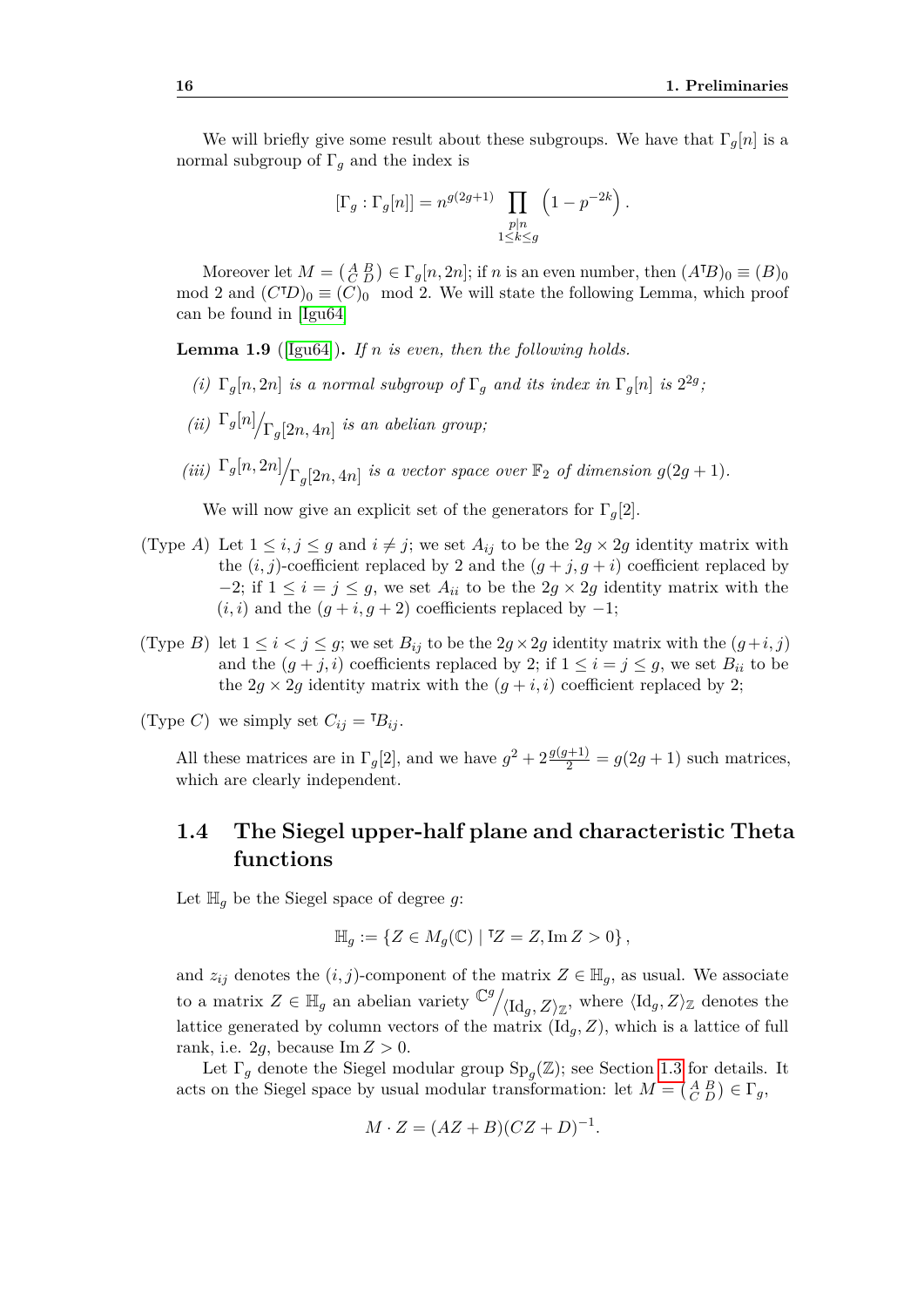We will briefly give some result about these subgroups. We have that $\Gamma_g[n]$ is a normal subgroup of $\Gamma_g$ and the index is

$$[\Gamma_g : \Gamma_g[n]] = n^{g(2g+1)} \prod_{\substack{p|n \\ 1\le k\le g}} \left(1 - p^{-2k}\right).$$

Moreover let $M = \left(\begin{smallmatrix} A & B \\ C & D \end{smallmatrix}\right) \in \Gamma_g[n, 2n]$; if $n$ is an even number, then $(A^{\intercal}B)_0 \equiv (B)_0 \mod 2$ and $(C^{\intercal}D)_0 \equiv (C)_0 \mod 2$. We will state the following Lemma, which proof can be found in [Igu64]

**Lemma 1.9** ([Igu64]). *If $n$ is even, then the following holds.*

*(i) $\Gamma_g[n, 2n]$ is a normal subgroup of $\Gamma_g$ and its index in $\Gamma_g[n]$ is $2^{2g}$;*

*(ii) $\Gamma_g[n] \big/ \Gamma_g[2n, 4n]$ is an abelian group;*

*(iii) $\Gamma_g[n, 2n] \big/ \Gamma_g[2n, 4n]$ is a vector space over $\mathbb{F}_2$ of dimension $g(2g + 1)$.*

We will now give an explicit set of the generators for $\Gamma_g[2]$.

(Type $A$) Let $1 \le i, j \le g$ and $i \ne j$; we set $A_{ij}$ to be the $2g \times 2g$ identity matrix with the $(i, j)$-coefficient replaced by 2 and the $(g + j, g + i)$ coefficient replaced by $-2$; if $1 \le i = j \le g$, we set $A_{ii}$ to be the $2g \times 2g$ identity matrix with the $(i, i)$ and the $(g + i, g + 2)$ coefficients replaced by $-1$;

(Type $B$) let $1 \le i < j \le g$; we set $B_{ij}$ to be the $2g \times 2g$ identity matrix with the $(g+i, j)$ and the $(g + j, i)$ coefficients replaced by 2; if $1 \le i = j \le g$, we set $B_{ii}$ to be the $2g \times 2g$ identity matrix with the $(g + i, i)$ coefficient replaced by 2;

(Type $C$) we simply set $C_{ij} = {}^{\intercal}B_{ij}$.

All these matrices are in $\Gamma_g[2]$, and we have $g^2 + 2\frac{g(g+1)}{2} = g(2g + 1)$ such matrices, which are clearly independent.

## 1.4 The Siegel upper-half plane and characteristic Theta functions

Let $\mathbb{H}_g$ be the Siegel space of degree $g$:

$$\mathbb{H}_g := \left\{ Z \in M_g(\mathbb{C}) \mid {}^{\intercal}Z = Z, \operatorname{Im} Z > 0 \right\},$$

and $z_{ij}$ denotes the $(i, j)$-component of the matrix $Z \in \mathbb{H}_g$, as usual. We associate to a matrix $Z \in \mathbb{H}_g$ an abelian variety $\mathbb{C}^g \big/ \langle \mathrm{Id}_g, Z\rangle_{\mathbb{Z}}$, where $\langle \mathrm{Id}_g, Z\rangle_{\mathbb{Z}}$ denotes the lattice generated by column vectors of the matrix $(\mathrm{Id}_g, Z)$, which is a lattice of full rank, i.e. $2g$, because $\operatorname{Im} Z > 0$.

Let $\Gamma_g$ denote the Siegel modular group $\mathrm{Sp}_g(\mathbb{Z})$; see Section 1.3 for details. It acts on the Siegel space by usual modular transformation: let $M = \left(\begin{smallmatrix} A & B \\ C & D \end{smallmatrix}\right) \in \Gamma_g$,

$$M \cdot Z = (AZ + B)(CZ + D)^{-1}.$$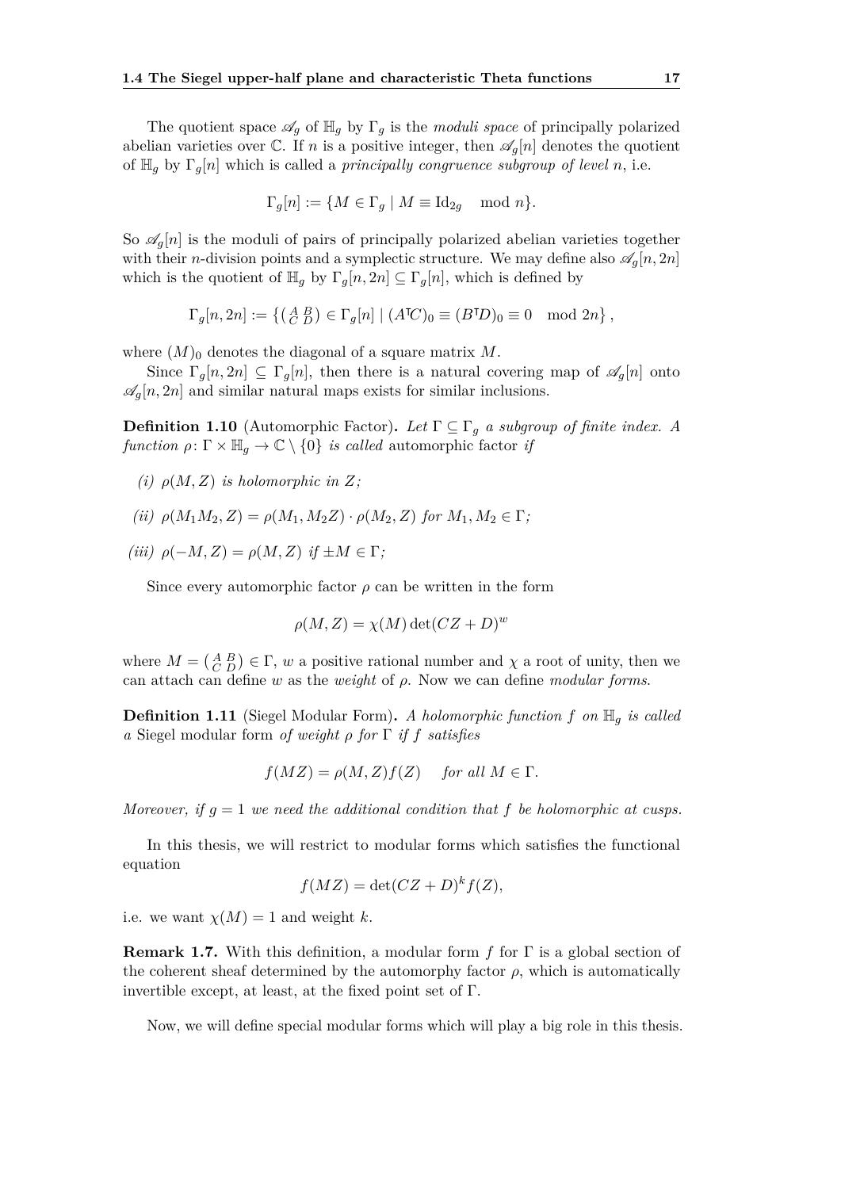The quotient space $\mathscr{A}_g$ of $\mathbb{H}_g$ by $\Gamma_g$ is the *moduli space* of principally polarized abelian varieties over $\mathbb{C}$. If $n$ is a positive integer, then $\mathscr{A}_g[n]$ denotes the quotient of $\mathbb{H}_g$ by $\Gamma_g[n]$ which is called a *principally congruence subgroup of level* $n$, i.e.

$$\Gamma_g[n] := \{M \in \Gamma_g \mid M \equiv \mathrm{Id}_{2g} \mod n\}.$$

So $\mathscr{A}_g[n]$ is the moduli of pairs of principally polarized abelian varieties together with their $n$-division points and a symplectic structure. We may define also $\mathscr{A}_g[n, 2n]$ which is the quotient of $\mathbb{H}_g$ by $\Gamma_g[n, 2n] \subseteq \Gamma_g[n]$, which is defined by

$$\Gamma_g[n, 2n] := \left\{ \left(\begin{smallmatrix} A & B \\ C & D \end{smallmatrix}\right) \in \Gamma_g[n] \mid (A^{\intercal}C)_0 \equiv (B^{\intercal}D)_0 \equiv 0 \mod 2n \right\},$$

where $(M)_0$ denotes the diagonal of a square matrix $M$.

Since $\Gamma_g[n, 2n] \subseteq \Gamma_g[n]$, then there is a natural covering map of $\mathscr{A}_g[n]$ onto $\mathscr{A}_g[n, 2n]$ and similar natural maps exists for similar inclusions.

**Definition 1.10** (Automorphic Factor)**.** *Let $\Gamma \subseteq \Gamma_g$ a subgroup of finite index. A function $\rho\colon \Gamma \times \mathbb{H}_g \to \mathbb{C} \setminus \{0\}$ is called* automorphic factor *if*

*(i) $\rho(M, Z)$ is holomorphic in $Z$;*

*(ii) $\rho(M_1 M_2, Z) = \rho(M_1, M_2 Z) \cdot \rho(M_2, Z)$ for $M_1, M_2 \in \Gamma$;*

*(iii) $\rho(-M, Z) = \rho(M, Z)$ if $\pm M \in \Gamma$;*

Since every automorphic factor $\rho$ can be written in the form

$$\rho(M, Z) = \chi(M) \det(CZ + D)^w$$

where $M = \left(\begin{smallmatrix} A & B \\ C & D \end{smallmatrix}\right) \in \Gamma$, $w$ a positive rational number and $\chi$ a root of unity, then we can attach can define $w$ as the *weight* of $\rho$. Now we can define *modular forms*.

**Definition 1.11** (Siegel Modular Form)**.** *A holomorphic function $f$ on $\mathbb{H}_g$ is called a* Siegel modular form *of weight $\rho$ for $\Gamma$ if $f$ satisfies*

$$f(MZ) = \rho(M, Z) f(Z) \quad \textit{for all } M \in \Gamma.$$

*Moreover, if $g = 1$ we need the additional condition that $f$ be holomorphic at cusps.*

In this thesis, we will restrict to modular forms which satisfies the functional equation

$$f(MZ) = \det(CZ + D)^k f(Z),$$

i.e. we want $\chi(M) = 1$ and weight $k$.

**Remark 1.7.** With this definition, a modular form $f$ for $\Gamma$ is a global section of the coherent sheaf determined by the automorphy factor $\rho$, which is automatically invertible except, at least, at the fixed point set of $\Gamma$.

Now, we will define special modular forms which will play a big role in this thesis.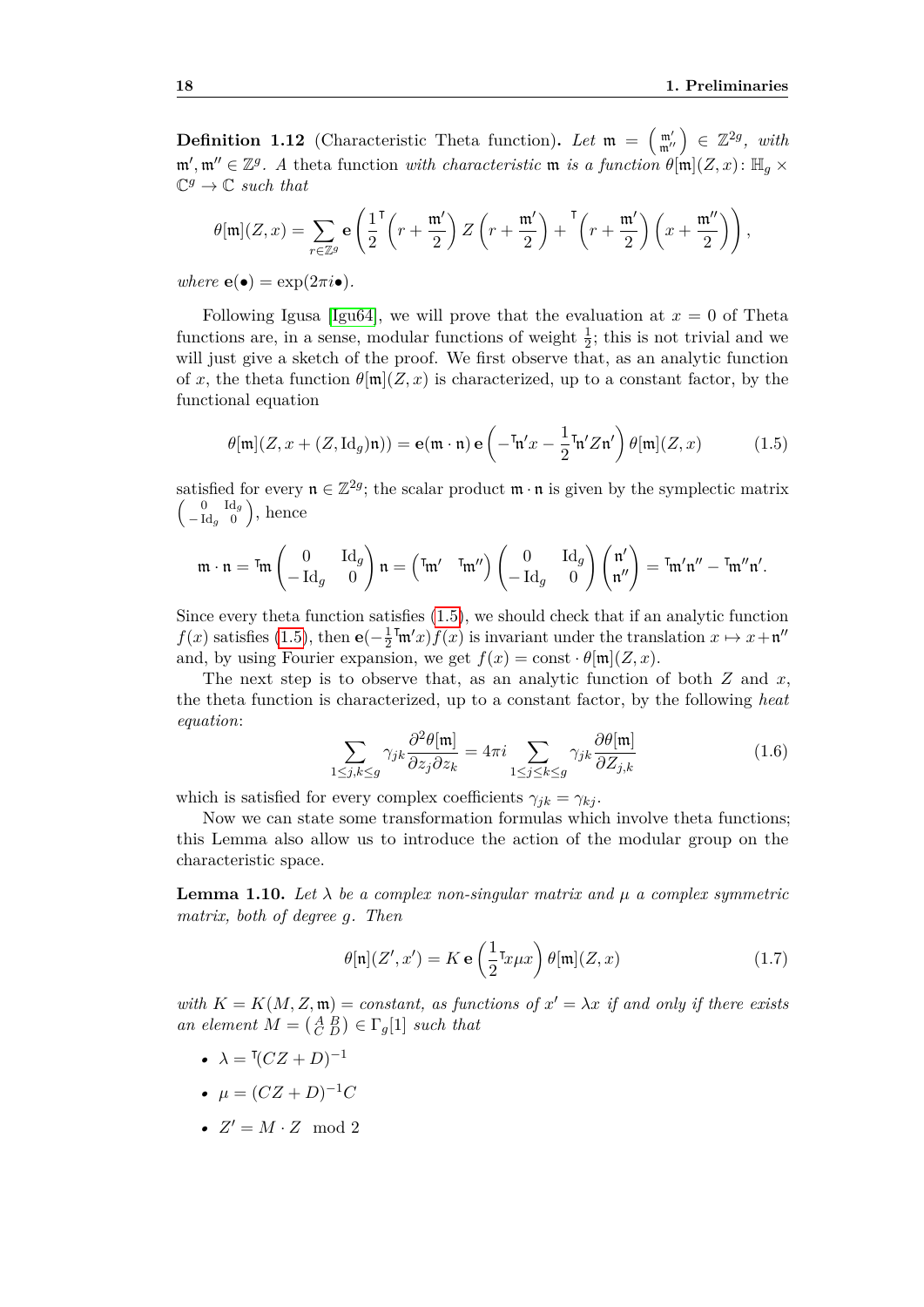**Definition 1.12** (Characteristic Theta function). *Let* $\mathfrak{m} = \left(\begin{smallmatrix} \mathfrak{m}' \\ \mathfrak{m}'' \end{smallmatrix}\right) \in \mathbb{Z}^{2g}$*, with* $\mathfrak{m}', \mathfrak{m}'' \in \mathbb{Z}^g$*. A* theta function *with characteristic* $\mathfrak{m}$ *is a function* $\theta[\mathfrak{m}](Z, x) \colon \mathbb{H}_g \times \mathbb{C}^g \to \mathbb{C}$ *such that*

$$\theta[\mathfrak{m}](Z,x) = \sum_{r \in \mathbb{Z}^g} \mathbf{e}\left( \frac{1}{2}^{\intercal}\left(r + \frac{\mathfrak{m}'}{2}\right) Z \left(r + \frac{\mathfrak{m}'}{2}\right) + {}^{\intercal}\left(r + \frac{\mathfrak{m}'}{2}\right)\left(x + \frac{\mathfrak{m}''}{2}\right)\right),$$

*where* $\mathbf{e}(\bullet) = \exp(2\pi i \bullet)$*.*

Following Igusa [Igu64], we will prove that the evaluation at $x = 0$ of Theta functions are, in a sense, modular functions of weight $\frac{1}{2}$; this is not trivial and we will just give a sketch of the proof. We first observe that, as an analytic function of $x$, the theta function $\theta[\mathfrak{m}](Z,x)$ is characterized, up to a constant factor, by the functional equation

$$\theta[\mathfrak{m}](Z, x + (Z, \mathrm{Id}_g)\mathfrak{n})) = \mathbf{e}(\mathfrak{m} \cdot \mathfrak{n})\, \mathbf{e}\left( -{}^{\intercal}\mathfrak{n}' x - \frac{1}{2} {}^{\intercal}\mathfrak{n}' Z \mathfrak{n}' \right) \theta[\mathfrak{m}](Z,x) \tag{1.5}$$

satisfied for every $\mathfrak{n} \in \mathbb{Z}^{2g}$; the scalar product $\mathfrak{m} \cdot \mathfrak{n}$ is given by the symplectic matrix $\left(\begin{smallmatrix} 0 & \mathrm{Id}_g \\ -\mathrm{Id}_g & 0 \end{smallmatrix}\right)$, hence

$$\mathfrak{m} \cdot \mathfrak{n} = {}^{\intercal}\mathfrak{m} \begin{pmatrix} 0 & \mathrm{Id}_g \\ -\mathrm{Id}_g & 0 \end{pmatrix} \mathfrak{n} = \begin{pmatrix} {}^{\intercal}\mathfrak{m}' & {}^{\intercal}\mathfrak{m}'' \end{pmatrix} \begin{pmatrix} 0 & \mathrm{Id}_g \\ -\mathrm{Id}_g & 0 \end{pmatrix} \begin{pmatrix} \mathfrak{n}' \\ \mathfrak{n}'' \end{pmatrix} = {}^{\intercal}\mathfrak{m}'\mathfrak{n}'' - {}^{\intercal}\mathfrak{m}''\mathfrak{n}'.$$

Since every theta function satisfies (1.5), we should check that if an analytic function $f(x)$ satisfies (1.5), then $\mathbf{e}(-\frac{1}{2}{}^{\intercal}\mathfrak{m}' x) f(x)$ is invariant under the translation $x \mapsto x + \mathfrak{n}''$ and, by using Fourier expansion, we get $f(x) = \mathrm{const} \cdot \theta[\mathfrak{m}](Z,x)$.

The next step is to observe that, as an analytic function of both $Z$ and $x$, the theta function is characterized, up to a constant factor, by the following *heat equation*:

$$\sum_{1 \le j,k \le g} \gamma_{jk} \frac{\partial^2 \theta[\mathfrak{m}]}{\partial z_j \partial z_k} = 4\pi i \sum_{1 \le j \le k \le g} \gamma_{jk} \frac{\partial \theta[\mathfrak{m}]}{\partial Z_{j,k}} \tag{1.6}$$

which is satisfied for every complex coefficients $\gamma_{jk} = \gamma_{kj}$.

Now we can state some transformation formulas which involve theta functions; this Lemma also allow us to introduce the action of the modular group on the characteristic space.

**Lemma 1.10.** *Let* $\lambda$ *be a complex non-singular matrix and* $\mu$ *a complex symmetric matrix, both of degree* $g$*. Then*

$$\theta[\mathfrak{n}](Z', x') = K\, \mathbf{e}\left(\frac{1}{2} {}^{\intercal}x \mu x\right) \theta[\mathfrak{m}](Z,x) \tag{1.7}$$

*with* $K = K(M, Z, \mathfrak{m}) =$ *constant, as functions of* $x' = \lambda x$ *if and only if there exists an element* $M = \left(\begin{smallmatrix} A & B \\ C & D \end{smallmatrix}\right) \in \Gamma_g[1]$ *such that*

- $\lambda = {}^{\intercal}(CZ + D)^{-1}$
- $\mu = (CZ + D)^{-1} C$
- $Z' = M \cdot Z \mod 2$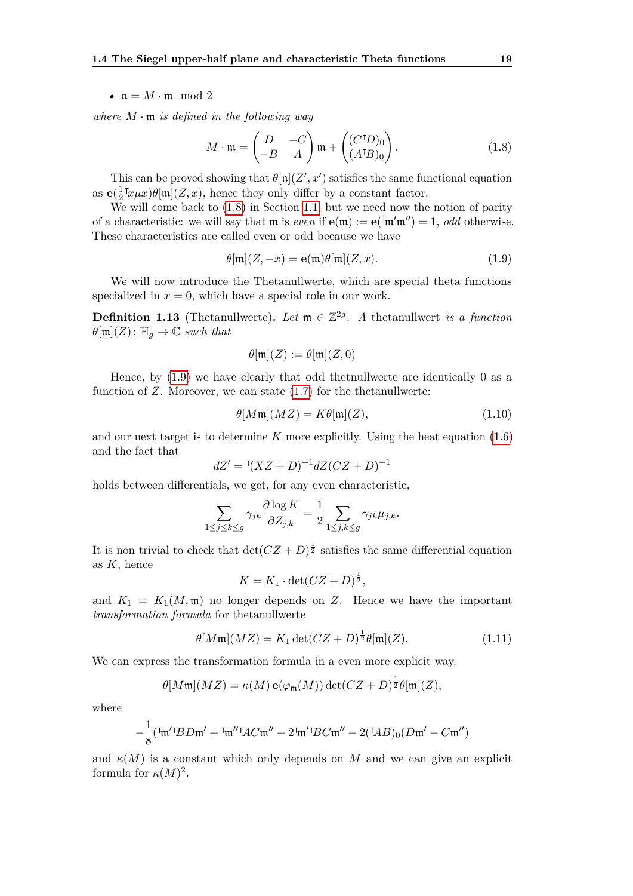- $\mathfrak{n} = M \cdot \mathfrak{m} \mod 2$

*where $M \cdot \mathfrak{m}$ is defined in the following way*

$$M \cdot \mathfrak{m} = \begin{pmatrix} D & -C \\ -B & A \end{pmatrix} \mathfrak{m} + \begin{pmatrix} (C^{\intercal}D)_0 \\ (A^{\intercal}B)_0 \end{pmatrix}. \tag{1.8}$$

This can be proved showing that $\theta[\mathfrak{n}](Z', x')$ satisfies the same functional equation as $\mathbf{e}(\frac{1}{2}{}^{\intercal}x\mu x)\theta[\mathfrak{m}](Z, x)$, hence they only differ by a constant factor.

We will come back to (1.8) in Section 1.1, but we need now the notion of parity of a characteristic: we will say that $\mathfrak{m}$ is *even* if $\mathbf{e}(\mathfrak{m}) := \mathbf{e}({}^{\intercal}\mathfrak{m}'\mathfrak{m}'') = 1$, *odd* otherwise. These characteristics are called even or odd because we have

$$\theta[\mathfrak{m}](Z, -x) = \mathbf{e}(\mathfrak{m})\theta[\mathfrak{m}](Z, x). \tag{1.9}$$

We will now introduce the Thetanullwerte, which are special theta functions specialized in $x = 0$, which have a special role in our work.

**Definition 1.13** (Thetanullwerte). *Let $\mathfrak{m} \in \mathbb{Z}^{2g}$. A* thetanullwert *is a function $\theta[\mathfrak{m}](Z) \colon \mathbb{H}_g \to \mathbb{C}$ such that*

$$\theta[\mathfrak{m}](Z) := \theta[\mathfrak{m}](Z, 0)$$

Hence, by (1.9) we have clearly that odd thetnullwerte are identically 0 as a function of $Z$. Moreover, we can state (1.7) for the thetanullwerte:

$$\theta[M\mathfrak{m}](MZ) = K\theta[\mathfrak{m}](Z), \tag{1.10}$$

and our next target is to determine $K$ more explicitly. Using the heat equation (1.6) and the fact that

$$dZ' = {}^{\intercal}(XZ + D)^{-1}dZ(CZ + D)^{-1}$$

holds between differentials, we get, for any even characteristic,

$$\sum_{1 \le j \le k \le g} \gamma_{jk} \frac{\partial \log K}{\partial Z_{j,k}} = \frac{1}{2} \sum_{1 \le j,k \le g} \gamma_{jk}\mu_{j,k}.$$

It is non trivial to check that $\det(CZ + D)^{\frac{1}{2}}$ satisfies the same differential equation as $K$, hence

$$K = K_1 \cdot \det(CZ + D)^{\frac{1}{2}},$$

and $K_1 = K_1(M, \mathfrak{m})$ no longer depends on $Z$. Hence we have the important *transformation formula* for thetanullwerte

$$\theta[M\mathfrak{m}](MZ) = K_1 \det(CZ + D)^{\frac{1}{2}}\theta[\mathfrak{m}](Z). \tag{1.11}$$

We can express the transformation formula in a even more explicit way.

$$\theta[M\mathfrak{m}](MZ) = \kappa(M)\,\mathbf{e}(\varphi_{\mathfrak{m}}(M))\det(CZ + D)^{\frac{1}{2}}\theta[\mathfrak{m}](Z),$$

where

$$-\frac{1}{8}({}^{\intercal}\mathfrak{m}'{}^{\intercal}BD\mathfrak{m}' + {}^{\intercal}\mathfrak{m}''{}^{\intercal}AC\mathfrak{m}'' - 2{}^{\intercal}\mathfrak{m}'{}^{\intercal}BC\mathfrak{m}'' - 2({}^{\intercal}AB)_0(D\mathfrak{m}' - C\mathfrak{m}'')$$

and $\kappa(M)$ is a constant which only depends on $M$ and we can give an explicit formula for $\kappa(M)^2$.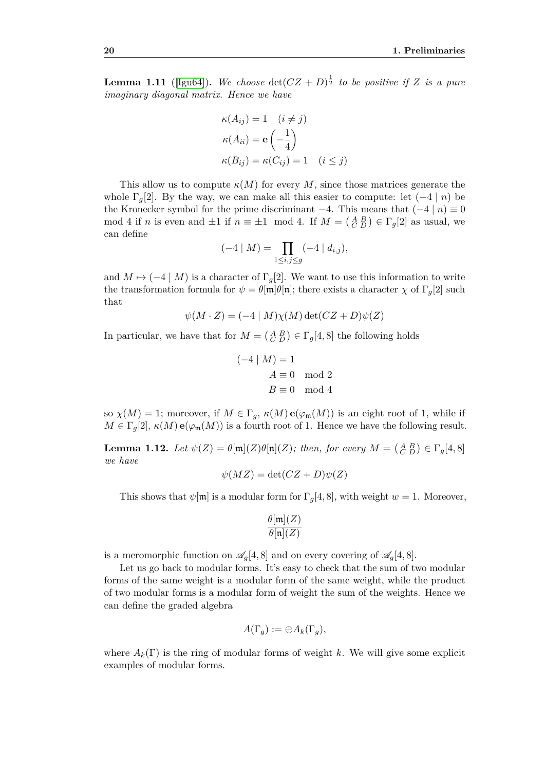**Lemma 1.11** ([Igu64]). *We choose $\det(CZ+D)^{\frac{1}{2}}$ to be positive if $Z$ is a pure imaginary diagonal matrix. Hence we have*

$$\kappa(A_{ij}) = 1 \quad (i \neq j)$$
$$\kappa(A_{ii}) = \mathbf{e}\left(-\frac{1}{4}\right)$$
$$\kappa(B_{ij}) = \kappa(C_{ij}) = 1 \quad (i \leq j)$$

This allow us to compute $\kappa(M)$ for every $M$, since those matrices generate the whole $\Gamma_g[2]$. By the way, we can make all this easier to compute: let $(-4 \mid n)$ be the Kronecker symbol for the prime discriminant $-4$. This means that $(-4 \mid n) \equiv 0 \mod 4$ if $n$ is even and $\pm 1$ if $n \equiv \pm 1 \mod 4$. If $M = \left(\begin{smallmatrix} A & B \\ C & D \end{smallmatrix}\right) \in \Gamma_g[2]$ as usual, we can define

$$(-4 \mid M) = \prod_{1 \leq i,j \leq g} (-4 \mid d_{i,j}),$$

and $M \mapsto (-4 \mid M)$ is a character of $\Gamma_g[2]$. We want to use this information to write the transformation formula for $\psi = \theta[\mathfrak{m}]\theta[\mathfrak{n}]$; there exists a character $\chi$ of $\Gamma_g[2]$ such that

$$\psi(M \cdot Z) = (-4 \mid M)\chi(M)\det(CZ+D)\psi(Z)$$

In particular, we have that for $M = \left(\begin{smallmatrix} A & B \\ C & D \end{smallmatrix}\right) \in \Gamma_g[4,8]$ the following holds

$$(-4 \mid M) = 1$$
$$A \equiv 0 \mod 2$$
$$B \equiv 0 \mod 4$$

so $\chi(M) = 1$; moreover, if $M \in \Gamma_g$, $\kappa(M)\,\mathbf{e}(\varphi_{\mathfrak{m}}(M))$ is an eight root of 1, while if $M \in \Gamma_g[2]$, $\kappa(M)\,\mathbf{e}(\varphi_{\mathfrak{m}}(M))$ is a fourth root of 1. Hence we have the following result.

**Lemma 1.12.** *Let $\psi(Z) = \theta[\mathfrak{m}](Z)\theta[\mathfrak{n}](Z)$; then, for every $M = \left(\begin{smallmatrix} A & B \\ C & D \end{smallmatrix}\right) \in \Gamma_g[4,8]$ we have*

$$\psi(MZ) = \det(CZ+D)\psi(Z)$$

This shows that $\psi[\mathfrak{m}]$ is a modular form for $\Gamma_g[4,8]$, with weight $w = 1$. Moreover,

$$\frac{\theta[\mathfrak{m}](Z)}{\theta[\mathfrak{n}](Z)}$$

is a meromorphic function on $\mathscr{A}_g[4,8]$ and on every covering of $\mathscr{A}_g[4,8]$.

Let us go back to modular forms. It's easy to check that the sum of two modular forms of the same weight is a modular form of the same weight, while the product of two modular forms is a modular form of weight the sum of the weights. Hence we can define the graded algebra

$$A(\Gamma_g) := \oplus A_k(\Gamma_g),$$

where $A_k(\Gamma)$ is the ring of modular forms of weight $k$. We will give some explicit examples of modular forms.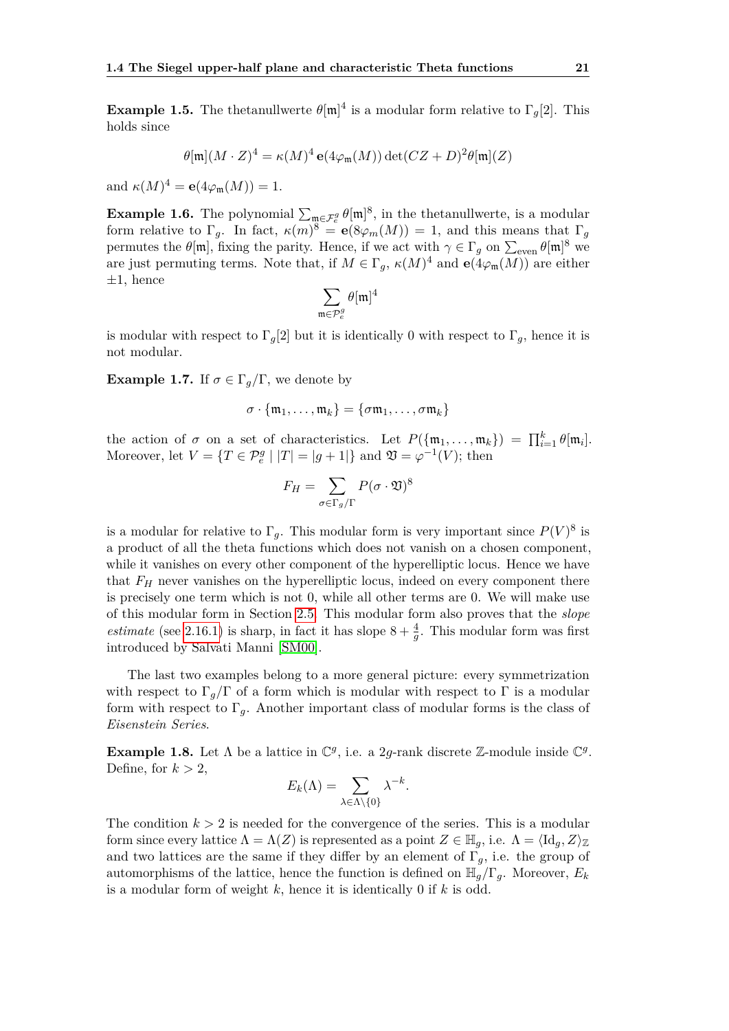**Example 1.5.** The thetanullwerte $\theta[\mathfrak{m}]^4$ is a modular form relative to $\Gamma_g[2]$. This holds since

$$\theta[\mathfrak{m}](M \cdot Z)^4 = \kappa(M)^4 \, \mathbf{e}(4\varphi_{\mathfrak{m}}(M)) \det(CZ + D)^2 \theta[\mathfrak{m}](Z)$$

and $\kappa(M)^4 = \mathbf{e}(4\varphi_{\mathfrak{m}}(M)) = 1$.

**Example 1.6.** The polynomial $\sum_{\mathfrak{m} \in \mathcal{F}_e^g} \theta[\mathfrak{m}]^8$, in the thetanullwerte, is a modular form relative to $\Gamma_g$. In fact, $\kappa(m)^8 = \mathbf{e}(8\varphi_m(M)) = 1$, and this means that $\Gamma_g$ permutes the $\theta[\mathfrak{m}]$, fixing the parity. Hence, if we act with $\gamma \in \Gamma_g$ on $\sum_{\text{even}} \theta[\mathfrak{m}]^8$ we are just permuting terms. Note that, if $M \in \Gamma_g$, $\kappa(M)^4$ and $\mathbf{e}(4\varphi_{\mathfrak{m}}(M))$ are either $\pm 1$, hence

$$\sum_{\mathfrak{m} \in \mathcal{P}_e^g} \theta[\mathfrak{m}]^4$$

is modular with respect to $\Gamma_g[2]$ but it is identically 0 with respect to $\Gamma_g$, hence it is not modular.

**Example 1.7.** If $\sigma \in \Gamma_g/\Gamma$, we denote by

$$\sigma \cdot \{\mathfrak{m}_1, \ldots, \mathfrak{m}_k\} = \{\sigma\mathfrak{m}_1, \ldots, \sigma\mathfrak{m}_k\}$$

the action of $\sigma$ on a set of characteristics. Let $P(\{\mathfrak{m}_1, \ldots, \mathfrak{m}_k\}) = \prod_{i=1}^k \theta[\mathfrak{m}_i]$. Moreover, let $V = \{T \in \mathcal{P}_e^g \mid |T| = |g+1|\}$ and $\mathfrak{V} = \varphi^{-1}(V)$; then

$$F_H = \sum_{\sigma \in \Gamma_g/\Gamma} P(\sigma \cdot \mathfrak{V})^8$$

is a modular for relative to $\Gamma_g$. This modular form is very important since $P(V)^8$ is a product of all the theta functions which does not vanish on a chosen component, while it vanishes on every other component of the hyperelliptic locus. Hence we have that $F_H$ never vanishes on the hyperelliptic locus, indeed on every component there is precisely one term which is not 0, while all other terms are 0. We will make use of this modular form in Section 2.5. This modular form also proves that the *slope estimate* (see 2.16.1) is sharp, in fact it has slope $8 + \frac{4}{g}$. This modular form was first introduced by Salvati Manni [SM00].

The last two examples belong to a more general picture: every symmetrization with respect to $\Gamma_g/\Gamma$ of a form which is modular with respect to $\Gamma$ is a modular form with respect to $\Gamma_g$. Another important class of modular forms is the class of *Eisenstein Series*.

**Example 1.8.** Let $\Lambda$ be a lattice in $\mathbb{C}^g$, i.e. a $2g$-rank discrete $\mathbb{Z}$-module inside $\mathbb{C}^g$. Define, for $k > 2$,

$$E_k(\Lambda) = \sum_{\lambda \in \Lambda \setminus \{0\}} \lambda^{-k}.$$

The condition $k > 2$ is needed for the convergence of the series. This is a modular form since every lattice $\Lambda = \Lambda(Z)$ is represented as a point $Z \in \mathbb{H}_g$, i.e. $\Lambda = \langle \mathrm{Id}_g, Z \rangle_{\mathbb{Z}}$ and two lattices are the same if they differ by an element of $\Gamma_g$, i.e. the group of automorphisms of the lattice, hence the function is defined on $\mathbb{H}_g/\Gamma_g$. Moreover, $E_k$ is a modular form of weight $k$, hence it is identically 0 if $k$ is odd.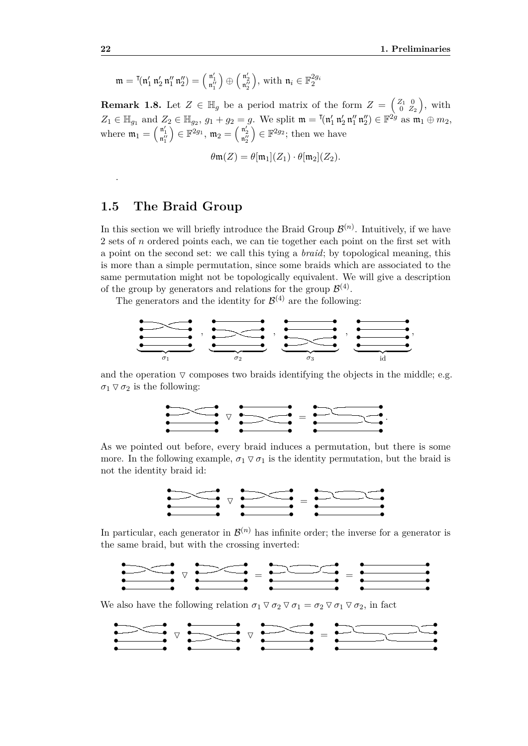$\mathfrak{m} = {}^{\mathsf{T}}(\mathfrak{n}_1' \, \mathfrak{n}_2' \, \mathfrak{n}_1'' \, \mathfrak{n}_2'') = \begin{pmatrix} \mathfrak{n}_1' \\ \mathfrak{n}_1'' \end{pmatrix} \oplus \begin{pmatrix} \mathfrak{n}_2' \\ \mathfrak{n}_2'' \end{pmatrix}$, with $\mathfrak{n}_i \in \mathbb{F}_2^{2g_i}$

**Remark 1.8.** Let $Z \in \mathbb{H}_g$ be a period matrix of the form $Z = \begin{pmatrix} Z_1 & 0 \\ 0 & Z_2 \end{pmatrix}$, with $Z_1 \in \mathbb{H}_{g_1}$ and $Z_2 \in \mathbb{H}_{g_2}$, $g_1 + g_2 = g$. We split $\mathfrak{m} = {}^{\mathsf{T}}(\mathfrak{n}_1' \, \mathfrak{n}_2' \, \mathfrak{n}_1'' \, \mathfrak{n}_2'') \in \mathbb{F}^{2g}$ as $\mathfrak{m}_1 \oplus m_2$, where $\mathfrak{m}_1 = \begin{pmatrix} \mathfrak{n}_1' \\ \mathfrak{n}_1'' \end{pmatrix} \in \mathbb{F}^{2g_1}$, $\mathfrak{m}_2 = \begin{pmatrix} \mathfrak{n}_2' \\ \mathfrak{n}_2'' \end{pmatrix} \in \mathbb{F}^{2g_2}$; then we have

$$\theta\mathfrak{m}(Z) = \theta[\mathfrak{m}_1](Z_1) \cdot \theta[\mathfrak{m}_2](Z_2).$$

.

## 1.5 The Braid Group

In this section we will briefly introduce the Braid Group $\mathcal{B}^{(n)}$. Intuitively, if we have 2 sets of $n$ ordered points each, we can tie together each point on the first set with a point on the second set: we call this tying a *braid*; by topological meaning, this is more than a simple permutation, since some braids which are associated to the same permutation might not be topologically equivalent. We will give a description of the group by generators and relations for the group $\mathcal{B}^{(4)}$.

The generators and the identity for $\mathcal{B}^{(4)}$ are the following:

$\sigma_1$ , $\sigma_2$ , $\sigma_3$ , id ,

and the operation $\triangledown$ composes two braids identifying the objects in the middle; e.g. $\sigma_1 \triangledown \sigma_2$ is the following:

As we pointed out before, every braid induces a permutation, but there is some more. In the following example, $\sigma_1 \triangledown \sigma_1$ is the identity permutation, but the braid is not the identity braid id:

In particular, each generator in $\mathcal{B}^{(n)}$ has infinite order; the inverse for a generator is the same braid, but with the crossing inverted:

We also have the following relation $\sigma_1 \triangledown \sigma_2 \triangledown \sigma_1 = \sigma_2 \triangledown \sigma_1 \triangledown \sigma_2$, in fact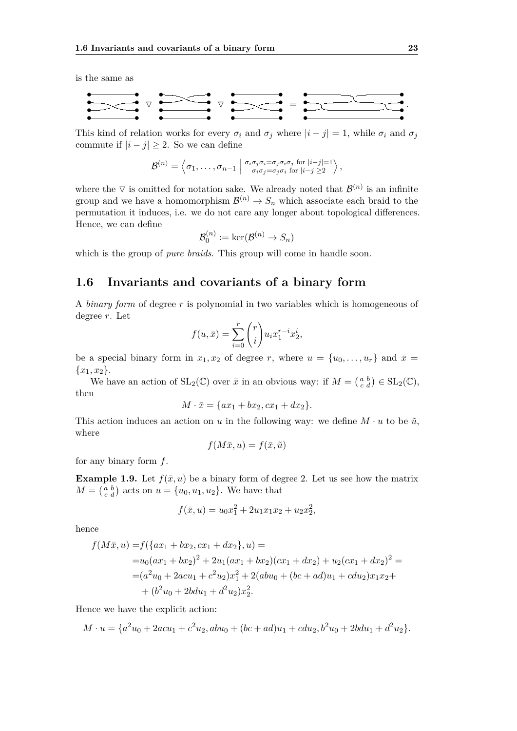is the same as

This kind of relation works for every $\sigma_i$ and $\sigma_j$ where $|i-j|=1$, while $\sigma_i$ and $\sigma_j$ commute if $|i-j|\geq 2$. So we can define

$$\mathcal{B}^{(n)} = \left\langle \sigma_1, \dots, \sigma_{n-1} \;\middle|\; \begin{smallmatrix} \sigma_i\sigma_j\sigma_i=\sigma_j\sigma_i\sigma_j \text{ for } |i-j|=1 \\ \sigma_i\sigma_j=\sigma_j\sigma_i \text{ for } |i-j|\geq 2 \end{smallmatrix} \right\rangle,$$

where the $\triangledown$ is omitted for notation sake. We already noted that $\mathcal{B}^{(n)}$ is an infinite group and we have a homomorphism $\mathcal{B}^{(n)} \to S_n$ which associate each braid to the permutation it induces, i.e. we do not care any longer about topological differences. Hence, we can define

$$\mathcal{B}_0^{(n)} := \ker(\mathcal{B}^{(n)} \to S_n)$$

which is the group of *pure braids*. This group will come in handle soon.

## 1.6 Invariants and covariants of a binary form

A *binary form* of degree $r$ is polynomial in two variables which is homogeneous of degree $r$. Let

$$f(u, \bar{x}) = \sum_{i=0}^{r} \binom{r}{i} u_i x_1^{r-i} x_2^i,$$

be a special binary form in $x_1, x_2$ of degree $r$, where $u = \{u_0, \dots, u_r\}$ and $\bar{x} = \{x_1, x_2\}$.

We have an action of $\mathrm{SL}_2(\mathbb{C})$ over $\bar{x}$ in an obvious way: if $M = \left(\begin{smallmatrix} a & b \\ c & d \end{smallmatrix}\right) \in \mathrm{SL}_2(\mathbb{C})$, then

$$M \cdot \bar{x} = \{ax_1 + bx_2, cx_1 + dx_2\}.$$

This action induces an action on $u$ in the following way: we define $M \cdot u$ to be $\tilde{u}$, where

$$f(M\bar{x}, u) = f(\bar{x}, \tilde{u})$$

for any binary form $f$.

**Example 1.9.** Let $f(\bar{x}, u)$ be a binary form of degree 2. Let us see how the matrix $M = \left(\begin{smallmatrix} a & b \\ c & d \end{smallmatrix}\right)$ acts on $u = \{u_0, u_1, u_2\}$. We have that

$$f(\bar{x}, u) = u_0 x_1^2 + 2u_1 x_1 x_2 + u_2 x_2^2,$$

hence

$$\begin{aligned}
f(M\bar{x}, u) =& f(\{ax_1 + bx_2, cx_1 + dx_2\}, u) = \\
=& u_0(ax_1 + bx_2)^2 + 2u_1(ax_1 + bx_2)(cx_1 + dx_2) + u_2(cx_1 + dx_2)^2 = \\
=& (a^2u_0 + 2acu_1 + c^2u_2)x_1^2 + 2(abu_0 + (bc + ad)u_1 + cdu_2)x_1x_2 + \\
& + (b^2u_0 + 2bdu_1 + d^2u_2)x_2^2.
\end{aligned}$$

Hence we have the explicit action:

$$M \cdot u = \{a^2u_0 + 2acu_1 + c^2u_2, abu_0 + (bc + ad)u_1 + cdu_2, b^2u_0 + 2bdu_1 + d^2u_2\}.$$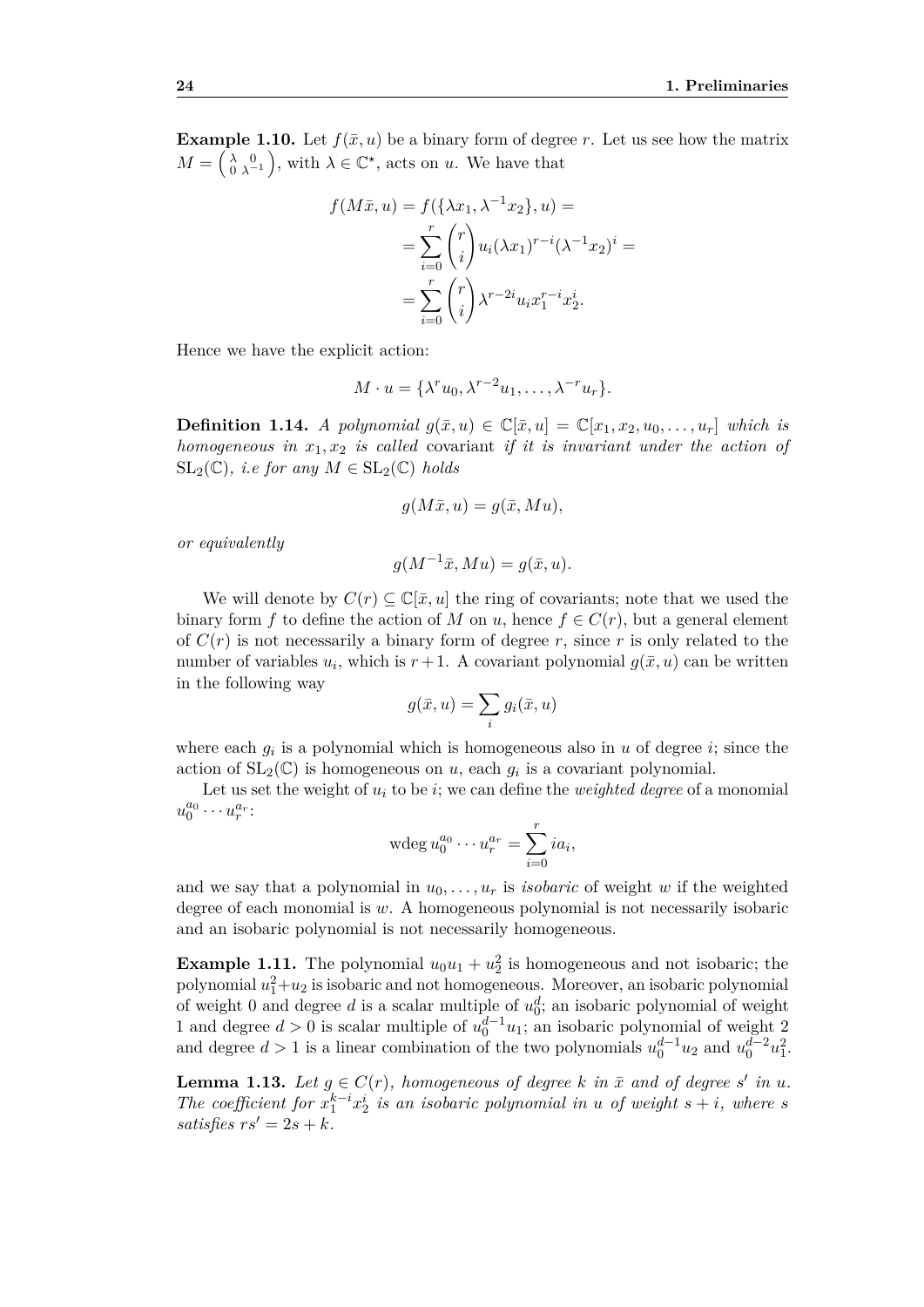**Example 1.10.** Let $f(\bar{x}, u)$ be a binary form of degree $r$. Let us see how the matrix $M = \begin{pmatrix} \lambda & 0 \\ 0 & \lambda^{-1} \end{pmatrix}$, with $\lambda \in \mathbb{C}^\star$, acts on $u$. We have that

$$
\begin{aligned}
f(M\bar{x}, u) = f(\{\lambda x_1, \lambda^{-1} x_2\}, u) = \\
= \sum_{i=0}^{r} \binom{r}{i} u_i (\lambda x_1)^{r-i} (\lambda^{-1} x_2)^i = \\
= \sum_{i=0}^{r} \binom{r}{i} \lambda^{r-2i} u_i x_1^{r-i} x_2^i.
\end{aligned}
$$

Hence we have the explicit action:

$$
M \cdot u = \{\lambda^r u_0, \lambda^{r-2} u_1, \ldots, \lambda^{-r} u_r\}.
$$

**Definition 1.14.** *A polynomial $g(\bar{x}, u) \in \mathbb{C}[\bar{x}, u] = \mathbb{C}[x_1, x_2, u_0, \ldots, u_r]$ which is homogeneous in $x_1, x_2$ is called* covariant *if it is invariant under the action of $\mathrm{SL}_2(\mathbb{C})$, i.e for any $M \in \mathrm{SL}_2(\mathbb{C})$ holds*

$$
g(M\bar{x}, u) = g(\bar{x}, Mu),
$$

*or equivalently*

$$
g(M^{-1}\bar{x}, Mu) = g(\bar{x}, u).
$$

We will denote by $C(r) \subseteq \mathbb{C}[\bar{x}, u]$ the ring of covariants; note that we used the binary form $f$ to define the action of $M$ on $u$, hence $f \in C(r)$, but a general element of $C(r)$ is not necessarily a binary form of degree $r$, since $r$ is only related to the number of variables $u_i$, which is $r+1$. A covariant polynomial $g(\bar{x}, u)$ can be written in the following way

$$
g(\bar{x}, u) = \sum_i g_i(\bar{x}, u)
$$

where each $g_i$ is a polynomial which is homogeneous also in $u$ of degree $i$; since the action of $\mathrm{SL}_2(\mathbb{C})$ is homogeneous on $u$, each $g_i$ is a covariant polynomial.

Let us set the weight of $u_i$ to be $i$; we can define the *weighted degree* of a monomial $u_0^{a_0} \cdots u_r^{a_r}$:

$$
\operatorname{wdeg} u_0^{a_0} \cdots u_r^{a_r} = \sum_{i=0}^{r} i a_i,
$$

and we say that a polynomial in $u_0, \ldots, u_r$ is *isobaric* of weight $w$ if the weighted degree of each monomial is $w$. A homogeneous polynomial is not necessarily isobaric and an isobaric polynomial is not necessarily homogeneous.

**Example 1.11.** The polynomial $u_0 u_1 + u_2^2$ is homogeneous and not isobaric; the polynomial $u_1^2 + u_2$ is isobaric and not homogeneous. Moreover, an isobaric polynomial of weight 0 and degree $d$ is a scalar multiple of $u_0^d$; an isobaric polynomial of weight 1 and degree $d > 0$ is scalar multiple of $u_0^{d-1} u_1$; an isobaric polynomial of weight 2 and degree $d > 1$ is a linear combination of the two polynomials $u_0^{d-1} u_2$ and $u_0^{d-2} u_1^2$.

**Lemma 1.13.** *Let $g \in C(r)$, homogeneous of degree $k$ in $\bar{x}$ and of degree $s'$ in $u$. The coefficient for $x_1^{k-i} x_2^i$ is an isobaric polynomial in $u$ of weight $s+i$, where $s$ satisfies $rs' = 2s + k$.*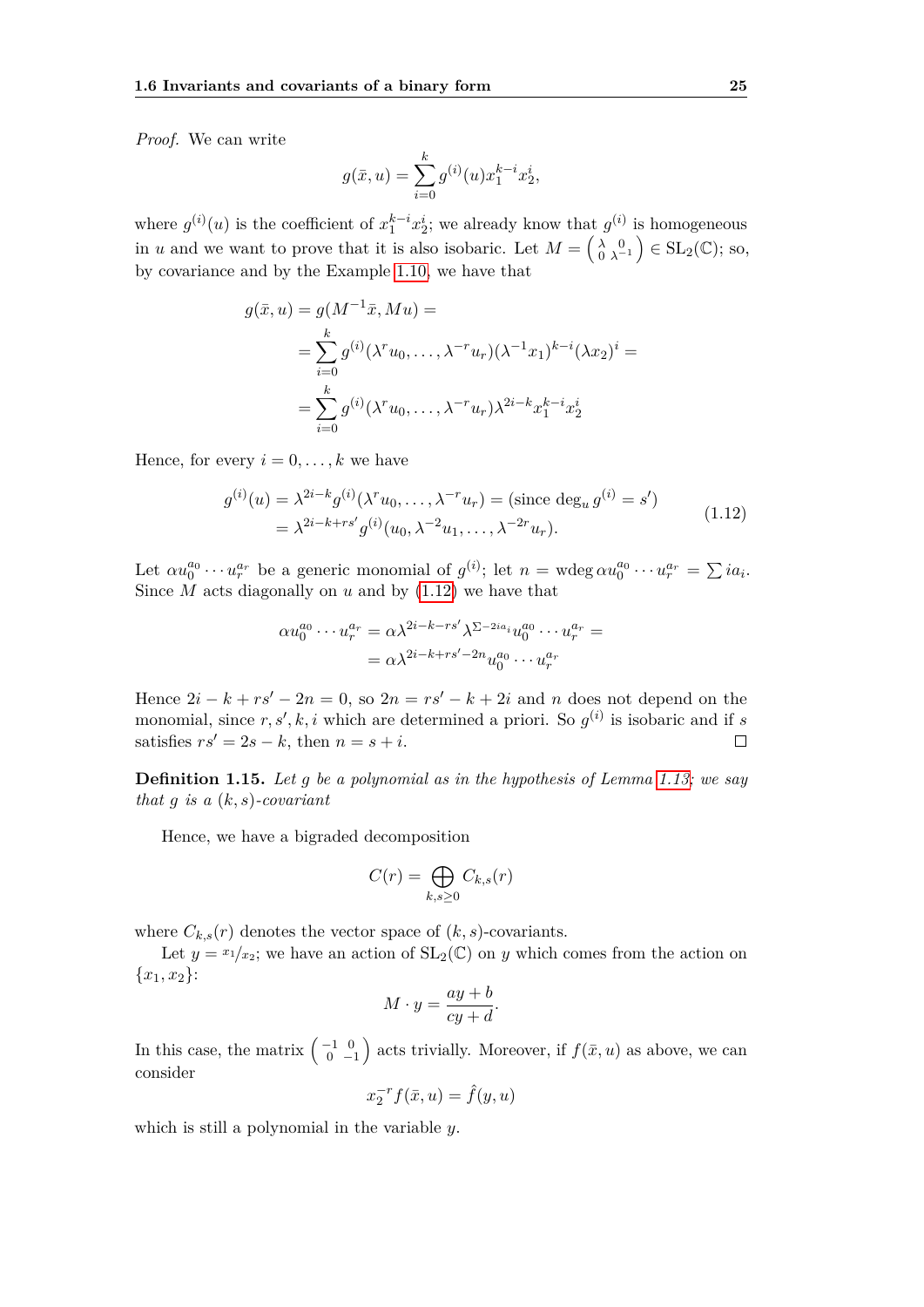*Proof.* We can write

$$g(\bar{x}, u) = \sum_{i=0}^{k} g^{(i)}(u) x_1^{k-i} x_2^i,$$

where $g^{(i)}(u)$ is the coefficient of $x_1^{k-i}x_2^i$; we already know that $g^{(i)}$ is homogeneous in $u$ and we want to prove that it is also isobaric. Let $M = \left(\begin{smallmatrix} \lambda & 0 \\ 0 & \lambda^{-1} \end{smallmatrix}\right) \in \mathrm{SL}_2(\mathbb{C})$; so, by covariance and by the Example 1.10, we have that

$$\begin{aligned} g(\bar{x}, u) &= g(M^{-1}\bar{x}, Mu) = \\ &= \sum_{i=0}^{k} g^{(i)}(\lambda^r u_0, \ldots, \lambda^{-r} u_r)(\lambda^{-1} x_1)^{k-i}(\lambda x_2)^i = \\ &= \sum_{i=0}^{k} g^{(i)}(\lambda^r u_0, \ldots, \lambda^{-r} u_r)\lambda^{2i-k} x_1^{k-i} x_2^i \end{aligned}$$

Hence, for every $i = 0, \ldots, k$ we have

$$\begin{aligned} g^{(i)}(u) &= \lambda^{2i-k} g^{(i)}(\lambda^r u_0, \ldots, \lambda^{-r} u_r) = (\text{since } \deg_u g^{(i)} = s') \\ &= \lambda^{2i-k+rs'} g^{(i)}(u_0, \lambda^{-2} u_1, \ldots, \lambda^{-2r} u_r). \end{aligned} \tag{1.12}$$

Let $\alpha u_0^{a_0} \cdots u_r^{a_r}$ be a generic monomial of $g^{(i)}$; let $n = \operatorname{wdeg} \alpha u_0^{a_0} \cdots u_r^{a_r} = \sum i a_i$. Since $M$ acts diagonally on $u$ and by (1.12) we have that

$$\begin{aligned} \alpha u_0^{a_0} \cdots u_r^{a_r} &= \alpha \lambda^{2i-k-rs'} \lambda^{\Sigma - 2ia_i} u_0^{a_0} \cdots u_r^{a_r} = \\ &= \alpha \lambda^{2i-k+rs'-2n} u_0^{a_0} \cdots u_r^{a_r} \end{aligned}$$

Hence $2i - k + rs' - 2n = 0$, so $2n = rs' - k + 2i$ and $n$ does not depend on the monomial, since $r, s', k, i$ which are determined a priori. So $g^{(i)}$ is isobaric and if $s$ satisfies $rs' = 2s - k$, then $n = s + i$. $\square$

**Definition 1.15.** *Let $g$ be a polynomial as in the hypothesis of Lemma 1.13; we say that $g$ is a $(k, s)$-covariant*

Hence, we have a bigraded decomposition

$$C(r) = \bigoplus_{k,s \geq 0} C_{k,s}(r)$$

where $C_{k,s}(r)$ denotes the vector space of $(k, s)$-covariants.

Let $y = x_1/x_2$; we have an action of $\mathrm{SL}_2(\mathbb{C})$ on $y$ which comes from the action on $\{x_1, x_2\}$:

$$M \cdot y = \frac{ay + b}{cy + d}.$$

In this case, the matrix $\left(\begin{smallmatrix} -1 & 0 \\ 0 & -1 \end{smallmatrix}\right)$ acts trivially. Moreover, if $f(\bar{x}, u)$ as above, we can consider

$$x_2^{-r} f(\bar{x}, u) = \hat{f}(y, u)$$

which is still a polynomial in the variable $y$.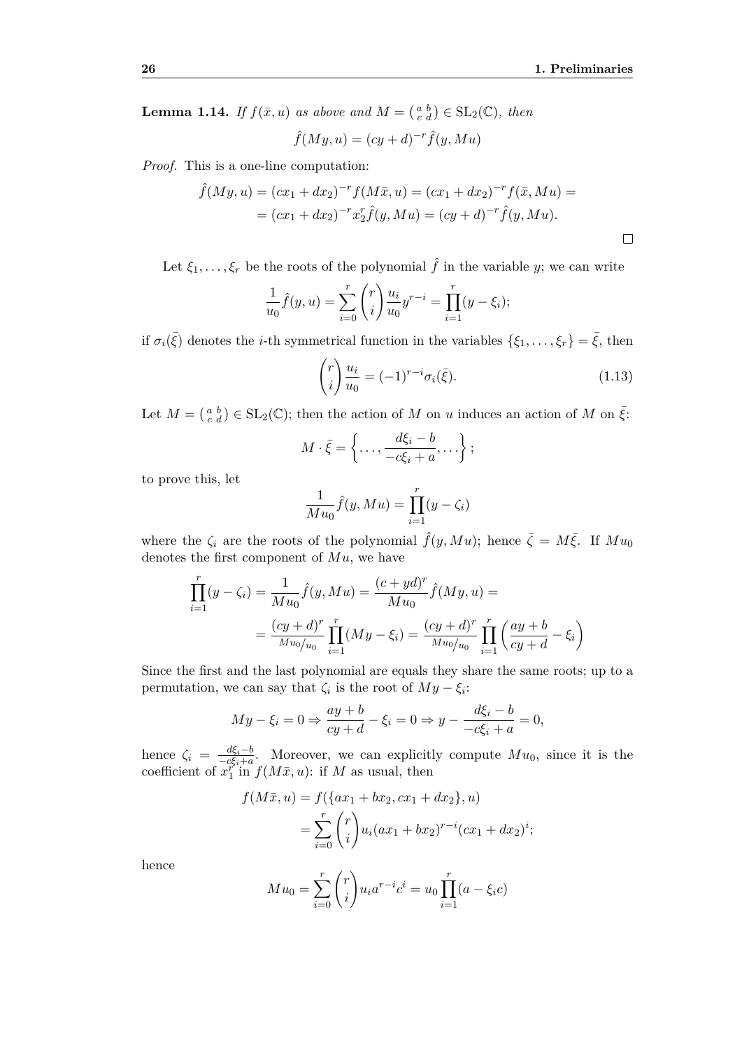**Lemma 1.14.** *If $f(\bar{x}, u)$ as above and $M = \left(\begin{smallmatrix} a & b \\ c & d \end{smallmatrix}\right) \in \mathrm{SL}_2(\mathbb{C})$, then*

$$\hat{f}(My, u) = (cy + d)^{-r} \hat{f}(y, Mu)$$

*Proof.* This is a one-line computation:

$$\begin{aligned}
\hat{f}(My, u) &= (cx_1 + dx_2)^{-r} f(M\bar{x}, u) = (cx_1 + dx_2)^{-r} f(\bar{x}, Mu) = \\
&= (cx_1 + dx_2)^{-r} x_2^r \hat{f}(y, Mu) = (cy + d)^{-r} \hat{f}(y, Mu).
\end{aligned}$$

□

Let $\xi_1, \ldots, \xi_r$ be the roots of the polynomial $\hat{f}$ in the variable $y$; we can write

$$\frac{1}{u_0} \hat{f}(y, u) = \sum_{i=0}^{r} \binom{r}{i} \frac{u_i}{u_0} y^{r-i} = \prod_{i=1}^{r} (y - \xi_i);$$

if $\sigma_i(\bar{\xi})$ denotes the $i$-th symmetrical function in the variables $\{\xi_1, \ldots, \xi_r\} = \bar{\xi}$, then

$$\binom{r}{i} \frac{u_i}{u_0} = (-1)^{r-i} \sigma_i(\bar{\xi}). \tag{1.13}$$

Let $M = \left(\begin{smallmatrix} a & b \\ c & d \end{smallmatrix}\right) \in \mathrm{SL}_2(\mathbb{C})$; then the action of $M$ on $u$ induces an action of $M$ on $\bar{\xi}$:

$$M \cdot \bar{\xi} = \left\{ \ldots, \frac{d\xi_i - b}{-c\xi_i + a}, \ldots \right\};$$

to prove this, let

$$\frac{1}{Mu_0} \hat{f}(y, Mu) = \prod_{i=1}^{r} (y - \zeta_i)$$

where the $\zeta_i$ are the roots of the polynomial $\hat{f}(y, Mu)$; hence $\bar{\zeta} = M\bar{\xi}$. If $Mu_0$ denotes the first component of $Mu$, we have

$$\begin{aligned}
\prod_{i=1}^{r} (y - \zeta_i) &= \frac{1}{Mu_0} \hat{f}(y, Mu) = \frac{(c + yd)^r}{Mu_0} \hat{f}(My, u) = \\
&= \frac{(cy + d)^r}{Mu_0/u_0} \prod_{i=1}^{r} (My - \xi_i) = \frac{(cy + d)^r}{Mu_0/u_0} \prod_{i=1}^{r} \left( \frac{ay + b}{cy + d} - \xi_i \right)
\end{aligned}$$

Since the first and the last polynomial are equals they share the same roots; up to a permutation, we can say that $\zeta_i$ is the root of $My - \xi_i$:

$$My - \xi_i = 0 \Rightarrow \frac{ay + b}{cy + d} - \xi_i = 0 \Rightarrow y - \frac{d\xi_i - b}{-c\xi_i + a} = 0,$$

hence $\zeta_i = \frac{d\xi_i - b}{-c\xi_i + a}$. Moreover, we can explicitly compute $Mu_0$, since it is the coefficient of $x_1^r$ in $f(M\bar{x}, u)$: if $M$ as usual, then

$$\begin{aligned}
f(M\bar{x}, u) &= f(\{ax_1 + bx_2, cx_1 + dx_2\}, u) \\
&= \sum_{i=0}^{r} \binom{r}{i} u_i (ax_1 + bx_2)^{r-i} (cx_1 + dx_2)^i;
\end{aligned}$$

hence

$$Mu_0 = \sum_{i=0}^{r} \binom{r}{i} u_i a^{r-i} c^i = u_0 \prod_{i=1}^{r} (a - \xi_i c)$$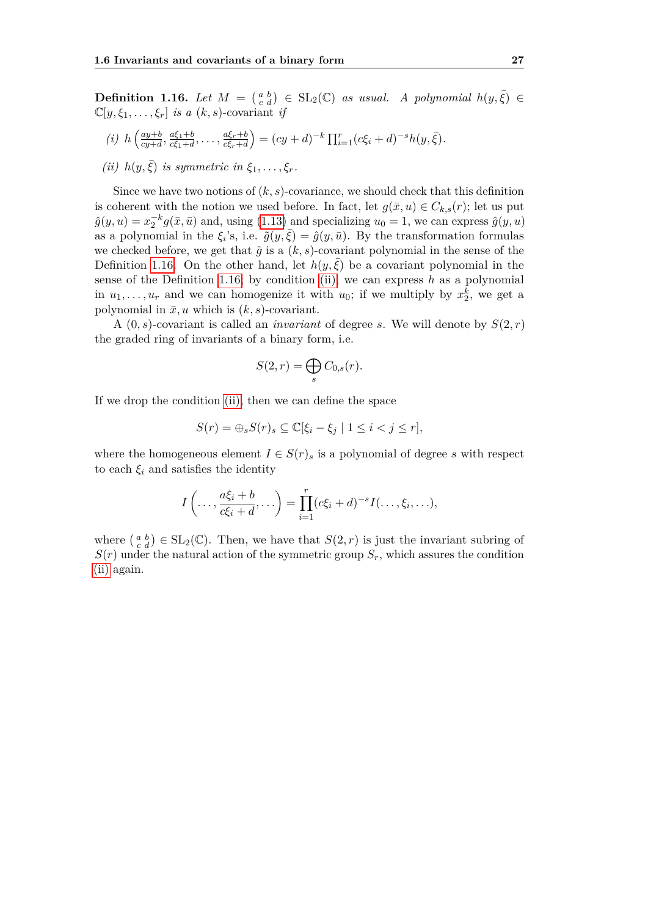**Definition 1.16.** *Let $M = \left(\begin{smallmatrix} a & b \\ c & d \end{smallmatrix}\right) \in \mathrm{SL}_2(\mathbb{C})$ as usual. A polynomial $h(y, \bar{\xi}) \in \mathbb{C}[y, \xi_1, \ldots, \xi_r]$ is a $(k, s)$-covariant if*

*(i)* $h\left(\frac{ay+b}{cy+d}, \frac{a\xi_1+b}{c\xi_1+d}, \ldots, \frac{a\xi_r+b}{c\xi_r+d}\right) = (cy+d)^{-k} \prod_{i=1}^{r} (c\xi_i + d)^{-s} h(y, \bar{\xi})$.

*(ii)* $h(y, \bar{\xi})$ *is symmetric in* $\xi_1, \ldots, \xi_r$.

Since we have two notions of $(k, s)$-covariance, we should check that this definition is coherent with the notion we used before. In fact, let $g(\bar{x}, u) \in C_{k,s}(r)$; let us put $\hat{g}(y, u) = x_2^{-k} g(\bar{x}, \bar{u})$ and, using (1.13) and specializing $u_0 = 1$, we can express $\hat{g}(y, u)$ as a polynomial in the $\xi_i$'s, i.e. $\tilde{g}(y, \bar{\xi}) = \hat{g}(y, \bar{u})$. By the transformation formulas we checked before, we get that $\tilde{g}$ is a $(k, s)$-covariant polynomial in the sense of the Definition 1.16. On the other hand, let $h(y, \bar{\xi})$ be a covariant polynomial in the sense of the Definition 1.16: by condition (ii) we can express $h$ as a polynomial in $u_1, \ldots, u_r$ and we can homogenize it with $u_0$; if we multiply by $x_2^k$, we get a polynomial in $\bar{x}, u$ which is $(k, s)$-covariant.

A $(0, s)$-covariant is called an *invariant* of degree $s$. We will denote by $S(2, r)$ the graded ring of invariants of a binary form, i.e.

$$S(2, r) = \bigoplus_s C_{0,s}(r).$$

If we drop the condition (ii), then we can define the space

$$S(r) = \oplus_s S(r)_s \subseteq \mathbb{C}[\xi_i - \xi_j \mid 1 \leq i < j \leq r],$$

where the homogeneous element $I \in S(r)_s$ is a polynomial of degree $s$ with respect to each $\xi_i$ and satisfies the identity

$$I\left(\ldots, \frac{a\xi_i + b}{c\xi_i + d}, \ldots\right) = \prod_{i=1}^{r} (c\xi_i + d)^{-s} I(\ldots, \xi_i, \ldots),$$

where $\left(\begin{smallmatrix} a & b \\ c & d \end{smallmatrix}\right) \in \mathrm{SL}_2(\mathbb{C})$. Then, we have that $S(2, r)$ is just the invariant subring of $S(r)$ under the natural action of the symmetric group $S_r$, which assures the condition (ii) again.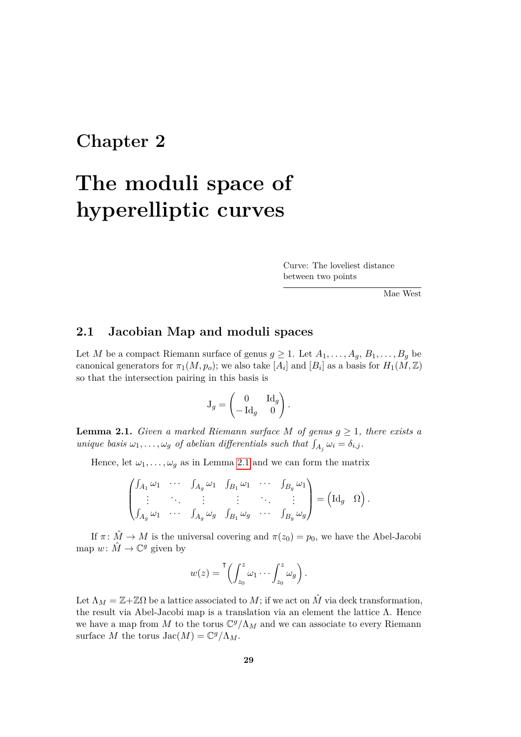# Chapter 2

# The moduli space of hyperelliptic curves

Curve: The loveliest distance between two points

Mae West

## 2.1 Jacobian Map and moduli spaces

Let $M$ be a compact Riemann surface of genus $g \geq 1$. Let $A_1, \ldots, A_g, B_1, \ldots, B_g$ be canonical generators for $\pi_1(M, p_o)$; we also take $[A_i]$ and $[B_i]$ as a basis for $H_1(M, \mathbb{Z})$ so that the intersection pairing in this basis is

$$\mathrm{J}_g = \begin{pmatrix} 0 & \mathrm{Id}_g \\ -\mathrm{Id}_g & 0 \end{pmatrix}.$$

**Lemma 2.1.** *Given a marked Riemann surface $M$ of genus $g \geq 1$, there exists a unique basis $\omega_1, \ldots, \omega_g$ of abelian differentials such that $\int_{A_j} \omega_i = \delta_{i,j}$.*

Hence, let $\omega_1, \ldots, \omega_g$ as in Lemma 2.1 and we can form the matrix

$$\begin{pmatrix} \int_{A_1} \omega_1 & \cdots & \int_{A_g} \omega_1 & \int_{B_1} \omega_1 & \cdots & \int_{B_g} \omega_1 \\ \vdots & \ddots & \vdots & \vdots & \ddots & \vdots \\ \int_{A_g} \omega_1 & \cdots & \int_{A_g} \omega_g & \int_{B_1} \omega_g & \cdots & \int_{B_g} \omega_g \end{pmatrix} = \begin{pmatrix} \mathrm{Id}_g & \Omega \end{pmatrix}.$$

If $\pi \colon \hat{M} \to M$ is the universal covering and $\pi(z_0) = p_0$, we have the Abel-Jacobi map $w \colon \hat{M} \to \mathbb{C}^g$ given by

$$w(z) = {}^{\mathsf{T}}\!\left( \int_{z_0}^{z} \omega_1 \cdots \int_{z_0}^{z} \omega_g \right).$$

Let $\Lambda_M = \mathbb{Z} + \mathbb{Z}\Omega$ be a lattice associated to $M$; if we act on $\hat{M}$ via deck transformation, the result via Abel-Jacobi map is a translation via an element the lattice $\Lambda$. Hence we have a map from $M$ to the torus $\mathbb{C}^g / \Lambda_M$ and we can associate to every Riemann surface $M$ the torus $\mathrm{Jac}(M) = \mathbb{C}^g / \Lambda_M$.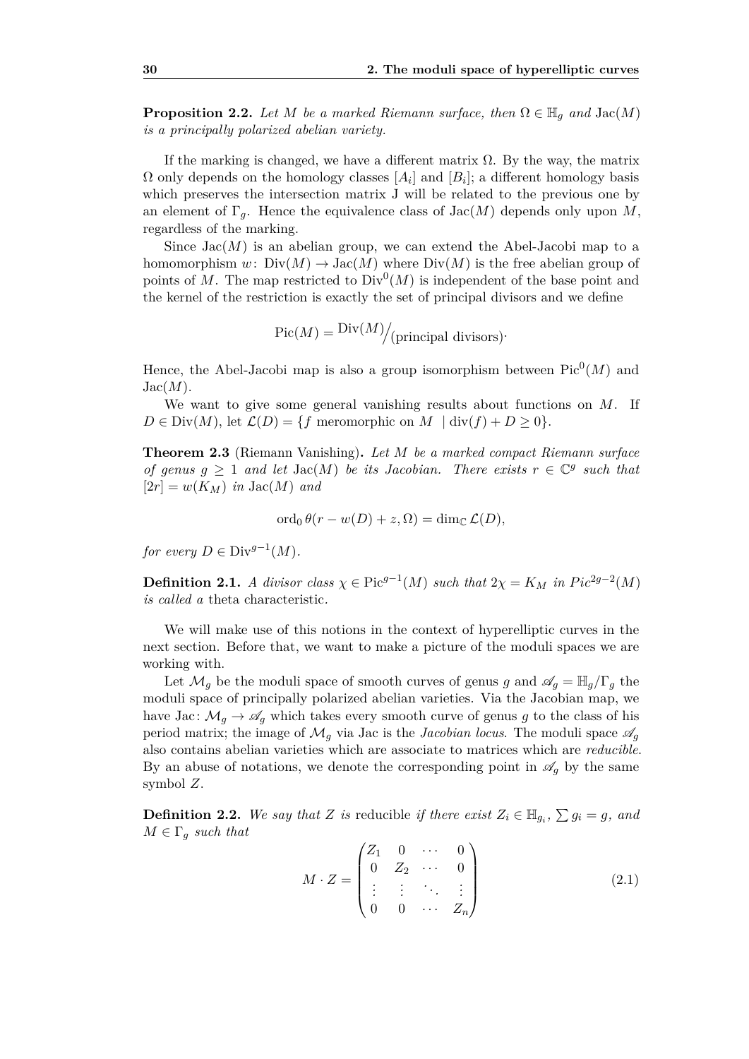**Proposition 2.2.** *Let $M$ be a marked Riemann surface, then $\Omega \in \mathbb{H}_g$ and $\mathrm{Jac}(M)$ is a principally polarized abelian variety.*

If the marking is changed, we have a different matrix $\Omega$. By the way, the matrix $\Omega$ only depends on the homology classes $[A_i]$ and $[B_i]$; a different homology basis which preserves the intersection matrix J will be related to the previous one by an element of $\Gamma_g$. Hence the equivalence class of $\mathrm{Jac}(M)$ depends only upon $M$, regardless of the marking.

Since $\mathrm{Jac}(M)$ is an abelian group, we can extend the Abel-Jacobi map to a homomorphism $w\colon \mathrm{Div}(M) \to \mathrm{Jac}(M)$ where $\mathrm{Div}(M)$ is the free abelian group of points of $M$. The map restricted to $\mathrm{Div}^0(M)$ is independent of the base point and the kernel of the restriction is exactly the set of principal divisors and we define

$$\mathrm{Pic}(M) = {\mathrm{Div}(M)}\big/_{\text{(principal divisors)}}.$$

Hence, the Abel-Jacobi map is also a group isomorphism between $\mathrm{Pic}^0(M)$ and $\mathrm{Jac}(M)$.

We want to give some general vanishing results about functions on $M$. If $D \in \mathrm{Div}(M)$, let $\mathcal{L}(D) = \{f \text{ meromorphic on } M \mid \mathrm{div}(f) + D \geq 0\}$.

**Theorem 2.3** (Riemann Vanishing)**.** *Let $M$ be a marked compact Riemann surface of genus $g \geq 1$ and let $\mathrm{Jac}(M)$ be its Jacobian. There exists $r \in \mathbb{C}^g$ such that $[2r] = w(K_M)$ in $\mathrm{Jac}(M)$ and*

$$\mathrm{ord}_0\, \theta(r - w(D) + z, \Omega) = \dim_{\mathbb{C}} \mathcal{L}(D),$$

*for every $D \in \mathrm{Div}^{g-1}(M)$.*

**Definition 2.1.** *A divisor class $\chi \in \mathrm{Pic}^{g-1}(M)$ such that $2\chi = K_M$ in $Pic^{2g-2}(M)$ is called a* theta characteristic*.*

We will make use of this notions in the context of hyperelliptic curves in the next section. Before that, we want to make a picture of the moduli spaces we are working with.

Let $\mathcal{M}_g$ be the moduli space of smooth curves of genus $g$ and $\mathscr{A}_g = \mathbb{H}_g/\Gamma_g$ the moduli space of principally polarized abelian varieties. Via the Jacobian map, we have $\mathrm{Jac}\colon \mathcal{M}_g \to \mathscr{A}_g$ which takes every smooth curve of genus $g$ to the class of his period matrix; the image of $\mathcal{M}_g$ via Jac is the *Jacobian locus*. The moduli space $\mathscr{A}_g$ also contains abelian varieties which are associate to matrices which are *reducible*. By an abuse of notations, we denote the corresponding point in $\mathscr{A}_g$ by the same symbol $Z$.

**Definition 2.2.** *We say that $Z$ is* reducible *if there exist $Z_i \in \mathbb{H}_{g_i}$, $\sum g_i = g$, and $M \in \Gamma_g$ such that*

$$M \cdot Z = \begin{pmatrix} Z_1 & 0 & \cdots & 0 \\ 0 & Z_2 & \cdots & 0 \\ \vdots & \vdots & \ddots & \vdots \\ 0 & 0 & \cdots & Z_n \end{pmatrix} \tag{2.1}$$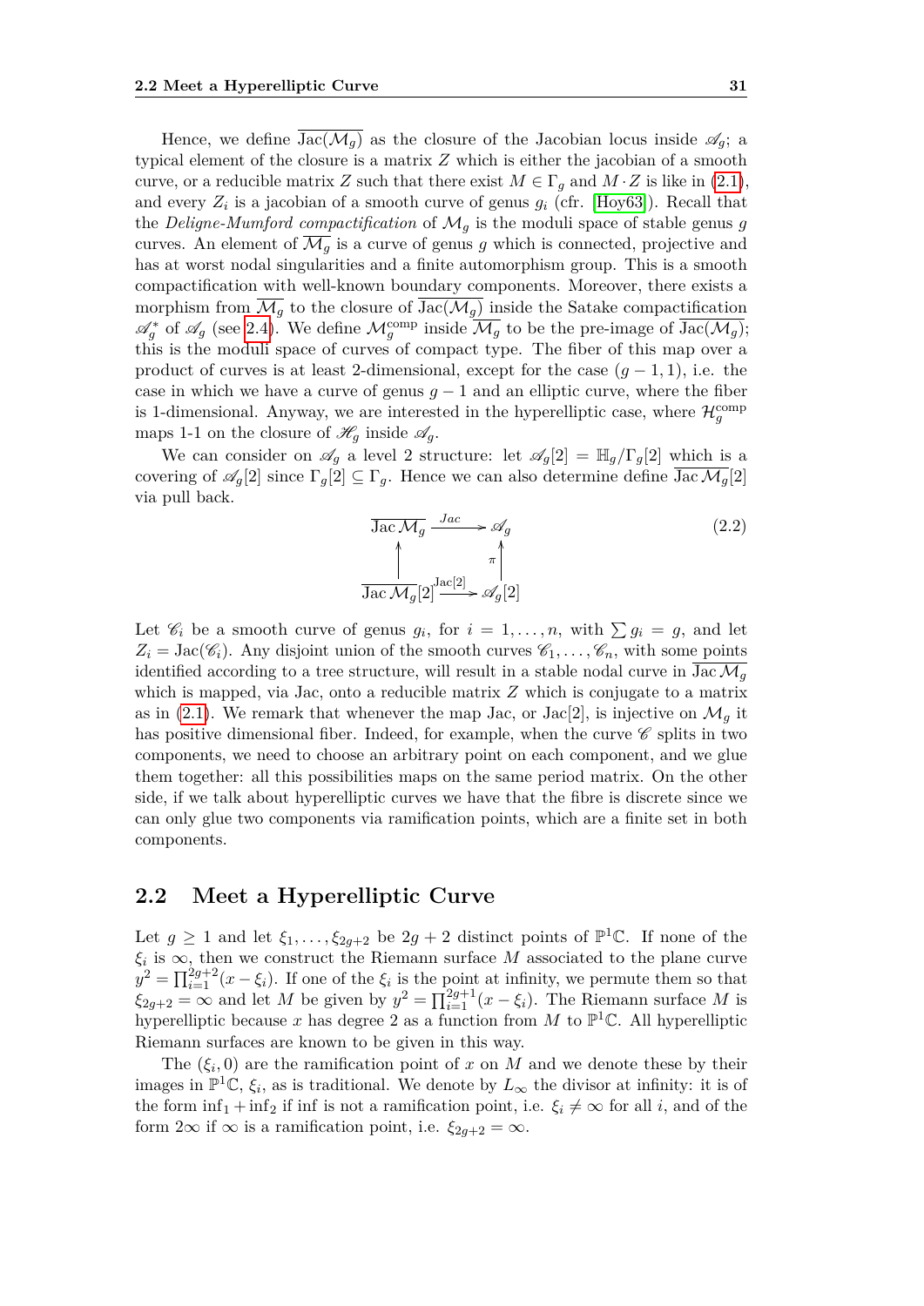Hence, we define $\overline{\mathrm{Jac}(\mathcal{M}_g)}$ as the closure of the Jacobian locus inside $\mathscr{A}_g$; a typical element of the closure is a matrix $Z$ which is either the jacobian of a smooth curve, or a reducible matrix $Z$ such that there exist $M \in \Gamma_g$ and $M \cdot Z$ is like in (2.1), and every $Z_i$ is a jacobian of a smooth curve of genus $g_i$ (cfr. [Hoy63]). Recall that the *Deligne-Mumford compactification* of $\mathcal{M}_g$ is the moduli space of stable genus $g$ curves. An element of $\overline{\mathcal{M}_g}$ is a curve of genus $g$ which is connected, projective and has at worst nodal singularities and a finite automorphism group. This is a smooth compactification with well-known boundary components. Moreover, there exists a morphism from $\overline{\mathcal{M}_g}$ to the closure of $\overline{\mathrm{Jac}(\mathcal{M}_g)}$ inside the Satake compactification $\mathscr{A}_g^*$ of $\mathscr{A}_g$ (see 2.4). We define $\mathcal{M}_g^{\mathrm{comp}}$ inside $\overline{\mathcal{M}_g}$ to be the pre-image of $\overline{\mathrm{Jac}(\mathcal{M}_g)}$; this is the moduli space of curves of compact type. The fiber of this map over a product of curves is at least 2-dimensional, except for the case $(g-1,1)$, i.e. the case in which we have a curve of genus $g-1$ and an elliptic curve, where the fiber is 1-dimensional. Anyway, we are interested in the hyperelliptic case, where $\mathcal{H}_g^{\mathrm{comp}}$ maps 1-1 on the closure of $\mathscr{H}_g$ inside $\mathscr{A}_g$.

We can consider on $\mathscr{A}_g$ a level 2 structure: let $\mathscr{A}_g[2] = \mathbb{H}_g/\Gamma_g[2]$ which is a covering of $\mathscr{A}_g[2]$ since $\Gamma_g[2] \subseteq \Gamma_g$. Hence we can also determine define $\overline{\mathrm{Jac}\,\mathcal{M}_g}[2]$ via pull back.

$$
\begin{array}{ccc}
\overline{\mathrm{Jac}\,\mathcal{M}_g} & \xrightarrow{\;Jac\;} & \mathscr{A}_g \\
\uparrow & & \uparrow \pi \\
\overline{\mathrm{Jac}\,\mathcal{M}_g}[2] & \xrightarrow{\;\mathrm{Jac}[2]\;} & \mathscr{A}_g[2]
\end{array}
\tag{2.2}
$$

Let $\mathscr{C}_i$ be a smooth curve of genus $g_i$, for $i = 1, \ldots, n$, with $\sum g_i = g$, and let $Z_i = \mathrm{Jac}(\mathscr{C}_i)$. Any disjoint union of the smooth curves $\mathscr{C}_1, \ldots, \mathscr{C}_n$, with some points identified according to a tree structure, will result in a stable nodal curve in $\overline{\mathrm{Jac}\,\mathcal{M}_g}$ which is mapped, via Jac, onto a reducible matrix $Z$ which is conjugate to a matrix as in (2.1). We remark that whenever the map Jac, or Jac[2], is injective on $\mathcal{M}_g$ it has positive dimensional fiber. Indeed, for example, when the curve $\mathscr{C}$ splits in two components, we need to choose an arbitrary point on each component, and we glue them together: all this possibilities maps on the same period matrix. On the other side, if we talk about hyperelliptic curves we have that the fibre is discrete since we can only glue two components via ramification points, which are a finite set in both components.

## 2.2 Meet a Hyperelliptic Curve

Let $g \geq 1$ and let $\xi_1, \ldots, \xi_{2g+2}$ be $2g+2$ distinct points of $\mathbb{P}^1\mathbb{C}$. If none of the $\xi_i$ is $\infty$, then we construct the Riemann surface $M$ associated to the plane curve $y^2 = \prod_{i=1}^{2g+2}(x - \xi_i)$. If one of the $\xi_i$ is the point at infinity, we permute them so that $\xi_{2g+2} = \infty$ and let $M$ be given by $y^2 = \prod_{i=1}^{2g+1}(x - \xi_i)$. The Riemann surface $M$ is hyperelliptic because $x$ has degree 2 as a function from $M$ to $\mathbb{P}^1\mathbb{C}$. All hyperelliptic Riemann surfaces are known to be given in this way.

The $(\xi_i, 0)$ are the ramification point of $x$ on $M$ and we denote these by their images in $\mathbb{P}^1\mathbb{C}$, $\xi_i$, as is traditional. We denote by $L_\infty$ the divisor at infinity: it is of the form $\mathrm{inf}_1 + \mathrm{inf}_2$ if inf is not a ramification point, i.e. $\xi_i \neq \infty$ for all $i$, and of the form $2\infty$ if $\infty$ is a ramification point, i.e. $\xi_{2g+2} = \infty$.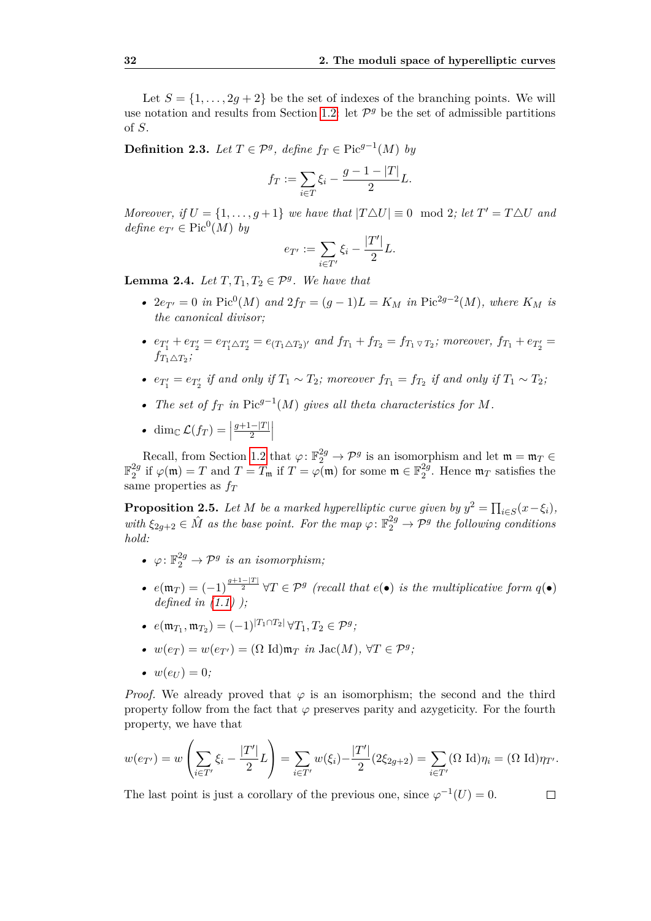Let $S = \{1, \dots, 2g+2\}$ be the set of indexes of the branching points. We will use notation and results from Section 1.2: let $\mathcal{P}^g$ be the set of admissible partitions of $S$.

**Definition 2.3.** *Let $T \in \mathcal{P}^g$, define $f_T \in \operatorname{Pic}^{g-1}(M)$ by*

$$f_T := \sum_{i \in T} \xi_i - \frac{g-1-|T|}{2} L.$$

*Moreover, if $U = \{1, \dots, g+1\}$ we have that $|T \triangle U| \equiv 0 \mod 2$; let $T' = T \triangle U$ and define $e_{T'} \in \operatorname{Pic}^0(M)$ by*

$$e_{T'} := \sum_{i \in T'} \xi_i - \frac{|T'|}{2} L.$$

**Lemma 2.4.** *Let $T, T_1, T_2 \in \mathcal{P}^g$. We have that*

- *$2e_{T'} = 0$ in $\operatorname{Pic}^0(M)$ and $2f_T = (g-1)L = K_M$ in $\operatorname{Pic}^{2g-2}(M)$, where $K_M$ is the canonical divisor;*
- *$e_{T_1'} + e_{T_2'} = e_{T_1' \triangle T_2'} = e_{(T_1 \triangle T_2)'}$ and $f_{T_1} + f_{T_2} = f_{T_1 \triangledown T_2}$; moreover, $f_{T_1} + e_{T_2'} = f_{T_1 \triangle T_2}$;*
- *$e_{T_1'} = e_{T_2'}$ if and only if $T_1 \sim T_2$; moreover $f_{T_1} = f_{T_2}$ if and only if $T_1 \sim T_2$;*
- *The set of $f_T$ in $\operatorname{Pic}^{g-1}(M)$ gives all theta characteristics for $M$.*
- *$\dim_{\mathbb{C}} \mathcal{L}(f_T) = \left| \frac{g+1-|T|}{2} \right|$*

Recall, from Section 1.2 that $\varphi \colon \mathbb{F}_2^{2g} \to \mathcal{P}^g$ is an isomorphism and let $\mathfrak{m} = \mathfrak{m}_T \in \mathbb{F}_2^{2g}$ if $\varphi(\mathfrak{m}) = T$ and $T = T_{\mathfrak{m}}$ if $T = \varphi(\mathfrak{m})$ for some $\mathfrak{m} \in \mathbb{F}_2^{2g}$. Hence $\mathfrak{m}_T$ satisfies the same properties as $f_T$

**Proposition 2.5.** *Let $M$ be a marked hyperelliptic curve given by $y^2 = \prod_{i \in S}(x - \xi_i)$, with $\xi_{2g+2} \in \hat{M}$ as the base point. For the map $\varphi \colon \mathbb{F}_2^{2g} \to \mathcal{P}^g$ the following conditions hold:*

- *$\varphi \colon \mathbb{F}_2^{2g} \to \mathcal{P}^g$ is an isomorphism;*
- *$e(\mathfrak{m}_T) = (-1)^{\frac{g+1-|T|}{2}}$ $\forall T \in \mathcal{P}^g$ (recall that $e(\bullet)$ is the multiplicative form $q(\bullet)$ defined in (1.1) );*
- *$e(\mathfrak{m}_{T_1}, \mathfrak{m}_{T_2}) = (-1)^{|T_1 \cap T_2|}$ $\forall T_1, T_2 \in \mathcal{P}^g$;*
- *$w(e_T) = w(e_{T'}) = (\Omega \ \mathrm{Id})\mathfrak{m}_T$ in $\operatorname{Jac}(M)$, $\forall T \in \mathcal{P}^g$;*
- *$w(e_U) = 0$;*

*Proof.* We already proved that $\varphi$ is an isomorphism; the second and the third property follow from the fact that $\varphi$ preserves parity and azygeticity. For the fourth property, we have that

$$w(e_{T'}) = w\left( \sum_{i \in T'} \xi_i - \frac{|T'|}{2} L \right) = \sum_{i \in T'} w(\xi_i) - \frac{|T'|}{2}(2\xi_{2g+2}) = \sum_{i \in T'} (\Omega \ \mathrm{Id})\eta_i = (\Omega \ \mathrm{Id})\eta_{T'}.$$

The last point is just a corollary of the previous one, since $\varphi^{-1}(U) = 0$. $\square$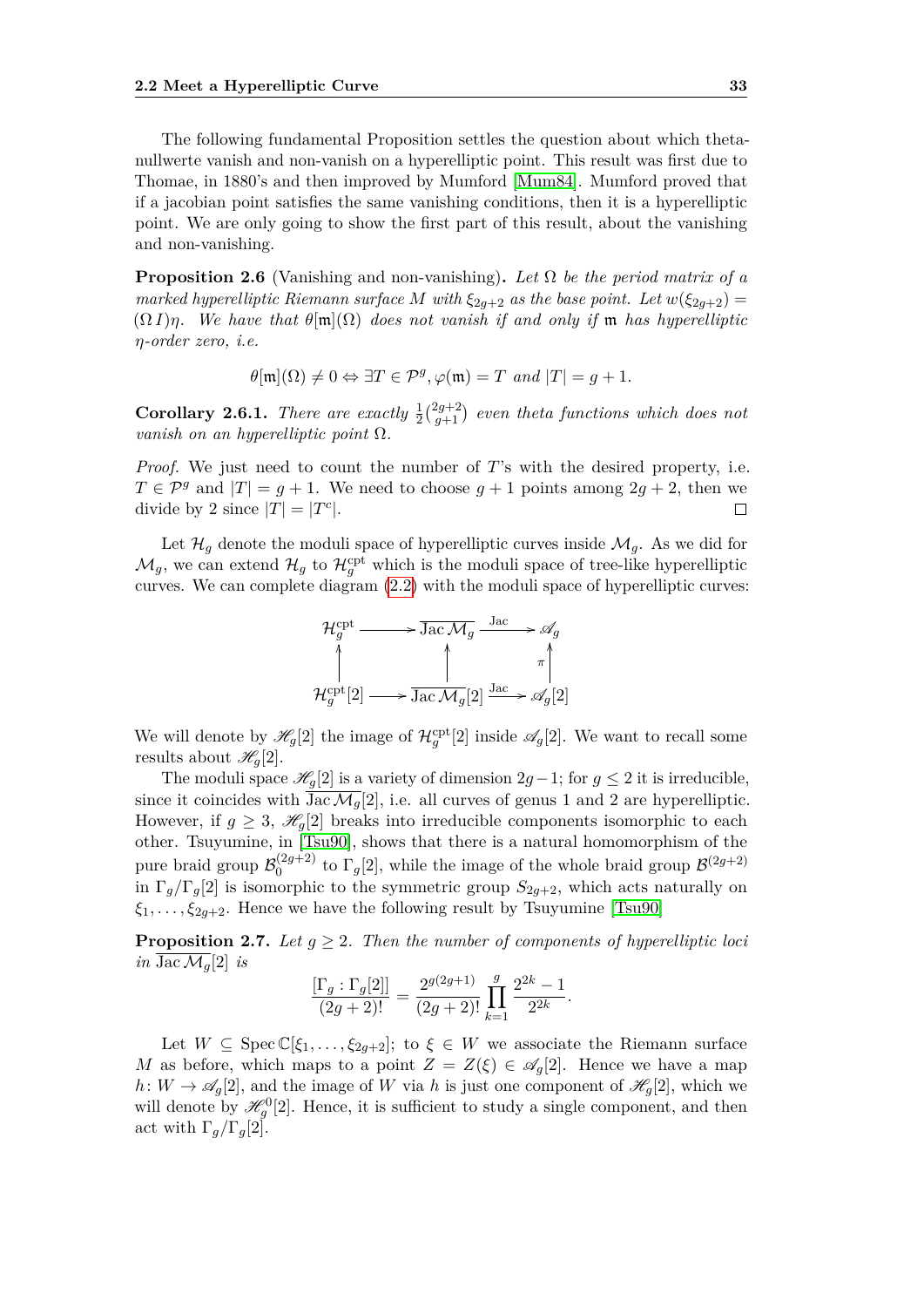The following fundamental Proposition settles the question about which theta-nullwerte vanish and non-vanish on a hyperelliptic point. This result was first due to Thomae, in 1880's and then improved by Mumford [Mum84]. Mumford proved that if a jacobian point satisfies the same vanishing conditions, then it is a hyperelliptic point. We are only going to show the first part of this result, about the vanishing and non-vanishing.

**Proposition 2.6** (Vanishing and non-vanishing)**.** *Let $\Omega$ be the period matrix of a marked hyperelliptic Riemann surface $M$ with $\xi_{2g+2}$ as the base point. Let $w(\xi_{2g+2}) = (\Omega\, I)\eta$. We have that $\theta[\mathfrak{m}](\Omega)$ does not vanish if and only if $\mathfrak{m}$ has hyperelliptic $\eta$-order zero, i.e.*

$$\theta[\mathfrak{m}](\Omega) \neq 0 \Leftrightarrow \exists T \in \mathcal{P}^g, \varphi(\mathfrak{m}) = T \text{ and } |T| = g+1.$$

**Corollary 2.6.1.** *There are exactly $\frac{1}{2}\binom{2g+2}{g+1}$ even theta functions which does not vanish on an hyperelliptic point $\Omega$.*

*Proof.* We just need to count the number of $T$'s with the desired property, i.e. $T \in \mathcal{P}^g$ and $|T| = g+1$. We need to choose $g+1$ points among $2g+2$, then we divide by 2 since $|T| = |T^c|$. $\square$

Let $\mathcal{H}_g$ denote the moduli space of hyperelliptic curves inside $\mathcal{M}_g$. As we did for $\mathcal{M}_g$, we can extend $\mathcal{H}_g$ to $\mathcal{H}_g^{\text{cpt}}$ which is the moduli space of tree-like hyperelliptic curves. We can complete diagram (2.2) with the moduli space of hyperelliptic curves:

$$\begin{array}{ccccc}
\mathcal{H}_g^{\text{cpt}} & \longrightarrow & \overline{\operatorname{Jac}\mathcal{M}_g} & \xrightarrow{\operatorname{Jac}} & \mathscr{A}_g \\
\uparrow & & \uparrow & & \uparrow \pi \\
\mathcal{H}_g^{\text{cpt}}[2] & \longrightarrow & \overline{\operatorname{Jac}\mathcal{M}_g}[2] & \xrightarrow{\operatorname{Jac}} & \mathscr{A}_g[2]
\end{array}$$

We will denote by $\mathscr{H}_g[2]$ the image of $\mathcal{H}_g^{\text{cpt}}[2]$ inside $\mathscr{A}_g[2]$. We want to recall some results about $\mathscr{H}_g[2]$.

The moduli space $\mathscr{H}_g[2]$ is a variety of dimension $2g-1$; for $g \leq 2$ it is irreducible, since it coincides with $\overline{\operatorname{Jac}\mathcal{M}_g}[2]$, i.e. all curves of genus 1 and 2 are hyperelliptic. However, if $g \geq 3$, $\mathscr{H}_g[2]$ breaks into irreducible components isomorphic to each other. Tsuyumine, in [Tsu90], shows that there is a natural homomorphism of the pure braid group $\mathcal{B}_0^{(2g+2)}$ to $\Gamma_g[2]$, while the image of the whole braid group $\mathcal{B}^{(2g+2)}$ in $\Gamma_g/\Gamma_g[2]$ is isomorphic to the symmetric group $S_{2g+2}$, which acts naturally on $\xi_1, \ldots, \xi_{2g+2}$. Hence we have the following result by Tsuyumine [Tsu90]

**Proposition 2.7.** *Let $g \geq 2$. Then the number of components of hyperelliptic loci in $\overline{\operatorname{Jac}\mathcal{M}_g}[2]$ is*

$$\frac{[\Gamma_g : \Gamma_g[2]]}{(2g+2)!} = \frac{2^{g(2g+1)}}{(2g+2)!} \prod_{k=1}^{g} \frac{2^{2k}-1}{2^{2k}}.$$

Let $W \subseteq \operatorname{Spec}\mathbb{C}[\xi_1, \ldots, \xi_{2g+2}]$; to $\xi \in W$ we associate the Riemann surface $M$ as before, which maps to a point $Z = Z(\xi) \in \mathscr{A}_g[2]$. Hence we have a map $h\colon W \to \mathscr{A}_g[2]$, and the image of $W$ via $h$ is just one component of $\mathscr{H}_g[2]$, which we will denote by $\mathscr{H}_g^0[2]$. Hence, it is sufficient to study a single component, and then act with $\Gamma_g/\Gamma_g[2]$.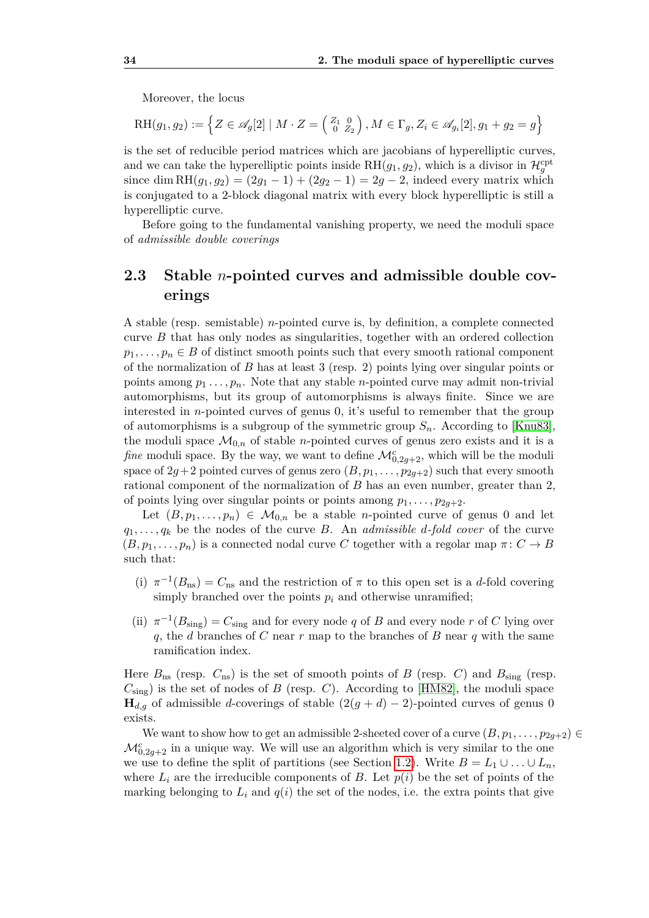Moreover, the locus

$$\mathrm{RH}(g_1, g_2) := \left\{ Z \in \mathscr{A}_g[2] \mid M \cdot Z = \left(\begin{smallmatrix} Z_1 & 0 \\ 0 & Z_2 \end{smallmatrix}\right), M \in \Gamma_g, Z_i \in \mathscr{A}_{g_i}[2], g_1 + g_2 = g \right\}$$

is the set of reducible period matrices which are jacobians of hyperelliptic curves, and we can take the hyperelliptic points inside $\mathrm{RH}(g_1, g_2)$, which is a divisor in $\mathcal{H}_g^{\mathrm{cpt}}$ since $\dim \mathrm{RH}(g_1, g_2) = (2g_1 - 1) + (2g_2 - 1) = 2g - 2$, indeed every matrix which is conjugated to a 2-block diagonal matrix with every block hyperelliptic is still a hyperelliptic curve.

Before going to the fundamental vanishing property, we need the moduli space of *admissible double coverings*

## 2.3 Stable $n$-pointed curves and admissible double coverings

A stable (resp. semistable) $n$-pointed curve is, by definition, a complete connected curve $B$ that has only nodes as singularities, together with an ordered collection $p_1, \ldots, p_n \in B$ of distinct smooth points such that every smooth rational component of the normalization of $B$ has at least 3 (resp. 2) points lying over singular points or points among $p_1 \ldots, p_n$. Note that any stable $n$-pointed curve may admit non-trivial automorphisms, but its group of automorphisms is always finite. Since we are interested in $n$-pointed curves of genus 0, it's useful to remember that the group of automorphisms is a subgroup of the symmetric group $S_n$. According to [Knu83], the moduli space $\mathcal{M}_{0,n}$ of stable $n$-pointed curves of genus zero exists and it is a *fine* moduli space. By the way, we want to define $\mathcal{M}_{0,2g+2}^c$, which will be the moduli space of $2g+2$ pointed curves of genus zero $(B, p_1, \ldots, p_{2g+2})$ such that every smooth rational component of the normalization of $B$ has an even number, greater than 2, of points lying over singular points or points among $p_1, \ldots, p_{2g+2}$.

Let $(B, p_1, \ldots, p_n) \in \mathcal{M}_{0,n}$ be a stable $n$-pointed curve of genus 0 and let $q_1, \ldots, q_k$ be the nodes of the curve $B$. An *admissible $d$-fold cover* of the curve $(B, p_1, \ldots, p_n)$ is a connected nodal curve $C$ together with a regolar map $\pi \colon C \to B$ such that:

- (i) $\pi^{-1}(B_{\mathrm{ns}}) = C_{\mathrm{ns}}$ and the restriction of $\pi$ to this open set is a $d$-fold covering simply branched over the points $p_i$ and otherwise unramified;
- (ii) $\pi^{-1}(B_{\mathrm{sing}}) = C_{\mathrm{sing}}$ and for every node $q$ of $B$ and every node $r$ of $C$ lying over $q$, the $d$ branches of $C$ near $r$ map to the branches of $B$ near $q$ with the same ramification index.

Here $B_{\mathrm{ns}}$ (resp. $C_{\mathrm{ns}}$) is the set of smooth points of $B$ (resp. $C$) and $B_{\mathrm{sing}}$ (resp. $C_{\mathrm{sing}}$) is the set of nodes of $B$ (resp. $C$). According to [HM82], the moduli space $\mathbf{H}_{d,g}$ of admissible $d$-coverings of stable $(2(g+d)-2)$-pointed curves of genus 0 exists.

We want to show how to get an admissible 2-sheeted cover of a curve $(B, p_1, \ldots, p_{2g+2}) \in \mathcal{M}_{0,2g+2}^c$ in a unique way. We will use an algorithm which is very similar to the one we use to define the split of partitions (see Section 1.2). Write $B = L_1 \cup \ldots \cup L_n$, where $L_i$ are the irreducible components of $B$. Let $p(i)$ be the set of points of the marking belonging to $L_i$ and $q(i)$ the set of the nodes, i.e. the extra points that give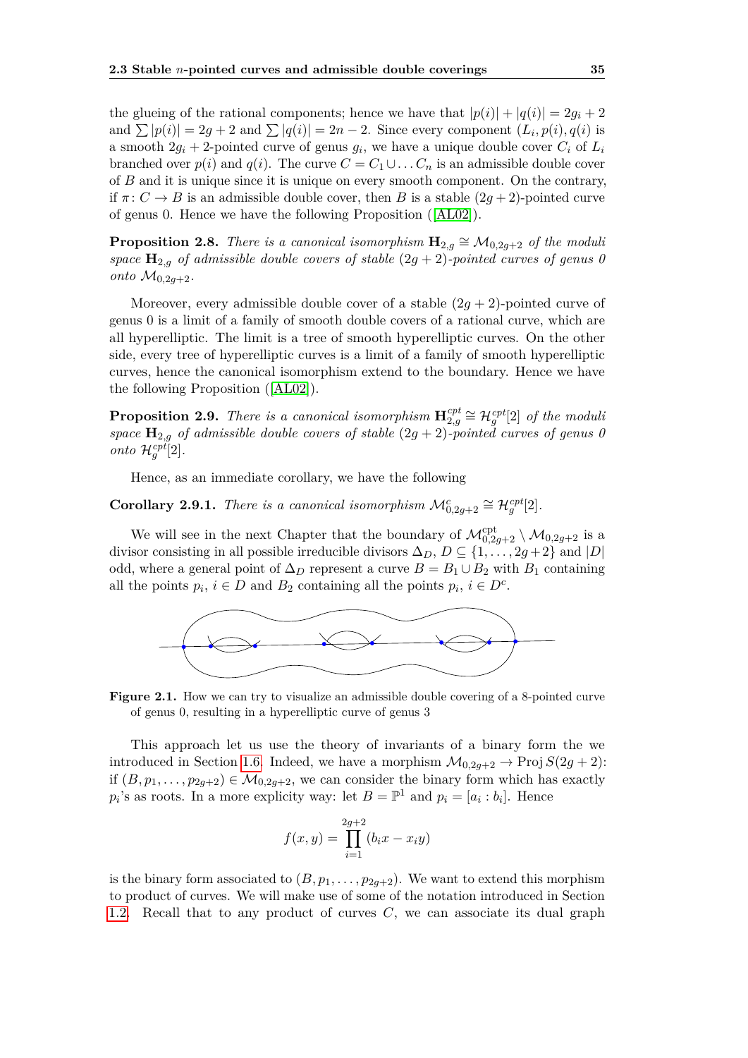the glueing of the rational components; hence we have that $|p(i)| + |q(i)| = 2g_i + 2$ and $\sum |p(i)| = 2g + 2$ and $\sum |q(i)| = 2n - 2$. Since every component $(L_i, p(i), q(i)$ is a smooth $2g_i + 2$-pointed curve of genus $g_i$, we have a unique double cover $C_i$ of $L_i$ branched over $p(i)$ and $q(i)$. The curve $C = C_1 \cup \ldots C_n$ is an admissible double cover of $B$ and it is unique since it is unique on every smooth component. On the contrary, if $\pi\colon C \to B$ is an admissible double cover, then $B$ is a stable $(2g+2)$-pointed curve of genus 0. Hence we have the following Proposition ([AL02]).

**Proposition 2.8.** *There is a canonical isomorphism $\mathbf{H}_{2,g} \cong \mathcal{M}_{0,2g+2}$ of the moduli space $\mathbf{H}_{2,g}$ of admissible double covers of stable $(2g+2)$-pointed curves of genus 0 onto $\mathcal{M}_{0,2g+2}$.*

Moreover, every admissible double cover of a stable $(2g+2)$-pointed curve of genus 0 is a limit of a family of smooth double covers of a rational curve, which are all hyperelliptic. The limit is a tree of smooth hyperelliptic curves. On the other side, every tree of hyperelliptic curves is a limit of a family of smooth hyperelliptic curves, hence the canonical isomorphism extend to the boundary. Hence we have the following Proposition ([AL02]).

**Proposition 2.9.** *There is a canonical isomorphism $\mathbf{H}^{cpt}_{2,g} \cong \mathcal{H}^{cpt}_g[2]$ of the moduli space $\mathbf{H}_{2,g}$ of admissible double covers of stable $(2g+2)$-pointed curves of genus 0 onto $\mathcal{H}^{cpt}_g[2]$.*

Hence, as an immediate corollary, we have the following

**Corollary 2.9.1.** *There is a canonical isomorphism $\mathcal{M}^c_{0,2g+2} \cong \mathcal{H}^{cpt}_g[2]$.*

We will see in the next Chapter that the boundary of $\mathcal{M}^{\text{cpt}}_{0,2g+2} \setminus \mathcal{M}_{0,2g+2}$ is a divisor consisting in all possible irreducible divisors $\Delta_D$, $D \subseteq \{1, \ldots, 2g+2\}$ and $|D|$ odd, where a general point of $\Delta_D$ represent a curve $B = B_1 \cup B_2$ with $B_1$ containing all the points $p_i$, $i \in D$ and $B_2$ containing all the points $p_i$, $i \in D^c$.

**Figure 2.1.** How we can try to visualize an admissible double covering of a 8-pointed curve of genus 0, resulting in a hyperelliptic curve of genus 3

This approach let us use the theory of invariants of a binary form the we introduced in Section 1.6. Indeed, we have a morphism $\mathcal{M}_{0,2g+2} \to \operatorname{Proj} S(2g+2)$: if $(B, p_1, \ldots, p_{2g+2}) \in \mathcal{M}_{0,2g+2}$, we can consider the binary form which has exactly $p_i$'s as roots. In a more explicity way: let $B = \mathbb{P}^1$ and $p_i = [a_i : b_i]$. Hence

$$f(x,y) = \prod_{i=1}^{2g+2} (b_i x - x_i y)$$

is the binary form associated to $(B, p_1, \ldots, p_{2g+2})$. We want to extend this morphism to product of curves. We will make use of some of the notation introduced in Section 1.2. Recall that to any product of curves $C$, we can associate its dual graph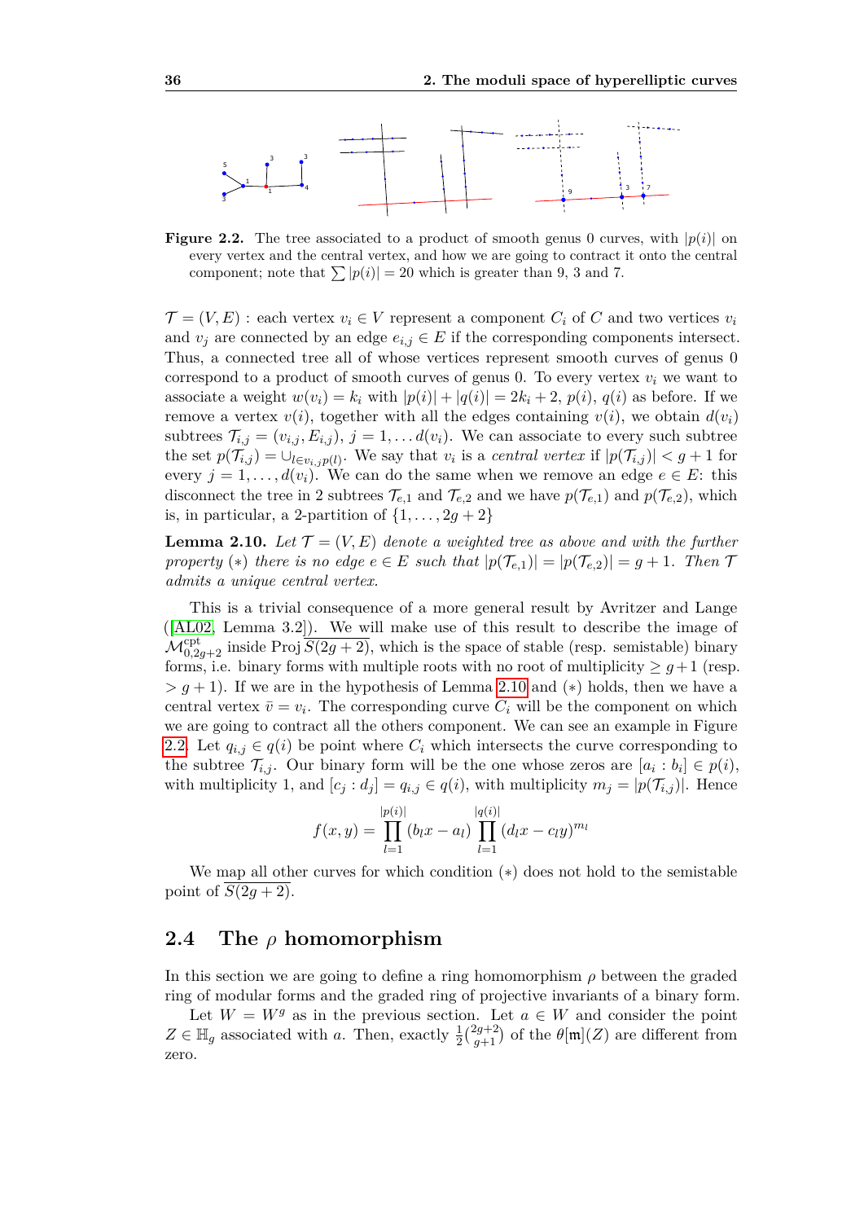**Figure 2.2.** The tree associated to a product of smooth genus 0 curves, with $|p(i)|$ on every vertex and the central vertex, and how we are going to contract it onto the central component; note that $\sum |p(i)| = 20$ which is greater than 9, 3 and 7.

$\mathcal{T} = (V, E)$ : each vertex $v_i \in V$ represent a component $C_i$ of $C$ and two vertices $v_i$ and $v_j$ are connected by an edge $e_{i,j} \in E$ if the corresponding components intersect. Thus, a connected tree all of whose vertices represent smooth curves of genus 0 correspond to a product of smooth curves of genus 0. To every vertex $v_i$ we want to associate a weight $w(v_i) = k_i$ with $|p(i)| + |q(i)| = 2k_i + 2$, $p(i)$, $q(i)$ as before. If we remove a vertex $v(i)$, together with all the edges containing $v(i)$, we obtain $d(v_i)$ subtrees $\mathcal{T}_{i,j} = (v_{i,j}, E_{i,j})$, $j = 1, \ldots d(v_i)$. We can associate to every such subtree the set $p(\mathcal{T}_{i,j}) = \cup_{l \in v_{i,j} p(l)}$. We say that $v_i$ is a *central vertex* if $|p(\mathcal{T}_{i,j})| < g+1$ for every $j = 1, \ldots, d(v_i)$. We can do the same when we remove an edge $e \in E$: this disconnect the tree in 2 subtrees $\mathcal{T}_{e,1}$ and $\mathcal{T}_{e,2}$ and we have $p(\mathcal{T}_{e,1})$ and $p(\mathcal{T}_{e,2})$, which is, in particular, a 2-partition of $\{1, \ldots, 2g+2\}$

**Lemma 2.10.** *Let $\mathcal{T} = (V, E)$ denote a weighted tree as above and with the further property $(*)$ there is no edge $e \in E$ such that $|p(\mathcal{T}_{e,1})| = |p(\mathcal{T}_{e,2})| = g+1$. Then $\mathcal{T}$ admits a unique central vertex.*

This is a trivial consequence of a more general result by Avritzer and Lange ([AL02, Lemma 3.2]). We will make use of this result to describe the image of $\mathcal{M}^{\mathrm{cpt}}_{0,2g+2}$ inside Proj $\overline{S(2g+2)}$, which is the space of stable (resp. semistable) binary forms, i.e. binary forms with multiple roots with no root of multiplicity $\geq g+1$ (resp. $> g+1$). If we are in the hypothesis of Lemma 2.10 and $(*)$ holds, then we have a central vertex $\bar{v} = v_i$. The corresponding curve $C_i$ will be the component on which we are going to contract all the others component. We can see an example in Figure 2.2. Let $q_{i,j} \in q(i)$ be point where $C_i$ which intersects the curve corresponding to the subtree $\mathcal{T}_{i,j}$. Our binary form will be the one whose zeros are $[a_i : b_i] \in p(i)$, with multiplicity 1, and $[c_j : d_j] = q_{i,j} \in q(i)$, with multiplicity $m_j = |p(\mathcal{T}_{i,j})|$. Hence

$$f(x, y) = \prod_{l=1}^{|p(i)|} (b_l x - a_l) \prod_{l=1}^{|q(i)|} (d_l x - c_l y)^{m_l}$$

We map all other curves for which condition $(*)$ does not hold to the semistable point of $\overline{S(2g+2)}$.

## 2.4 The $\rho$ homomorphism

In this section we are going to define a ring homomorphism $\rho$ between the graded ring of modular forms and the graded ring of projective invariants of a binary form.

Let $W = W^g$ as in the previous section. Let $a \in W$ and consider the point $Z \in \mathbb{H}_g$ associated with $a$. Then, exactly $\frac{1}{2}\binom{2g+2}{g+1}$ of the $\theta[\mathfrak{m}](Z)$ are different from zero.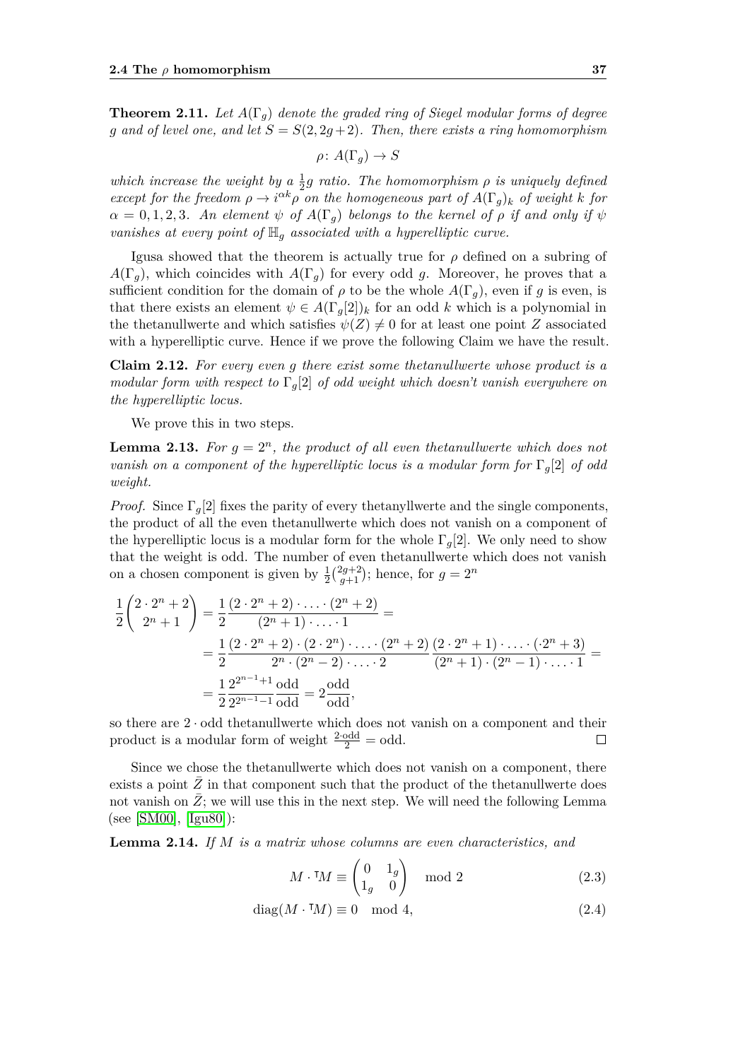**Theorem 2.11.** *Let $A(\Gamma_g)$ denote the graded ring of Siegel modular forms of degree $g$ and of level one, and let $S = S(2, 2g+2)$. Then, there exists a ring homomorphism*

$$\rho \colon A(\Gamma_g) \to S$$

*which increase the weight by a $\frac{1}{2}g$ ratio. The homomorphism $\rho$ is uniquely defined except for the freedom $\rho \to i^{\alpha k}\rho$ on the homogeneous part of $A(\Gamma_g)_k$ of weight $k$ for $\alpha = 0, 1, 2, 3$. An element $\psi$ of $A(\Gamma_g)$ belongs to the kernel of $\rho$ if and only if $\psi$ vanishes at every point of $\mathbb{H}_g$ associated with a hyperelliptic curve.*

Igusa showed that the theorem is actually true for $\rho$ defined on a subring of $A(\Gamma_g)$, which coincides with $A(\Gamma_g)$ for every odd $g$. Moreover, he proves that a sufficient condition for the domain of $\rho$ to be the whole $A(\Gamma_g)$, even if $g$ is even, is that there exists an element $\psi \in A(\Gamma_g[2])_k$ for an odd $k$ which is a polynomial in the thetanullwerte and which satisfies $\psi(Z) \neq 0$ for at least one point $Z$ associated with a hyperelliptic curve. Hence if we prove the following Claim we have the result.

**Claim 2.12.** *For every even $g$ there exist some thetanullwerte whose product is a modular form with respect to $\Gamma_g[2]$ of odd weight which doesn't vanish everywhere on the hyperelliptic locus.*

We prove this in two steps.

**Lemma 2.13.** *For $g = 2^n$, the product of all even thetanullwerte which does not vanish on a component of the hyperelliptic locus is a modular form for $\Gamma_g[2]$ of odd weight.*

*Proof.* Since $\Gamma_g[2]$ fixes the parity of every thetanyllwerte and the single components, the product of all the even thetanullwerte which does not vanish on a component of the hyperelliptic locus is a modular form for the whole $\Gamma_g[2]$. We only need to show that the weight is odd. The number of even thetanullwerte which does not vanish on a chosen component is given by $\frac{1}{2}\binom{2g+2}{g+1}$; hence, for $g = 2^n$

$$
\begin{aligned}
\frac{1}{2}\binom{2 \cdot 2^n + 2}{2^n + 1} &= \frac{1}{2}\frac{(2 \cdot 2^n + 2) \cdot \ldots \cdot (2^n + 2)}{(2^n + 1) \cdot \ldots \cdot 1} = \\
&= \frac{1}{2}\frac{(2 \cdot 2^n + 2) \cdot (2 \cdot 2^n) \cdot \ldots \cdot (2^n + 2)}{2^n \cdot (2^n - 2) \cdot \ldots \cdot 2}\frac{(2 \cdot 2^n + 1) \cdot \ldots \cdot (\cdot 2^n + 3)}{(2^n + 1) \cdot (2^n - 1) \cdot \ldots \cdot 1} = \\
&= \frac{1}{2}\frac{2^{2^{n-1}+1}}{2^{2^{n-1}-1}}\frac{\text{odd}}{\text{odd}} = 2\frac{\text{odd}}{\text{odd}},
\end{aligned}
$$

so there are $2 \cdot \text{odd}$ thetanullwerte which does not vanish on a component and their product is a modular form of weight $\frac{2 \cdot \text{odd}}{2} = \text{odd}$. $\square$

Since we chose the thetanullwerte which does not vanish on a component, there exists a point $\bar{Z}$ in that component such that the product of the thetanullwerte does not vanish on $\bar{Z}$; we will use this in the next step. We will need the following Lemma (see [SM00], [Igu80]):

**Lemma 2.14.** *If $M$ is a matrix whose columns are even characteristics, and*

$$M \cdot {}^{\mathsf{T}}M \equiv \begin{pmatrix} 0 & 1_g \\ 1_g & 0 \end{pmatrix} \mod 2 \tag{2.3}$$

$$\operatorname{diag}(M \cdot {}^{\mathsf{T}}M) \equiv 0 \mod 4, \tag{2.4}$$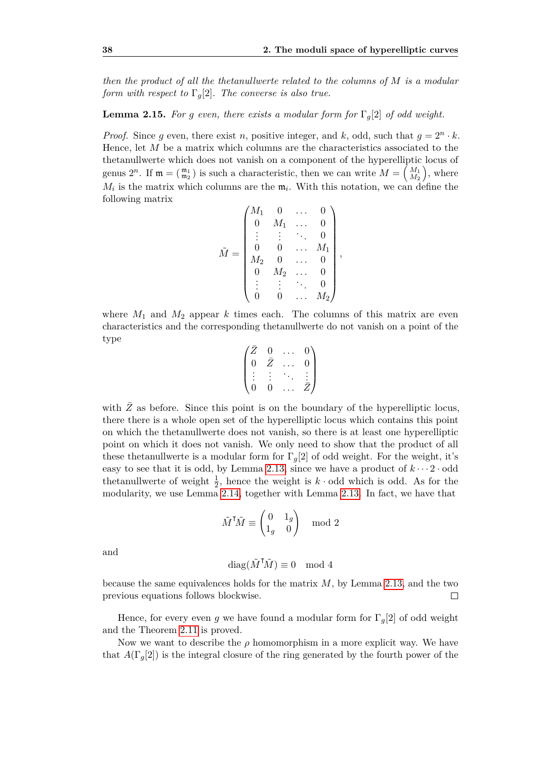*then the product of all the thetanullwerte related to the columns of $M$ is a modular form with respect to $\Gamma_g[2]$. The converse is also true.*

**Lemma 2.15.** *For $g$ even, there exists a modular form for $\Gamma_g[2]$ of odd weight.*

*Proof.* Since $g$ even, there exist $n$, positive integer, and $k$, odd, such that $g = 2^n \cdot k$. Hence, let $M$ be a matrix which columns are the characteristics associated to the thetanullwerte which does not vanish on a component of the hyperelliptic locus of genus $2^n$. If $\mathfrak{m} = \left(\begin{smallmatrix}\mathfrak{m}_1\\ \mathfrak{m}_2\end{smallmatrix}\right)$ is such a characteristic, then we can write $M = \left(\begin{smallmatrix}M_1\\ M_2\end{smallmatrix}\right)$, where $M_i$ is the matrix which columns are the $\mathfrak{m}_i$. With this notation, we can define the following matrix

$$\tilde{M} = \begin{pmatrix} M_1 & 0 & \dots & 0 \\ 0 & M_1 & \dots & 0 \\ \vdots & \vdots & \ddots & 0 \\ 0 & 0 & \dots & M_1 \\ M_2 & 0 & \dots & 0 \\ 0 & M_2 & \dots & 0 \\ \vdots & \vdots & \ddots & 0 \\ 0 & 0 & \dots & M_2 \end{pmatrix},$$

where $M_1$ and $M_2$ appear $k$ times each. The columns of this matrix are even characteristics and the corresponding thetanullwerte do not vanish on a point of the type

$$\begin{pmatrix} \bar{Z} & 0 & \dots & 0 \\ 0 & \bar{Z} & \dots & 0 \\ \vdots & \vdots & \ddots & \vdots \\ 0 & 0 & \dots & \bar{Z} \end{pmatrix}$$

with $\bar{Z}$ as before. Since this point is on the boundary of the hyperelliptic locus, there there is a whole open set of the hyperelliptic locus which contains this point on which the thetanullwerte does not vanish, so there is at least one hyperelliptic point on which it does not vanish. We only need to show that the product of all these thetanullwerte is a modular form for $\Gamma_g[2]$ of odd weight. For the weight, it's easy to see that it is odd, by Lemma 2.13, since we have a product of $k \cdots 2 \cdot \text{odd}$ thetanullwerte of weight $\frac{1}{2}$, hence the weight is $k \cdot \text{odd}$ which is odd. As for the modularity, we use Lemma 2.14, together with Lemma 2.13. In fact, we have that

$$\tilde{M}^{\mathsf{T}}\tilde{M} \equiv \begin{pmatrix} 0 & 1_g \\ 1_g & 0 \end{pmatrix} \mod 2$$

and

$$\operatorname{diag}(\tilde{M}^{\mathsf{T}}\tilde{M}) \equiv 0 \mod 4$$

because the same equivalences holds for the matrix $M$, by Lemma 2.13, and the two previous equations follows blockwise. □

Hence, for every even $g$ we have found a modular form for $\Gamma_g[2]$ of odd weight and the Theorem 2.11 is proved.

Now we want to describe the $\rho$ homomorphism in a more explicit way. We have that $A(\Gamma_g[2])$ is the integral closure of the ring generated by the fourth power of the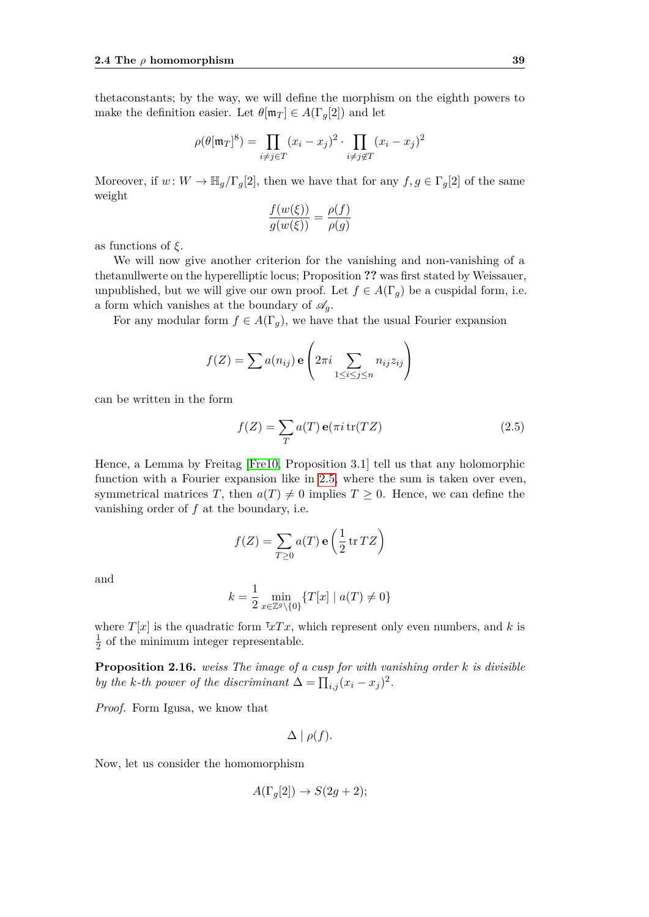thetaconstants; by the way, we will define the morphism on the eighth powers to make the definition easier. Let $\theta[\mathfrak{m}_T] \in A(\Gamma_g[2])$ and let

$$\rho(\theta[\mathfrak{m}_T]^8) = \prod_{i \neq j \in T} (x_i - x_j)^2 \cdot \prod_{i \neq j \notin T} (x_i - x_j)^2$$

Moreover, if $w \colon W \to \mathbb{H}_g/\Gamma_g[2]$, then we have that for any $f, g \in \Gamma_g[2]$ of the same weight

$$\frac{f(w(\xi))}{g(w(\xi))} = \frac{\rho(f)}{\rho(g)}$$

as functions of $\xi$.

We will now give another criterion for the vanishing and non-vanishing of a thetanullwerte on the hyperelliptic locus; Proposition **??** was first stated by Weissauer, unpublished, but we will give our own proof. Let $f \in A(\Gamma_g)$ be a cuspidal form, i.e. a form which vanishes at the boundary of $\mathscr{A}_g$.

For any modular form $f \in A(\Gamma_g)$, we have that the usual Fourier expansion

$$f(Z) = \sum a(n_{ij})\, \mathbf{e}\left(2\pi i \sum_{1 \leq i \leq j \leq n} n_{ij} z_{ij}\right)$$

can be written in the form

$$f(Z) = \sum_T a(T)\, \mathbf{e}(\pi i \operatorname{tr}(TZ)) \tag{2.5}$$

Hence, a Lemma by Freitag [Fre10, Proposition 3.1] tell us that any holomorphic function with a Fourier expansion like in 2.5, where the sum is taken over even, symmetrical matrices $T$, then $a(T) \neq 0$ implies $T \geq 0$. Hence, we can define the vanishing order of $f$ at the boundary, i.e.

$$f(Z) = \sum_{T \geq 0} a(T)\, \mathbf{e}\left(\frac{1}{2} \operatorname{tr} TZ\right)$$

and

$$k = \frac{1}{2} \min_{x \in \mathbb{Z}^g \setminus \{0\}} \{T[x] \mid a(T) \neq 0\}$$

where $T[x]$ is the quadratic form ${}^{\intercal}xTx$, which represent only even numbers, and $k$ is $\frac{1}{2}$ of the minimum integer representable.

**Proposition 2.16.** *weiss The image of a cusp for with vanishing order $k$ is divisible by the $k$-th power of the discriminant $\Delta = \prod_{i,j}(x_i - x_j)^2$.*

*Proof.* Form Igusa, we know that

$$\Delta \mid \rho(f).$$

Now, let us consider the homomorphism

$$A(\Gamma_g[2]) \to S(2g + 2);$$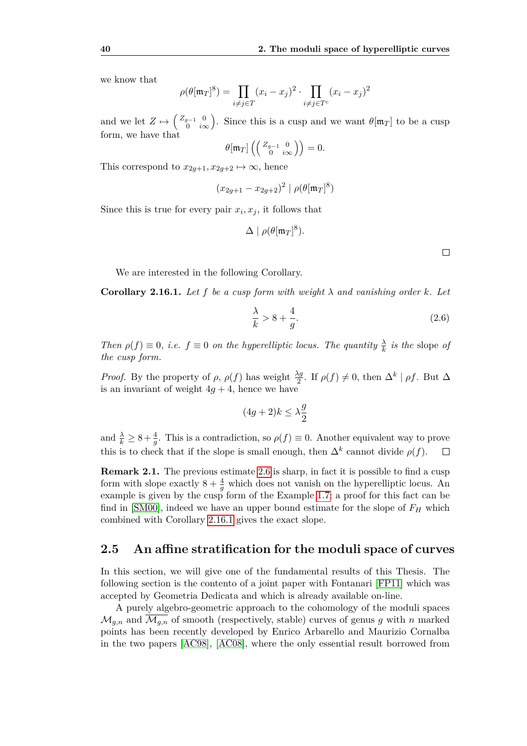we know that

$$\rho(\theta[\mathfrak{m}_T]^8) = \prod_{i \neq j \in T} (x_i - x_j)^2 \cdot \prod_{i \neq j \in T^c} (x_i - x_j)^2$$

and we let $Z \mapsto \left(\begin{smallmatrix} Z_{g-1} & 0 \\ 0 & i\infty \end{smallmatrix}\right)$. Since this is a cusp and we want $\theta[\mathfrak{m}_T]$ to be a cusp form, we have that

$$\theta[\mathfrak{m}_T]\left(\left(\begin{smallmatrix} Z_{g-1} & 0 \\ 0 & i\infty \end{smallmatrix}\right)\right) = 0.$$

This correspond to $x_{2g+1}, x_{2g+2} \mapsto \infty$, hence

$$(x_{2g+1} - x_{2g+2})^2 \mid \rho(\theta[\mathfrak{m}_T]^8)$$

Since this is true for every pair $x_i, x_j$, it follows that

$$\Delta \mid \rho(\theta[\mathfrak{m}_T]^8).$$

□

We are interested in the following Corollary.

**Corollary 2.16.1.** *Let $f$ be a cusp form with weight $\lambda$ and vanishing order $k$. Let*

$$\frac{\lambda}{k} > 8 + \frac{4}{g}. \tag{2.6}$$

*Then $\rho(f) \equiv 0$, i.e. $f \equiv 0$ on the hyperelliptic locus. The quantity $\frac{\lambda}{k}$ is the* slope *of the cusp form.*

*Proof.* By the property of $\rho$, $\rho(f)$ has weight $\frac{\lambda g}{2}$. If $\rho(f) \neq 0$, then $\Delta^k \mid \rho f$. But $\Delta$ is an invariant of weight $4g + 4$, hence we have

$$(4g + 2)k \leq \lambda \frac{g}{2}$$

and $\frac{\lambda}{k} \geq 8 + \frac{4}{g}$. This is a contradiction, so $\rho(f) \equiv 0$. Another equivalent way to prove this is to check that if the slope is small enough, then $\Delta^k$ cannot divide $\rho(f)$. □

**Remark 2.1.** The previous estimate 2.6 is sharp, in fact it is possible to find a cusp form with slope exactly $8 + \frac{4}{g}$ which does not vanish on the hyperelliptic locus. An example is given by the cusp form of the Example 1.7; a proof for this fact can be find in [SM00], indeed we have an upper bound estimate for the slope of $F_H$ which combined with Corollary 2.16.1 gives the exact slope.

## 2.5 An affine stratification for the moduli space of curves

In this section, we will give one of the fundamental results of this Thesis. The following section is the contento of a joint paper with Fontanari [FP11] which was accepted by Geometria Dedicata and which is already available on-line.

A purely algebro-geometric approach to the cohomology of the moduli spaces $\mathcal{M}_{g,n}$ and $\overline{\mathcal{M}_{g,n}}$ of smooth (respectively, stable) curves of genus $g$ with $n$ marked points has been recently developed by Enrico Arbarello and Maurizio Cornalba in the two papers [AC98], [AC08], where the only essential result borrowed from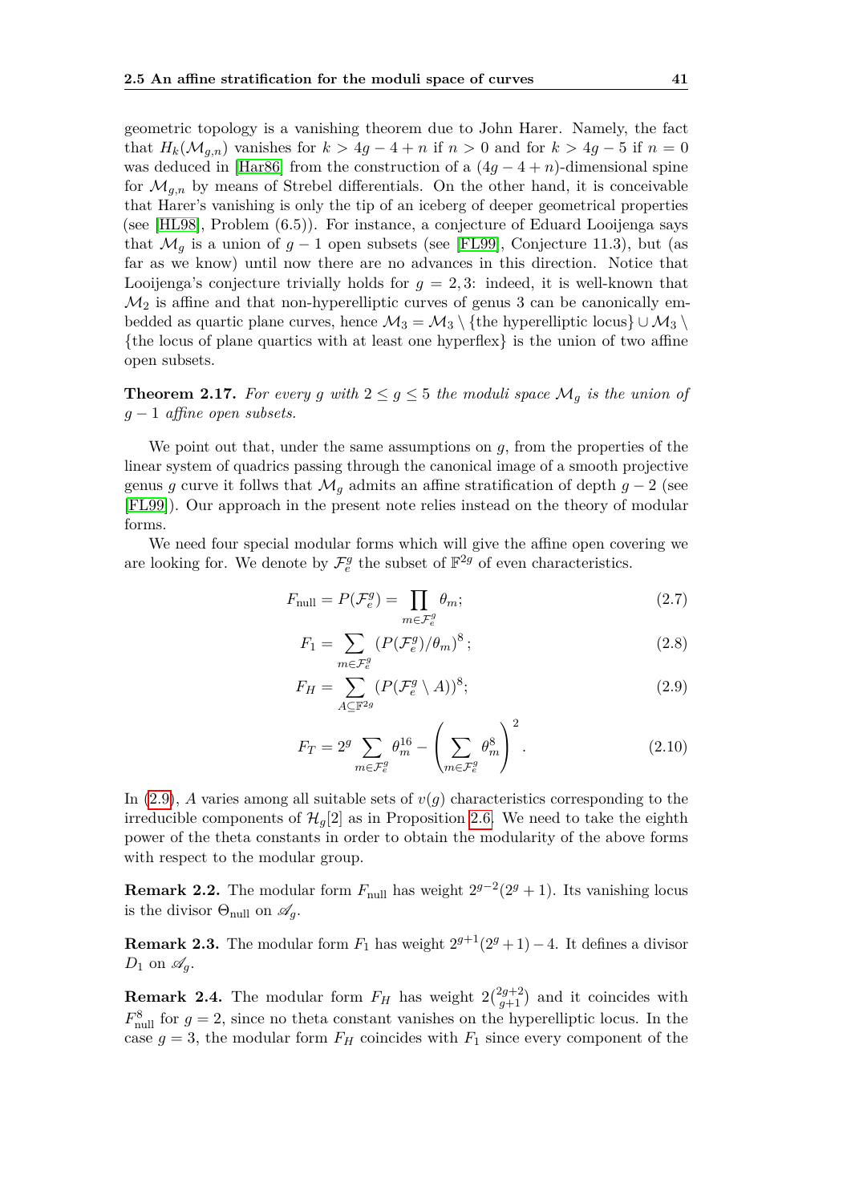geometric topology is a vanishing theorem due to John Harer. Namely, the fact that $H_k(\mathcal{M}_{g,n})$ vanishes for $k > 4g-4+n$ if $n > 0$ and for $k > 4g-5$ if $n = 0$ was deduced in [Har86] from the construction of a $(4g-4+n)$-dimensional spine for $\mathcal{M}_{g,n}$ by means of Strebel differentials. On the other hand, it is conceivable that Harer's vanishing is only the tip of an iceberg of deeper geometrical properties (see [HL98], Problem (6.5)). For instance, a conjecture of Eduard Looijenga says that $\mathcal{M}_g$ is a union of $g-1$ open subsets (see [FL99], Conjecture 11.3), but (as far as we know) until now there are no advances in this direction. Notice that Looijenga's conjecture trivially holds for $g = 2, 3$: indeed, it is well-known that $\mathcal{M}_2$ is affine and that non-hyperelliptic curves of genus 3 can be canonically embedded as quartic plane curves, hence $\mathcal{M}_3 = \mathcal{M}_3 \setminus \{\text{the hyperelliptic locus}\} \cup \mathcal{M}_3 \setminus \{\text{the locus of plane quartics with at least one hyperflex}\}$ is the union of two affine open subsets.

**Theorem 2.17.** *For every $g$ with $2 \leq g \leq 5$ the moduli space $\mathcal{M}_g$ is the union of $g-1$ affine open subsets.*

We point out that, under the same assumptions on $g$, from the properties of the linear system of quadrics passing through the canonical image of a smooth projective genus $g$ curve it follws that $\mathcal{M}_g$ admits an affine stratification of depth $g-2$ (see [FL99]). Our approach in the present note relies instead on the theory of modular forms.

We need four special modular forms which will give the affine open covering we are looking for. We denote by $\mathcal{F}_e^g$ the subset of $\mathbb{F}^{2g}$ of even characteristics.

$$F_{\text{null}} = P(\mathcal{F}_e^g) = \prod_{m \in \mathcal{F}_e^g} \theta_m; \tag{2.7}$$

$$F_1 = \sum_{m \in \mathcal{F}_e^g} \left(P(\mathcal{F}_e^g)/\theta_m\right)^8; \tag{2.8}$$

$$F_H = \sum_{A \subseteq \mathbb{F}^{2g}} \left(P(\mathcal{F}_e^g \setminus A)\right)^8; \tag{2.9}$$

$$F_T = 2^g \sum_{m \in \mathcal{F}_e^g} \theta_m^{16} - \left( \sum_{m \in \mathcal{F}_e^g} \theta_m^8 \right)^2. \tag{2.10}$$

In (2.9), $A$ varies among all suitable sets of $v(g)$ characteristics corresponding to the irreducible components of $\mathcal{H}_g[2]$ as in Proposition 2.6. We need to take the eighth power of the theta constants in order to obtain the modularity of the above forms with respect to the modular group.

**Remark 2.2.** The modular form $F_{\text{null}}$ has weight $2^{g-2}(2^g+1)$. Its vanishing locus is the divisor $\Theta_{\text{null}}$ on $\mathscr{A}_g$.

**Remark 2.3.** The modular form $F_1$ has weight $2^{g+1}(2^g+1)-4$. It defines a divisor $D_1$ on $\mathscr{A}_g$.

**Remark 2.4.** The modular form $F_H$ has weight $2\binom{2g+2}{g+1}$ and it coincides with $F_{\text{null}}^8$ for $g = 2$, since no theta constant vanishes on the hyperelliptic locus. In the case $g = 3$, the modular form $F_H$ coincides with $F_1$ since every component of the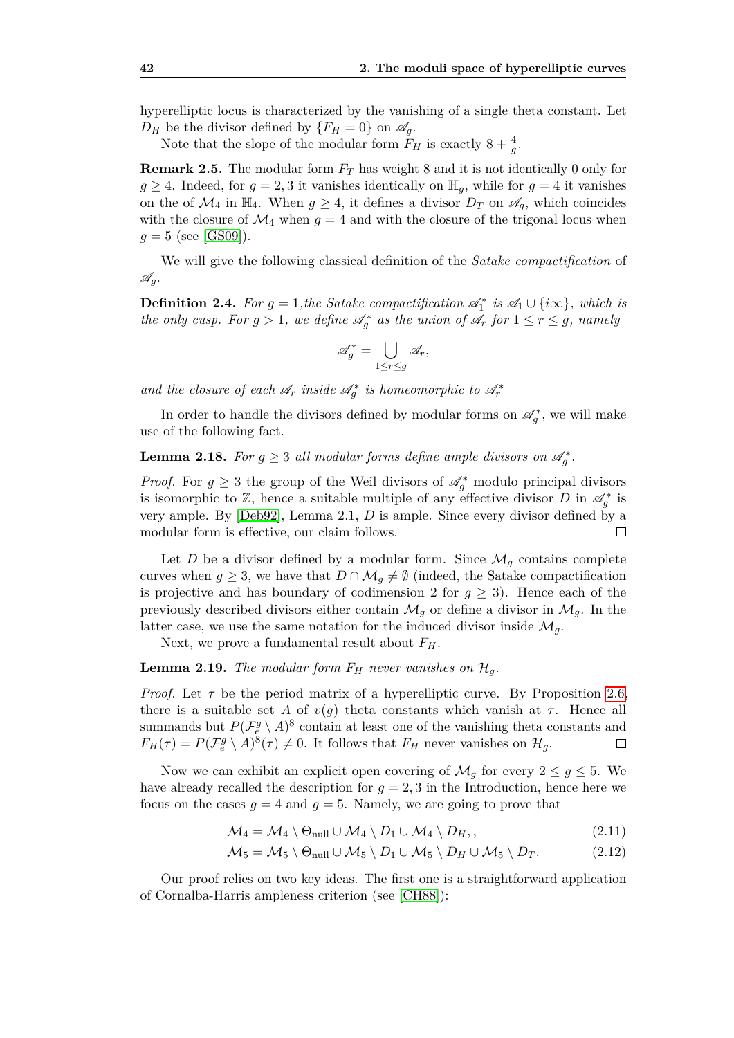hyperelliptic locus is characterized by the vanishing of a single theta constant. Let $D_H$ be the divisor defined by $\{F_H = 0\}$ on $\mathscr{A}_g$.

Note that the slope of the modular form $F_H$ is exactly $8 + \frac{4}{g}$.

**Remark 2.5.** The modular form $F_T$ has weight 8 and it is not identically 0 only for $g \geq 4$. Indeed, for $g = 2, 3$ it vanishes identically on $\mathbb{H}_g$, while for $g = 4$ it vanishes on the of $\mathcal{M}_4$ in $\mathbb{H}_4$. When $g \geq 4$, it defines a divisor $D_T$ on $\mathscr{A}_g$, which coincides with the closure of $\mathcal{M}_4$ when $g = 4$ and with the closure of the trigonal locus when $g = 5$ (see [GS09]).

We will give the following classical definition of the *Satake compactification* of $\mathscr{A}_g$.

**Definition 2.4.** *For $g = 1$,the Satake compactification $\mathscr{A}_1^*$ is $\mathscr{A}_1 \cup \{i\infty\}$, which is the only cusp. For $g > 1$, we define $\mathscr{A}_g^*$ as the union of $\mathscr{A}_r$ for $1 \leq r \leq g$, namely*

$$\mathscr{A}_g^* = \bigcup_{1 \leq r \leq g} \mathscr{A}_r,$$

*and the closure of each $\mathscr{A}_r$ inside $\mathscr{A}_g^*$ is homeomorphic to $\mathscr{A}_r^*$*

In order to handle the divisors defined by modular forms on $\mathscr{A}_g^*$, we will make use of the following fact.

**Lemma 2.18.** *For $g \geq 3$ all modular forms define ample divisors on $\mathscr{A}_g^*$.*

*Proof.* For $g \geq 3$ the group of the Weil divisors of $\mathscr{A}_g^*$ modulo principal divisors is isomorphic to $\mathbb{Z}$, hence a suitable multiple of any effective divisor $D$ in $\mathscr{A}_g^*$ is very ample. By [Deb92], Lemma 2.1, $D$ is ample. Since every divisor defined by a modular form is effective, our claim follows. □

Let $D$ be a divisor defined by a modular form. Since $\mathcal{M}_g$ contains complete curves when $g \geq 3$, we have that $D \cap \mathcal{M}_g \neq \emptyset$ (indeed, the Satake compactification is projective and has boundary of codimension 2 for $g \geq 3$). Hence each of the previously described divisors either contain $\mathcal{M}_g$ or define a divisor in $\mathcal{M}_g$. In the latter case, we use the same notation for the induced divisor inside $\mathcal{M}_g$.

Next, we prove a fundamental result about $F_H$.

**Lemma 2.19.** *The modular form $F_H$ never vanishes on $\mathcal{H}_g$.*

*Proof.* Let $\tau$ be the period matrix of a hyperelliptic curve. By Proposition 2.6, there is a suitable set $A$ of $v(g)$ theta constants which vanish at $\tau$. Hence all summands but $P(\mathcal{F}_e^g \setminus A)^8$ contain at least one of the vanishing theta constants and $F_H(\tau) = P(\mathcal{F}_e^g \setminus A)^8(\tau) \neq 0$. It follows that $F_H$ never vanishes on $\mathcal{H}_g$. □

Now we can exhibit an explicit open covering of $\mathcal{M}_g$ for every $2 \leq g \leq 5$. We have already recalled the description for $g = 2, 3$ in the Introduction, hence here we focus on the cases $g = 4$ and $g = 5$. Namely, we are going to prove that

$$\mathcal{M}_4 = \mathcal{M}_4 \setminus \Theta_{\text{null}} \cup \mathcal{M}_4 \setminus D_1 \cup \mathcal{M}_4 \setminus D_H, , \tag{2.11}$$

$$\mathcal{M}_5 = \mathcal{M}_5 \setminus \Theta_{\text{null}} \cup \mathcal{M}_5 \setminus D_1 \cup \mathcal{M}_5 \setminus D_H \cup \mathcal{M}_5 \setminus D_T. \tag{2.12}$$

Our proof relies on two key ideas. The first one is a straightforward application of Cornalba-Harris ampleness criterion (see [CH88]):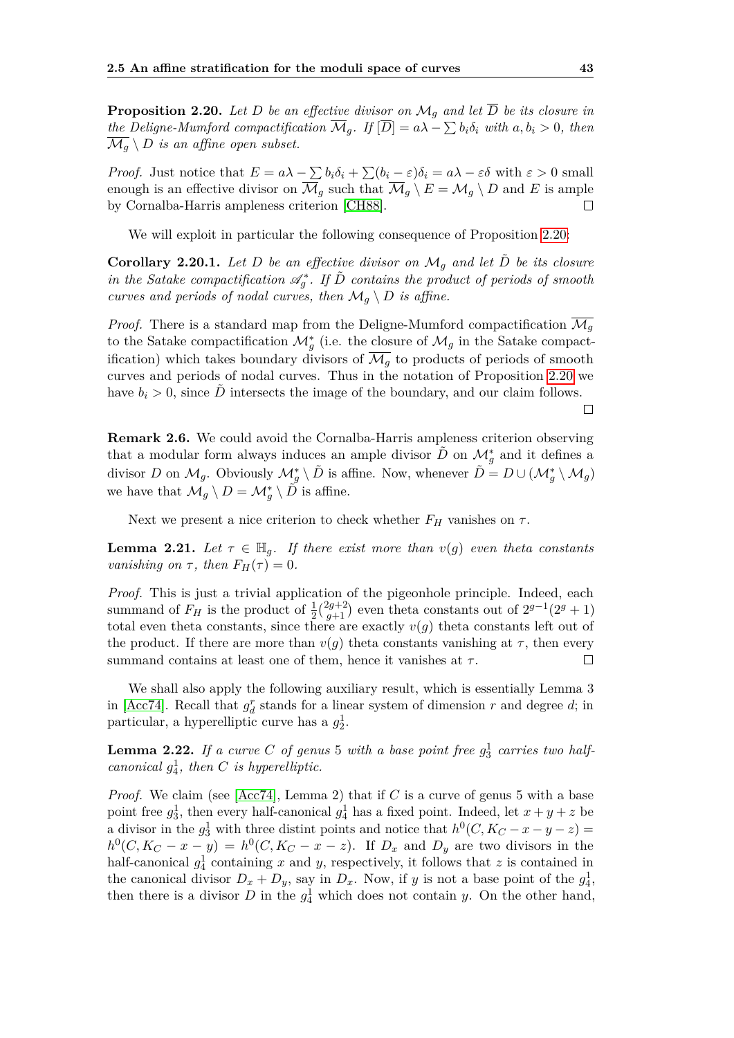**Proposition 2.20.** *Let $D$ be an effective divisor on $\mathcal{M}_g$ and let $\overline{D}$ be its closure in the Deligne-Mumford compactification $\overline{\mathcal{M}}_g$. If $[\overline{D}] = a\lambda - \sum b_i\delta_i$ with $a, b_i > 0$, then $\overline{\mathcal{M}}_g \setminus D$ is an affine open subset.*

*Proof.* Just notice that $E = a\lambda - \sum b_i\delta_i + \sum(b_i - \varepsilon)\delta_i = a\lambda - \varepsilon\delta$ with $\varepsilon > 0$ small enough is an effective divisor on $\overline{\mathcal{M}}_g$ such that $\overline{\mathcal{M}}_g \setminus E = \mathcal{M}_g \setminus D$ and $E$ is ample by Cornalba-Harris ampleness criterion [CH88]. □

We will exploit in particular the following consequence of Proposition 2.20:

**Corollary 2.20.1.** *Let $D$ be an effective divisor on $\mathcal{M}_g$ and let $\tilde{D}$ be its closure in the Satake compactification $\mathscr{A}_g^*$. If $\tilde{D}$ contains the product of periods of smooth curves and periods of nodal curves, then $\mathcal{M}_g \setminus D$ is affine.*

*Proof.* There is a standard map from the Deligne-Mumford compactification $\overline{\mathcal{M}_g}$ to the Satake compactification $\mathcal{M}_g^*$ (i.e. the closure of $\mathcal{M}_g$ in the Satake compactification) which takes boundary divisors of $\overline{\mathcal{M}_g}$ to products of periods of smooth curves and periods of nodal curves. Thus in the notation of Proposition 2.20 we have $b_i > 0$, since $\tilde{D}$ intersects the image of the boundary, and our claim follows. □

**Remark 2.6.** We could avoid the Cornalba-Harris ampleness criterion observing that a modular form always induces an ample divisor $\tilde{D}$ on $\mathcal{M}_g^*$ and it defines a divisor $D$ on $\mathcal{M}_g$. Obviously $\mathcal{M}_g^* \setminus \tilde{D}$ is affine. Now, whenever $\tilde{D} = D \cup (\mathcal{M}_g^* \setminus \mathcal{M}_g)$ we have that $\mathcal{M}_g \setminus D = \mathcal{M}_g^* \setminus \tilde{D}$ is affine.

Next we present a nice criterion to check whether $F_H$ vanishes on $\tau$.

**Lemma 2.21.** *Let $\tau \in \mathbb{H}_g$. If there exist more than $v(g)$ even theta constants vanishing on $\tau$, then $F_H(\tau) = 0$.*

*Proof.* This is just a trivial application of the pigeonhole principle. Indeed, each summand of $F_H$ is the product of $\frac{1}{2}\binom{2g+2}{g+1}$ even theta constants out of $2^{g-1}(2^g+1)$ total even theta constants, since there are exactly $v(g)$ theta constants left out of the product. If there are more than $v(g)$ theta constants vanishing at $\tau$, then every summand contains at least one of them, hence it vanishes at $\tau$. □

We shall also apply the following auxiliary result, which is essentially Lemma 3 in [Acc74]. Recall that $g_d^r$ stands for a linear system of dimension $r$ and degree $d$; in particular, a hyperelliptic curve has a $g_2^1$.

**Lemma 2.22.** *If a curve $C$ of genus 5 with a base point free $g_3^1$ carries two half-canonical $g_4^1$, then $C$ is hyperelliptic.*

*Proof.* We claim (see [Acc74], Lemma 2) that if $C$ is a curve of genus 5 with a base point free $g_3^1$, then every half-canonical $g_4^1$ has a fixed point. Indeed, let $x + y + z$ be a divisor in the $g_3^1$ with three distint points and notice that $h^0(C, K_C - x - y - z) = h^0(C, K_C - x - y) = h^0(C, K_C - x - z)$. If $D_x$ and $D_y$ are two divisors in the half-canonical $g_4^1$ containing $x$ and $y$, respectively, it follows that $z$ is contained in the canonical divisor $D_x + D_y$, say in $D_x$. Now, if $y$ is not a base point of the $g_4^1$, then there is a divisor $D$ in the $g_4^1$ which does not contain $y$. On the other hand,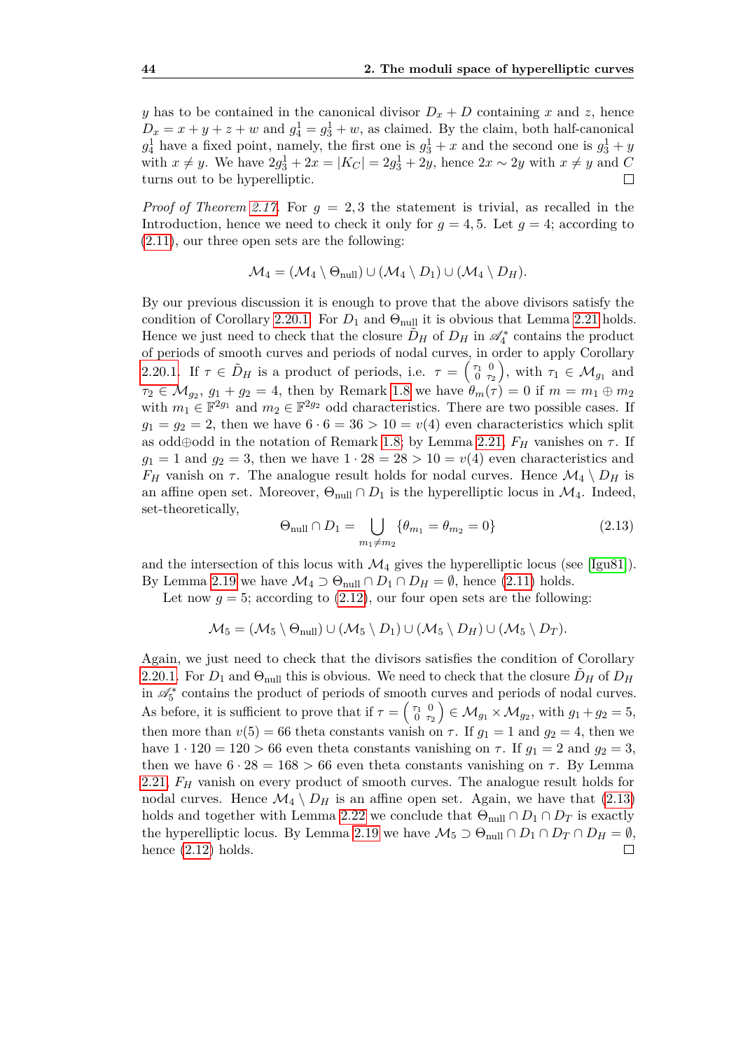$y$ has to be contained in the canonical divisor $D_x + D$ containing $x$ and $z$, hence $D_x = x + y + z + w$ and $g^1_4 = g^1_3 + w$, as claimed. By the claim, both half-canonical $g^1_4$ have a fixed point, namely, the first one is $g^1_3 + x$ and the second one is $g^1_3 + y$ with $x \neq y$. We have $2g^1_3 + 2x = |K_C| = 2g^1_3 + 2y$, hence $2x \sim 2y$ with $x \neq y$ and $C$ turns out to be hyperelliptic. □

*Proof of Theorem 2.17.* For $g = 2, 3$ the statement is trivial, as recalled in the Introduction, hence we need to check it only for $g = 4, 5$. Let $g = 4$; according to (2.11), our three open sets are the following:

$$\mathcal{M}_4 = (\mathcal{M}_4 \setminus \Theta_{\text{null}}) \cup (\mathcal{M}_4 \setminus D_1) \cup (\mathcal{M}_4 \setminus D_H).$$

By our previous discussion it is enough to prove that the above divisors satisfy the condition of Corollary 2.20.1. For $D_1$ and $\Theta_{\text{null}}$ it is obvious that Lemma 2.21 holds. Hence we just need to check that the closure $\tilde{D}_H$ of $D_H$ in $\mathscr{A}^*_4$ contains the product of periods of smooth curves and periods of nodal curves, in order to apply Corollary 2.20.1. If $\tau \in \tilde{D}_H$ is a product of periods, i.e. $\tau = \left(\begin{smallmatrix} \tau_1 & 0 \\ 0 & \tau_2 \end{smallmatrix}\right)$, with $\tau_1 \in \mathcal{M}_{g_1}$ and $\tau_2 \in \mathcal{M}_{g_2}$, $g_1 + g_2 = 4$, then by Remark 1.8 we have $\theta_m(\tau) = 0$ if $m = m_1 \oplus m_2$ with $m_1 \in \mathbb{F}^{2g_1}$ and $m_2 \in \mathbb{F}^{2g_2}$ odd characteristics. There are two possible cases. If $g_1 = g_2 = 2$, then we have $6 \cdot 6 = 36 > 10 = v(4)$ even characteristics which split as odd$\oplus$odd in the notation of Remark 1.8; by Lemma 2.21, $F_H$ vanishes on $\tau$. If $g_1 = 1$ and $g_2 = 3$, then we have $1 \cdot 28 = 28 > 10 = v(4)$ even characteristics and $F_H$ vanish on $\tau$. The analogue result holds for nodal curves. Hence $\mathcal{M}_4 \setminus D_H$ is an affine open set. Moreover, $\Theta_{\text{null}} \cap D_1$ is the hyperelliptic locus in $\mathcal{M}_4$. Indeed, set-theoretically,

$$\Theta_{\text{null}} \cap D_1 = \bigcup_{m_1 \neq m_2} \{\theta_{m_1} = \theta_{m_2} = 0\} \tag{2.13}$$

and the intersection of this locus with $\mathcal{M}_4$ gives the hyperelliptic locus (see [Igu81]). By Lemma 2.19 we have $\mathcal{M}_4 \supset \Theta_{\text{null}} \cap D_1 \cap D_H = \emptyset$, hence (2.11) holds.

Let now $g = 5$; according to (2.12), our four open sets are the following:

$$\mathcal{M}_5 = (\mathcal{M}_5 \setminus \Theta_{\text{null}}) \cup (\mathcal{M}_5 \setminus D_1) \cup (\mathcal{M}_5 \setminus D_H) \cup (\mathcal{M}_5 \setminus D_T).$$

Again, we just need to check that the divisors satisfies the condition of Corollary 2.20.1. For $D_1$ and $\Theta_{\text{null}}$ this is obvious. We need to check that the closure $\tilde{D}_H$ of $D_H$ in $\mathscr{A}^*_5$ contains the product of periods of smooth curves and periods of nodal curves. As before, it is sufficient to prove that if $\tau = \left(\begin{smallmatrix} \tau_1 & 0 \\ 0 & \tau_2 \end{smallmatrix}\right) \in \mathcal{M}_{g_1} \times \mathcal{M}_{g_2}$, with $g_1 + g_2 = 5$, then more than $v(5) = 66$ theta constants vanish on $\tau$. If $g_1 = 1$ and $g_2 = 4$, then we have $1 \cdot 120 = 120 > 66$ even theta constants vanishing on $\tau$. If $g_1 = 2$ and $g_2 = 3$, then we have $6 \cdot 28 = 168 > 66$ even theta constants vanishing on $\tau$. By Lemma 2.21, $F_H$ vanish on every product of smooth curves. The analogue result holds for nodal curves. Hence $\mathcal{M}_4 \setminus D_H$ is an affine open set. Again, we have that (2.13) holds and together with Lemma 2.22 we conclude that $\Theta_{\text{null}} \cap D_1 \cap D_T$ is exactly the hyperelliptic locus. By Lemma 2.19 we have $\mathcal{M}_5 \supset \Theta_{\text{null}} \cap D_1 \cap D_T \cap D_H = \emptyset$, hence (2.12) holds. □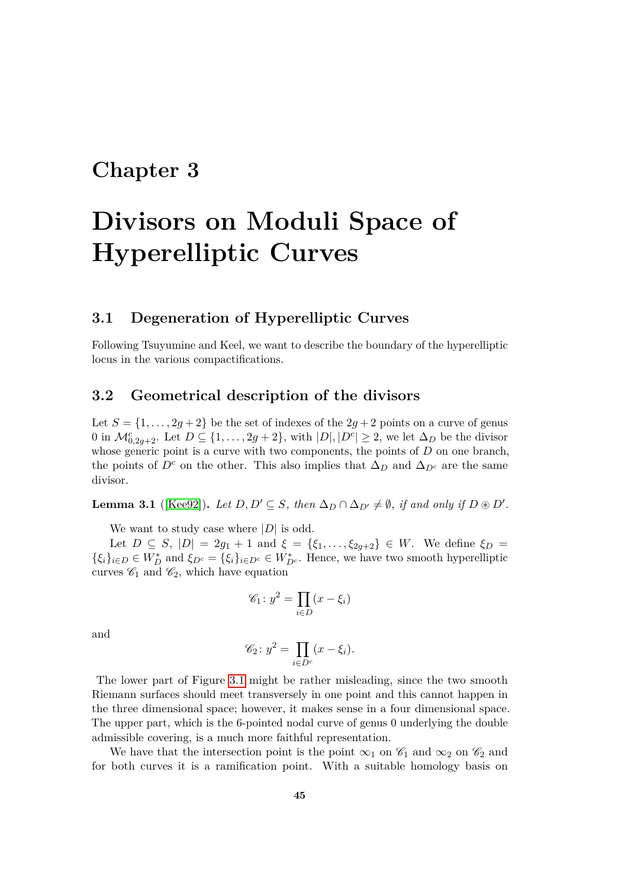# Chapter 3

# Divisors on Moduli Space of Hyperelliptic Curves

## 3.1 Degeneration of Hyperelliptic Curves

Following Tsuyumine and Keel, we want to describe the boundary of the hyperelliptic locus in the various compactifications.

## 3.2 Geometrical description of the divisors

Let $S = \{1, \ldots, 2g+2\}$ be the set of indexes of the $2g+2$ points on a curve of genus 0 in $\mathcal{M}^c_{0,2g+2}$. Let $D \subseteq \{1, \ldots, 2g+2\}$, with $|D|, |D^c| \geq 2$, we let $\Delta_D$ be the divisor whose generic point is a curve with two components, the points of $D$ on one branch, the points of $D^c$ on the other. This also implies that $\Delta_D$ and $\Delta_{D^c}$ are the same divisor.

**Lemma 3.1** ([Kee92]). *Let $D, D' \subseteq S$, then $\Delta_D \cap \Delta_{D'} \neq \emptyset$, if and only if $D \circledast D'$.*

We want to study case where $|D|$ is odd.

Let $D \subseteq S$, $|D| = 2g_1 + 1$ and $\xi = \{\xi_1, \ldots, \xi_{2g+2}\} \in W$. We define $\xi_D = \{\xi_i\}_{i \in D} \in W^*_D$ and $\xi_{D^c} = \{\xi_i\}_{i \in D^c} \in W^*_{D^c}$. Hence, we have two smooth hyperelliptic curves $\mathscr{C}_1$ and $\mathscr{C}_2$, which have equation

$$\mathscr{C}_1 \colon y^2 = \prod_{i \in D} (x - \xi_i)$$

and

$$\mathscr{C}_2 \colon y^2 = \prod_{i \in D^c} (x - \xi_i).$$

The lower part of Figure 3.1 might be rather misleading, since the two smooth Riemann surfaces should meet transversely in one point and this cannot happen in the three dimensional space; however, it makes sense in a four dimensional space. The upper part, which is the 6-pointed nodal curve of genus 0 underlying the double admissible covering, is a much more faithful representation.

We have that the intersection point is the point $\infty_1$ on $\mathscr{C}_1$ and $\infty_2$ on $\mathscr{C}_2$ and for both curves it is a ramification point. With a suitable homology basis on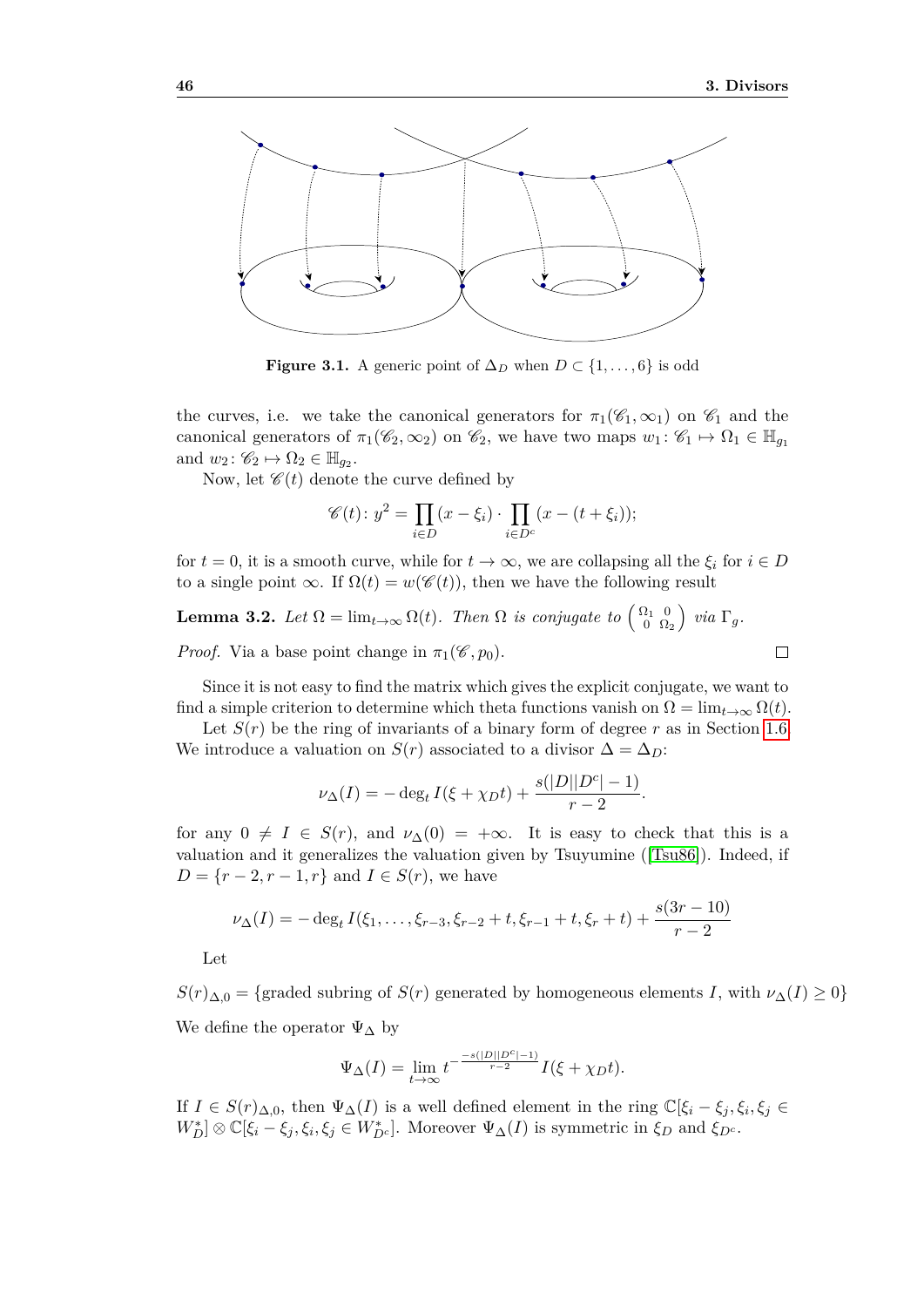**Figure 3.1.** A generic point of $\Delta_D$ when $D \subset \{1,\dots,6\}$ is odd

the curves, i.e. we take the canonical generators for $\pi_1(\mathscr{C}_1, \infty_1)$ on $\mathscr{C}_1$ and the canonical generators of $\pi_1(\mathscr{C}_2, \infty_2)$ on $\mathscr{C}_2$, we have two maps $w_1 \colon \mathscr{C}_1 \mapsto \Omega_1 \in \mathbb{H}_{g_1}$ and $w_2 \colon \mathscr{C}_2 \mapsto \Omega_2 \in \mathbb{H}_{g_2}$.

Now, let $\mathscr{C}(t)$ denote the curve defined by

$$\mathscr{C}(t) \colon y^2 = \prod_{i \in D} (x - \xi_i) \cdot \prod_{i \in D^c} (x - (t + \xi_i));$$

for $t = 0$, it is a smooth curve, while for $t \to \infty$, we are collapsing all the $\xi_i$ for $i \in D$ to a single point $\infty$. If $\Omega(t) = w(\mathscr{C}(t))$, then we have the following result

**Lemma 3.2.** *Let $\Omega = \lim_{t\to\infty} \Omega(t)$. Then $\Omega$ is conjugate to $\begin{pmatrix} \Omega_1 & 0 \\ 0 & \Omega_2 \end{pmatrix}$ via $\Gamma_g$.*

*Proof.* Via a base point change in $\pi_1(\mathscr{C}, p_0)$. ∎

Since it is not easy to find the matrix which gives the explicit conjugate, we want to find a simple criterion to determine which theta functions vanish on $\Omega = \lim_{t\to\infty} \Omega(t)$.

Let $S(r)$ be the ring of invariants of a binary form of degree $r$ as in Section 1.6. We introduce a valuation on $S(r)$ associated to a divisor $\Delta = \Delta_D$:

$$\nu_\Delta(I) = -\deg_t I(\xi + \chi_D t) + \frac{s(|D||D^c| - 1)}{r - 2}.$$

for any $0 \neq I \in S(r)$, and $\nu_\Delta(0) = +\infty$. It is easy to check that this is a valuation and it generalizes the valuation given by Tsuyumine ([Tsu86]). Indeed, if $D = \{r-2, r-1, r\}$ and $I \in S(r)$, we have

$$\nu_\Delta(I) = -\deg_t I(\xi_1, \dots, \xi_{r-3}, \xi_{r-2} + t, \xi_{r-1} + t, \xi_r + t) + \frac{s(3r - 10)}{r - 2}$$

Let

$S(r)_{\Delta,0} = \{$graded subring of $S(r)$ generated by homogeneous elements $I$, with $\nu_\Delta(I) \geq 0\}$

We define the operator $\Psi_\Delta$ by

$$\Psi_\Delta(I) = \lim_{t\to\infty} t^{-\frac{-s(|D||D^c|-1)}{r-2}} I(\xi + \chi_D t).$$

If $I \in S(r)_{\Delta,0}$, then $\Psi_\Delta(I)$ is a well defined element in the ring $\mathbb{C}[\xi_i - \xi_j, \xi_i, \xi_j \in W_D^*] \otimes \mathbb{C}[\xi_i - \xi_j, \xi_i, \xi_j \in W_{D^c}^*]$. Moreover $\Psi_\Delta(I)$ is symmetric in $\xi_D$ and $\xi_{D^c}$.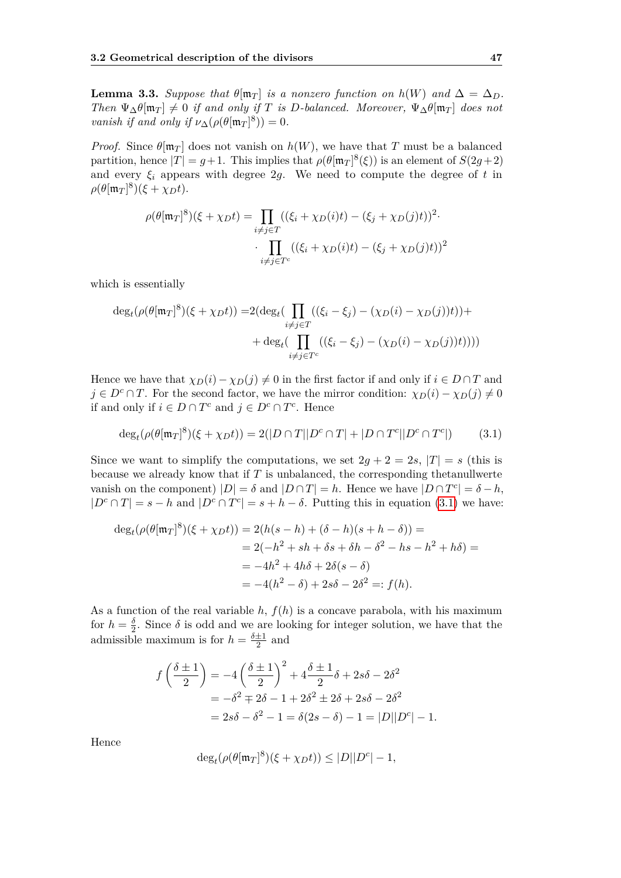**Lemma 3.3.** *Suppose that $\theta[\mathfrak{m}_T]$ is a nonzero function on $h(W)$ and $\Delta = \Delta_D$. Then $\Psi_\Delta\theta[\mathfrak{m}_T] \neq 0$ if and only if $T$ is $D$-balanced. Moreover, $\Psi_\Delta\theta[\mathfrak{m}_T]$ does not vanish if and only if $\nu_\Delta(\rho(\theta[\mathfrak{m}_T]^8)) = 0$.*

*Proof.* Since $\theta[\mathfrak{m}_T]$ does not vanish on $h(W)$, we have that $T$ must be a balanced partition, hence $|T| = g+1$. This implies that $\rho(\theta[\mathfrak{m}_T]^8(\xi))$ is an element of $S(2g+2)$ and every $\xi_i$ appears with degree $2g$. We need to compute the degree of $t$ in $\rho(\theta[\mathfrak{m}_T]^8)(\xi + \chi_D t)$.

$$
\begin{aligned}
\rho(\theta[\mathfrak{m}_T]^8)(\xi + \chi_D t) = &\prod_{i \neq j \in T} ((\xi_i + \chi_D(i)t) - (\xi_j + \chi_D(j)t))^2 \cdot \\
&\cdot \prod_{i \neq j \in T^c} ((\xi_i + \chi_D(i)t) - (\xi_j + \chi_D(j)t))^2
\end{aligned}
$$

which is essentially

$$
\begin{aligned}
\deg_t(\rho(\theta[\mathfrak{m}_T]^8)(\xi + \chi_D t)) = &2(\deg_t(\prod_{i \neq j \in T} ((\xi_i - \xi_j) - (\chi_D(i) - \chi_D(j))t)) + \\
&+ \deg_t(\prod_{i \neq j \in T^c} ((\xi_i - \xi_j) - (\chi_D(i) - \chi_D(j))t)))
\end{aligned}
$$

Hence we have that $\chi_D(i) - \chi_D(j) \neq 0$ in the first factor if and only if $i \in D \cap T$ and $j \in D^c \cap T$. For the second factor, we have the mirror condition: $\chi_D(i) - \chi_D(j) \neq 0$ if and only if $i \in D \cap T^c$ and $j \in D^c \cap T^c$. Hence

$$
\deg_t(\rho(\theta[\mathfrak{m}_T]^8)(\xi + \chi_D t)) = 2(|D \cap T||D^c \cap T| + |D \cap T^c||D^c \cap T^c|) \tag{3.1}
$$

Since we want to simplify the computations, we set $2g + 2 = 2s$, $|T| = s$ (this is because we already know that if $T$ is unbalanced, the corresponding thetanullwerte vanish on the component) $|D| = \delta$ and $|D \cap T| = h$. Hence we have $|D \cap T^c| = \delta - h$, $|D^c \cap T| = s - h$ and $|D^c \cap T^c| = s + h - \delta$. Putting this in equation (3.1) we have:

$$
\begin{aligned}
\deg_t(\rho(\theta[\mathfrak{m}_T]^8)(\xi + \chi_D t)) &= 2(h(s-h) + (\delta - h)(s + h - \delta)) = \\
&= 2(-h^2 + sh + \delta s + \delta h - \delta^2 - hs - h^2 + h\delta) = \\
&= -4h^2 + 4h\delta + 2\delta(s - \delta) \\
&= -4(h^2 - \delta) + 2s\delta - 2\delta^2 =: f(h).
\end{aligned}
$$

As a function of the real variable $h$, $f(h)$ is a concave parabola, with his maximum for $h = \frac{\delta}{2}$. Since $\delta$ is odd and we are looking for integer solution, we have that the admissible maximum is for $h = \frac{\delta \pm 1}{2}$ and

$$
\begin{aligned}
f\left(\frac{\delta \pm 1}{2}\right) &= -4\left(\frac{\delta \pm 1}{2}\right)^2 + 4\frac{\delta \pm 1}{2}\delta + 2s\delta - 2\delta^2 \\
&= -\delta^2 \mp 2\delta - 1 + 2\delta^2 \pm 2\delta + 2s\delta - 2\delta^2 \\
&= 2s\delta - \delta^2 - 1 = \delta(2s - \delta) - 1 = |D||D^c| - 1.
\end{aligned}
$$

Hence

$$
\deg_t(\rho(\theta[\mathfrak{m}_T]^8)(\xi + \chi_D t)) \leq |D||D^c| - 1,
$$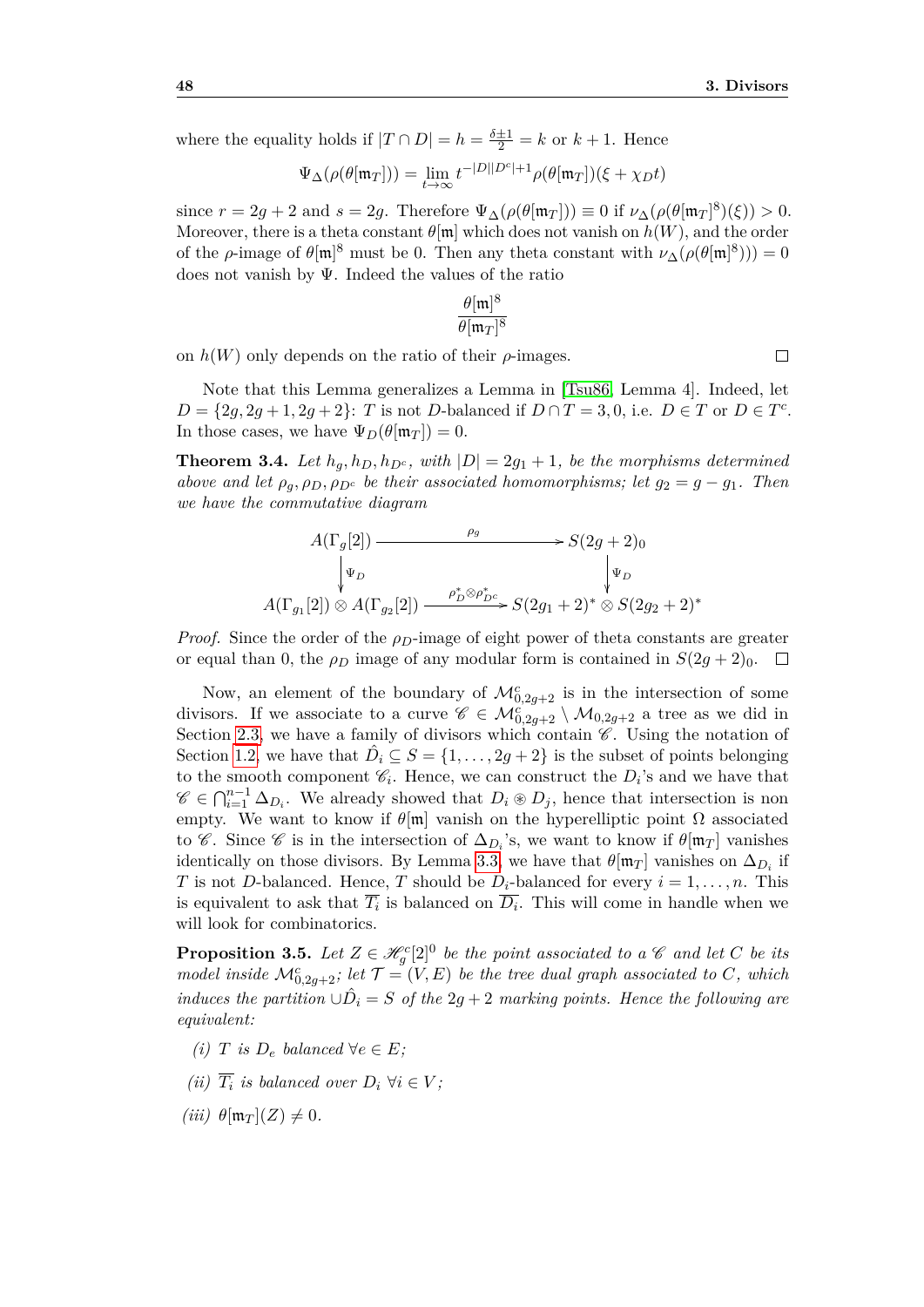where the equality holds if $|T \cap D| = h = \frac{\delta \pm 1}{2} = k$ or $k+1$. Hence

$$\Psi_\Delta(\rho(\theta[\mathfrak{m}_T])) = \lim_{t\to\infty} t^{-|D||D^c|+1}\rho(\theta[\mathfrak{m}_T])(\xi + \chi_D t)$$

since $r = 2g+2$ and $s = 2g$. Therefore $\Psi_\Delta(\rho(\theta[\mathfrak{m}_T])) \equiv 0$ if $\nu_\Delta(\rho(\theta[\mathfrak{m}_T]^8)(\xi)) > 0$. Moreover, there is a theta constant $\theta[\mathfrak{m}]$ which does not vanish on $h(W)$, and the order of the $\rho$-image of $\theta[\mathfrak{m}]^8$ must be 0. Then any theta constant with $\nu_\Delta(\rho(\theta[\mathfrak{m}]^8))) = 0$ does not vanish by $\Psi$. Indeed the values of the ratio

$$\frac{\theta[\mathfrak{m}]^8}{\theta[\mathfrak{m}_T]^8}$$

on $h(W)$ only depends on the ratio of their $\rho$-images. $\square$

Note that this Lemma generalizes a Lemma in [Tsu86, Lemma 4]. Indeed, let $D = \{2g, 2g+1, 2g+2\}$: $T$ is not $D$-balanced if $D \cap T = 3, 0$, i.e. $D \in T$ or $D \in T^c$. In those cases, we have $\Psi_D(\theta[\mathfrak{m}_T]) = 0$.

**Theorem 3.4.** *Let $h_g, h_D, h_{D^c}$, with $|D| = 2g_1 + 1$, be the morphisms determined above and let $\rho_g, \rho_D, \rho_{D^c}$ be their associated homomorphisms; let $g_2 = g - g_1$. Then we have the commutative diagram*

$$\begin{array}{ccc} A(\Gamma_g[2]) & \xrightarrow{\quad\rho_g\quad} & S(2g+2)_0 \\ \Big\downarrow{\scriptstyle \Psi_D} & & \Big\downarrow{\scriptstyle \Psi_D} \\ A(\Gamma_{g_1}[2]) \otimes A(\Gamma_{g_2}[2]) & \xrightarrow{\rho_D^* \otimes \rho_{D^c}^*} & S(2g_1+2)^* \otimes S(2g_2+2)^* \end{array}$$

*Proof.* Since the order of the $\rho_D$-image of eight power of theta constants are greater or equal than 0, the $\rho_D$ image of any modular form is contained in $S(2g+2)_0$. $\square$

Now, an element of the boundary of $\mathcal{M}^c_{0,2g+2}$ is in the intersection of some divisors. If we associate to a curve $\mathscr{C} \in \mathcal{M}^c_{0,2g+2} \setminus \mathcal{M}_{0,2g+2}$ a tree as we did in Section 2.3, we have a family of divisors which contain $\mathscr{C}$. Using the notation of Section 1.2, we have that $\hat{D}_i \subseteq S = \{1, \dots, 2g+2\}$ is the subset of points belonging to the smooth component $\mathscr{C}_i$. Hence, we can construct the $D_i$'s and we have that $\mathscr{C} \in \bigcap_{i=1}^{n-1} \Delta_{D_i}$. We already showed that $D_i \circledast D_j$, hence that intersection is non empty. We want to know if $\theta[\mathfrak{m}]$ vanish on the hyperelliptic point $\Omega$ associated to $\mathscr{C}$. Since $\mathscr{C}$ is in the intersection of $\Delta_{D_i}$'s, we want to know if $\theta[\mathfrak{m}_T]$ vanishes identically on those divisors. By Lemma 3.3, we have that $\theta[\mathfrak{m}_T]$ vanishes on $\Delta_{D_i}$ if $T$ is not $D$-balanced. Hence, $T$ should be $D_i$-balanced for every $i = 1, \dots, n$. This is equivalent to ask that $\overline{T_i}$ is balanced on $\overline{D_i}$. This will come in handle when we will look for combinatorics.

**Proposition 3.5.** *Let $Z \in \mathscr{H}^c_g[2]^0$ be the point associated to a $\mathscr{C}$ and let $C$ be its model inside $\mathcal{M}^c_{0,2g+2}$; let $\mathcal{T} = (V, E)$ be the tree dual graph associated to $C$, which induces the partition $\cup \hat{D}_i = S$ of the $2g+2$ marking points. Hence the following are equivalent:*

- *(i) $T$ is $D_e$ balanced $\forall e \in E$;*
- *(ii) $\overline{T_i}$ is balanced over $D_i$ $\forall i \in V$;*
- *(iii) $\theta[\mathfrak{m}_T](Z) \neq 0$.*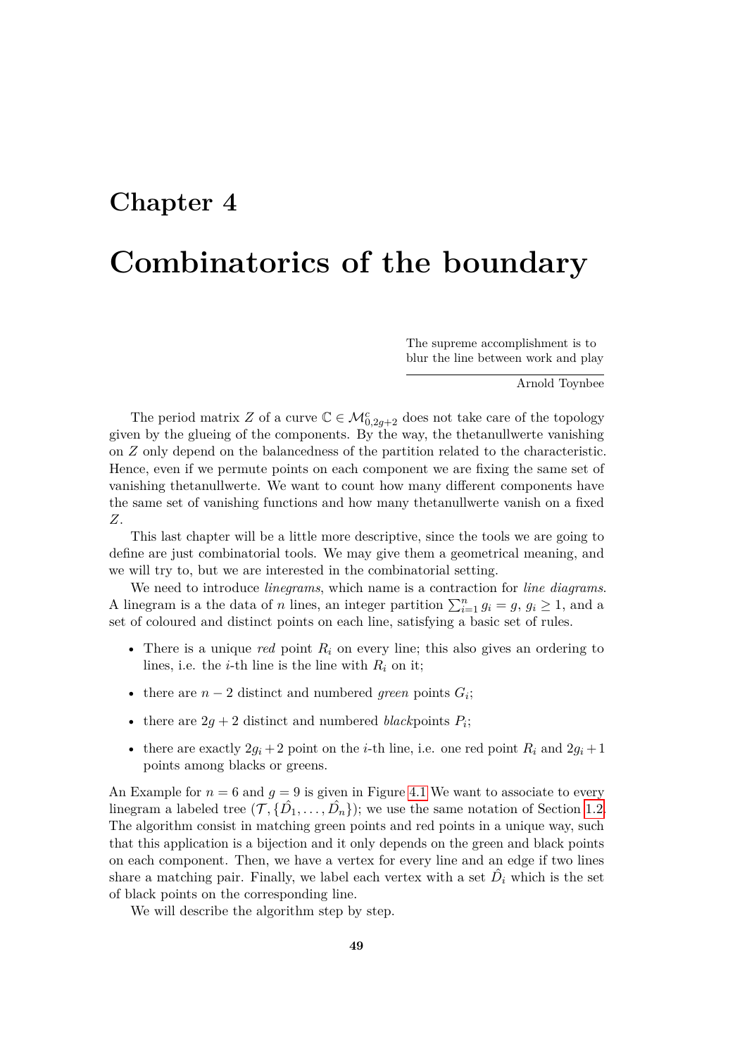# Chapter 4

# Combinatorics of the boundary

> The supreme accomplishment is to blur the line between work and play
>
> Arnold Toynbee

The period matrix $Z$ of a curve $\mathbb{C} \in \mathcal{M}^c_{0,2g+2}$ does not take care of the topology given by the glueing of the components. By the way, the thetanullwerte vanishing on $Z$ only depend on the balancedness of the partition related to the characteristic. Hence, even if we permute points on each component we are fixing the same set of vanishing thetanullwerte. We want to count how many different components have the same set of vanishing functions and how many thetanullwerte vanish on a fixed $Z$.

This last chapter will be a little more descriptive, since the tools we are going to define are just combinatorial tools. We may give them a geometrical meaning, and we will try to, but we are interested in the combinatorial setting.

We need to introduce *linegrams*, which name is a contraction for *line diagrams*. A linegram is a the data of $n$ lines, an integer partition $\sum_{i=1}^{n} g_i = g$, $g_i \geq 1$, and a set of coloured and distinct points on each line, satisfying a basic set of rules.

- There is a unique *red* point $R_i$ on every line; this also gives an ordering to lines, i.e. the $i$-th line is the line with $R_i$ on it;
- there are $n-2$ distinct and numbered *green* points $G_i$;
- there are $2g+2$ distinct and numbered *black*points $P_i$;
- there are exactly $2g_i+2$ point on the $i$-th line, i.e. one red point $R_i$ and $2g_i+1$ points among blacks or greens.

An Example for $n = 6$ and $g = 9$ is given in Figure 4.1 We want to associate to every linegram a labeled tree $(\mathcal{T}, \{\hat{D}_1, \ldots, \hat{D}_n\})$; we use the same notation of Section 1.2. The algorithm consist in matching green points and red points in a unique way, such that this application is a bijection and it only depends on the green and black points on each component. Then, we have a vertex for every line and an edge if two lines share a matching pair. Finally, we label each vertex with a set $\hat{D}_i$ which is the set of black points on the corresponding line.

We will describe the algorithm step by step.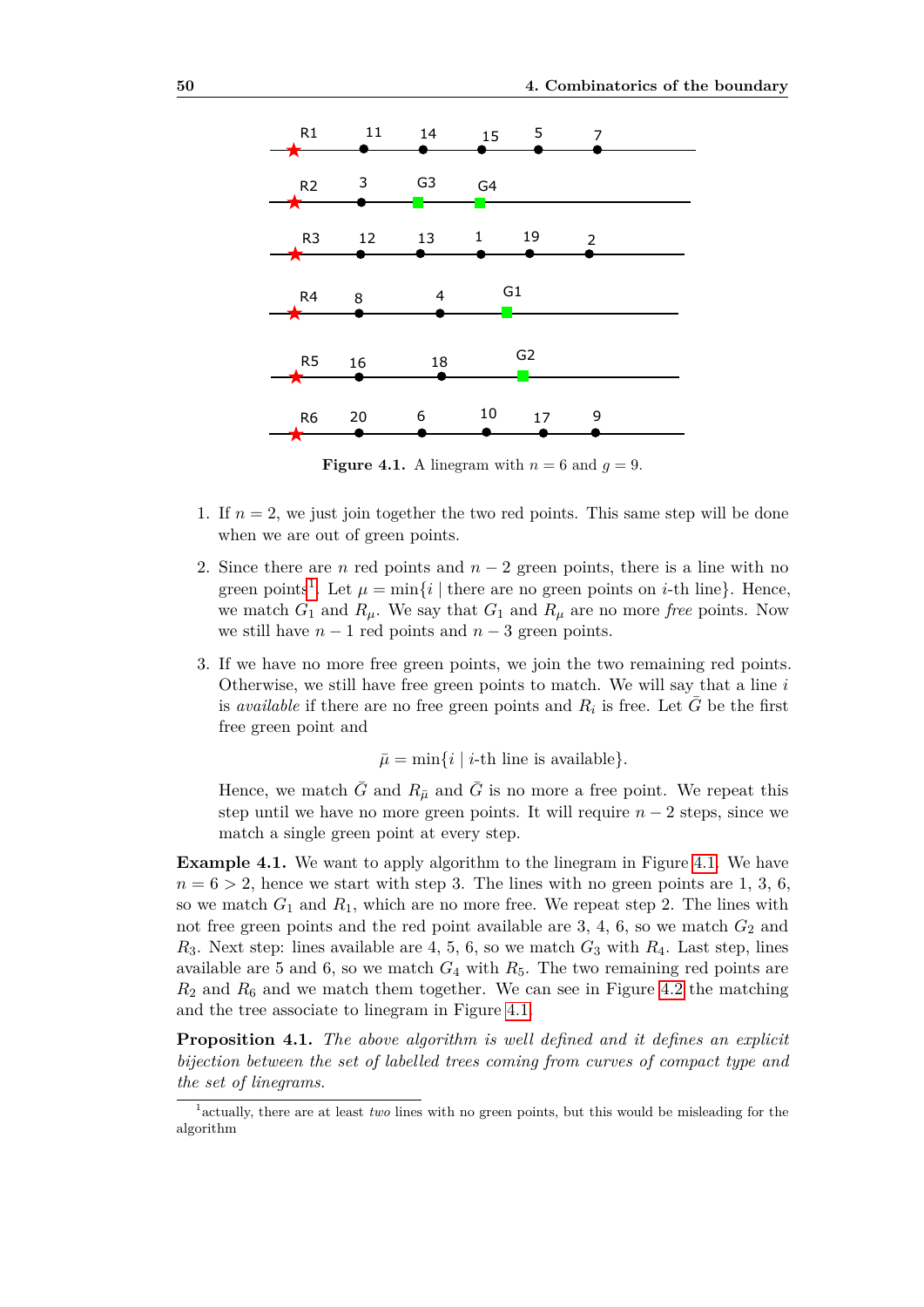**Figure 4.1.** A linegram with $n = 6$ and $g = 9$.

1. If $n = 2$, we just join together the two red points. This same step will be done when we are out of green points.

2. Since there are $n$ red points and $n-2$ green points, there is a line with no green points[1]. Let $\mu = \min\{i \mid \text{there are no green points on } i\text{-th line}\}$. Hence, we match $G_1$ and $R_\mu$. We say that $G_1$ and $R_\mu$ are no more *free* points. Now we still have $n-1$ red points and $n-3$ green points.

3. If we have no more free green points, we join the two remaining red points. Otherwise, we still have free green points to match. We will say that a line $i$ is *available* if there are no free green points and $R_i$ is free. Let $\bar{G}$ be the first free green point and

$$\bar{\mu} = \min\{i \mid i\text{-th line is available}\}.$$

   Hence, we match $\bar{G}$ and $R_{\bar{\mu}}$ and $\bar{G}$ is no more a free point. We repeat this step until we have no more green points. It will require $n-2$ steps, since we match a single green point at every step.

**Example 4.1.** We want to apply algorithm to the linegram in Figure 4.1. We have $n = 6 > 2$, hence we start with step 3. The lines with no green points are 1, 3, 6, so we match $G_1$ and $R_1$, which are no more free. We repeat step 2. The lines with not free green points and the red point available are 3, 4, 6, so we match $G_2$ and $R_3$. Next step: lines available are 4, 5, 6, so we match $G_3$ with $R_4$. Last step, lines available are 5 and 6, so we match $G_4$ with $R_5$. The two remaining red points are $R_2$ and $R_6$ and we match them together. We can see in Figure 4.2 the matching and the tree associate to linegram in Figure 4.1.

**Proposition 4.1.** *The above algorithm is well defined and it defines an explicit bijection between the set of labelled trees coming from curves of compact type and the set of linegrams.*

[1] actually, there are at least *two* lines with no green points, but this would be misleading for the algorithm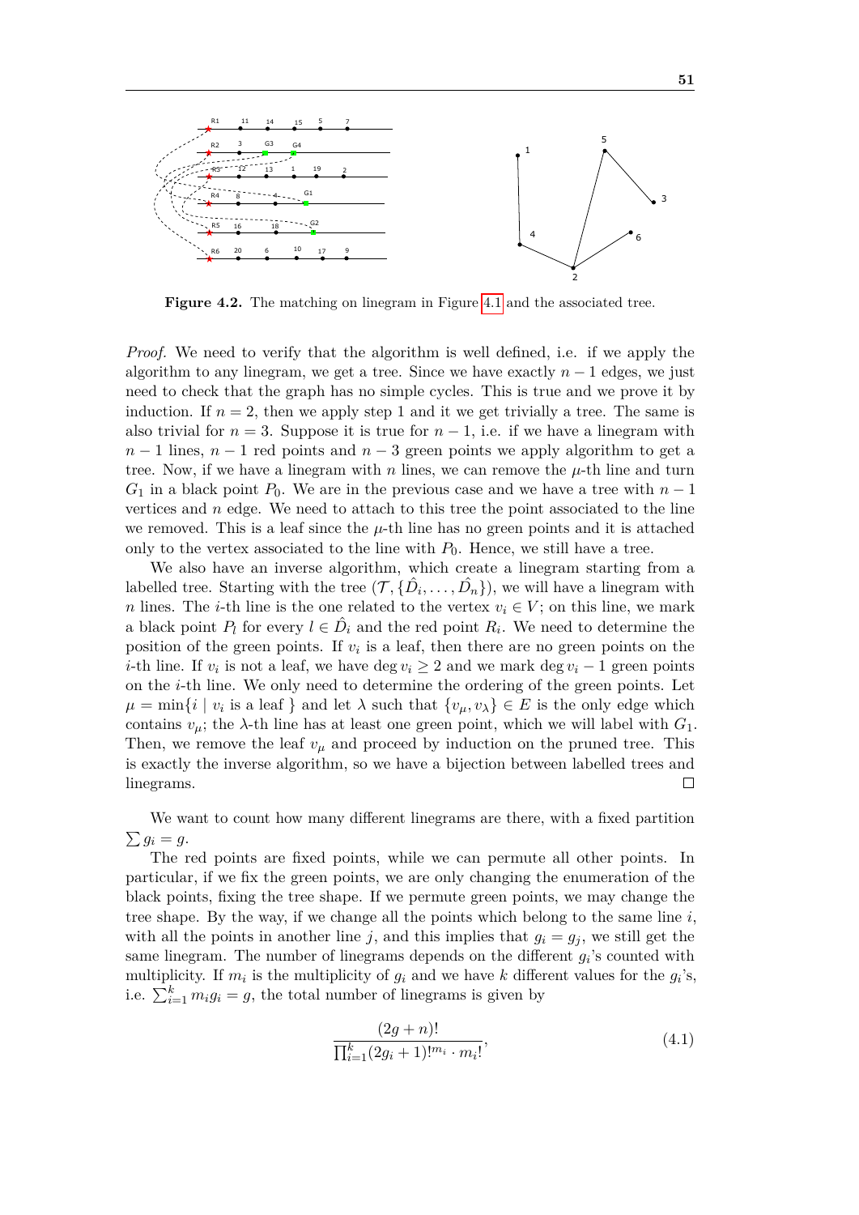**Figure 4.2.** The matching on linegram in Figure 4.1 and the associated tree.

*Proof.* We need to verify that the algorithm is well defined, i.e. if we apply the algorithm to any linegram, we get a tree. Since we have exactly $n-1$ edges, we just need to check that the graph has no simple cycles. This is true and we prove it by induction. If $n = 2$, then we apply step 1 and it we get trivially a tree. The same is also trivial for $n = 3$. Suppose it is true for $n-1$, i.e. if we have a linegram with $n-1$ lines, $n-1$ red points and $n-3$ green points we apply algorithm to get a tree. Now, if we have a linegram with $n$ lines, we can remove the $\mu$-th line and turn $G_1$ in a black point $P_0$. We are in the previous case and we have a tree with $n-1$ vertices and $n$ edge. We need to attach to this tree the point associated to the line we removed. This is a leaf since the $\mu$-th line has no green points and it is attached only to the vertex associated to the line with $P_0$. Hence, we still have a tree.

We also have an inverse algorithm, which create a linegram starting from a labelled tree. Starting with the tree $(\mathcal{T}, \{\hat{D}_i, \ldots, \hat{D}_n\})$, we will have a linegram with $n$ lines. The $i$-th line is the one related to the vertex $v_i \in V$; on this line, we mark a black point $P_l$ for every $l \in \hat{D}_i$ and the red point $R_i$. We need to determine the position of the green points. If $v_i$ is a leaf, then there are no green points on the $i$-th line. If $v_i$ is not a leaf, we have $\deg v_i \geq 2$ and we mark $\deg v_i - 1$ green points on the $i$-th line. We only need to determine the ordering of the green points. Let $\mu = \min\{i \mid v_i \text{ is a leaf }\}$ and let $\lambda$ such that $\{v_\mu, v_\lambda\} \in E$ is the only edge which contains $v_\mu$; the $\lambda$-th line has at least one green point, which we will label with $G_1$. Then, we remove the leaf $v_\mu$ and proceed by induction on the pruned tree. This is exactly the inverse algorithm, so we have a bijection between labelled trees and linegrams. $\square$

We want to count how many different linegrams are there, with a fixed partition $\sum g_i = g$.

The red points are fixed points, while we can permute all other points. In particular, if we fix the green points, we are only changing the enumeration of the black points, fixing the tree shape. If we permute green points, we may change the tree shape. By the way, if we change all the points which belong to the same line $i$, with all the points in another line $j$, and this implies that $g_i = g_j$, we still get the same linegram. The number of linegrams depends on the different $g_i$'s counted with multiplicity. If $m_i$ is the multiplicity of $g_i$ and we have $k$ different values for the $g_i$'s, i.e. $\sum_{i=1}^{k} m_i g_i = g$, the total number of linegrams is given by

$$\frac{(2g+n)!}{\prod_{i=1}^{k}(2g_i+1)!^{m_i} \cdot m_i!}, \tag{4.1}$$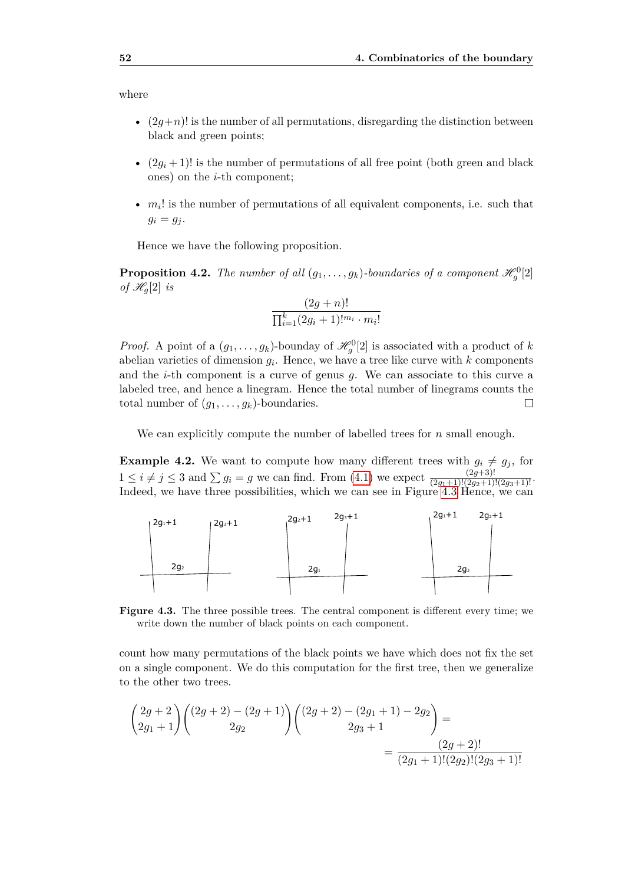where

- $(2g+n)!$ is the number of all permutations, disregarding the distinction between black and green points;
- $(2g_i+1)!$ is the number of permutations of all free point (both green and black ones) on the $i$-th component;
- $m_i!$ is the number of permutations of all equivalent components, i.e. such that $g_i = g_j$.

Hence we have the following proposition.

**Proposition 4.2.** *The number of all $(g_1, \ldots, g_k)$-boundaries of a component $\mathscr{H}_g^0[2]$ of $\mathscr{H}_g[2]$ is*

$$\frac{(2g+n)!}{\prod_{i=1}^{k}(2g_i+1)!^{m_i} \cdot m_i!}$$

*Proof.* A point of a $(g_1, \ldots, g_k)$-bounday of $\mathscr{H}_g^0[2]$ is associated with a product of $k$ abelian varieties of dimension $g_i$. Hence, we have a tree like curve with $k$ components and the $i$-th component is a curve of genus $g$. We can associate to this curve a labeled tree, and hence a linegram. Hence the total number of linegrams counts the total number of $(g_1, \ldots, g_k)$-boundaries. □

We can explicitly compute the number of labelled trees for $n$ small enough.

**Example 4.2.** We want to compute how many different trees with $g_i \neq g_j$, for $1 \leq i \neq j \leq 3$ and $\sum g_i = g$ we can find. From (4.1) we expect $\frac{(2g+3)!}{(2g_1+1)!(2g_2+1)!(2g_3+1)!}$. Indeed, we have three possibilities, which we can see in Figure 4.3 Hence, we can count how many permutations of the black points we have which does not fix the set on a single component. We do this computation for the first tree, then we generalize to the other two trees.

**Figure 4.3.** The three possible trees. The central component is different every time; we write down the number of black points on each component.

$$\binom{2g+2}{2g_1+1}\binom{(2g+2)-(2g+1)}{2g_2}\binom{(2g+2)-(2g_1+1)-2g_2}{2g_3+1} =$$
$$= \frac{(2g+2)!}{(2g_1+1)!(2g_2)!(2g_3+1)!}$$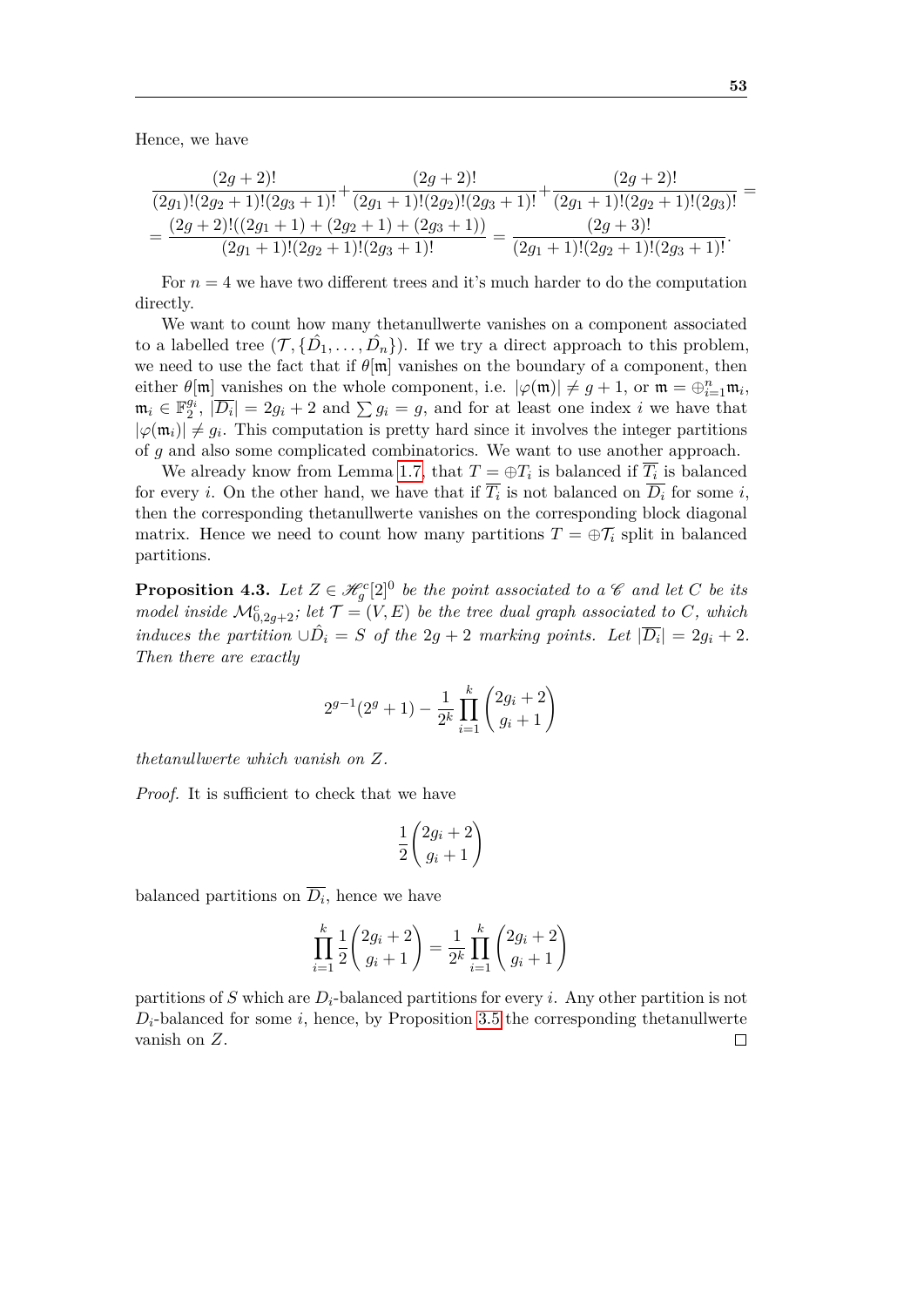Hence, we have

$$\frac{(2g+2)!}{(2g_1)!(2g_2+1)!(2g_3+1)!}+\frac{(2g+2)!}{(2g_1+1)!(2g_2)!(2g_3+1)!}+\frac{(2g+2)!}{(2g_1+1)!(2g_2+1)!(2g_3)!}=$$
$$=\frac{(2g+2)!((2g_1+1)+(2g_2+1)+(2g_3+1))}{(2g_1+1)!(2g_2+1)!(2g_3+1)!}=\frac{(2g+3)!}{(2g_1+1)!(2g_2+1)!(2g_3+1)!}.$$

For $n=4$ we have two different trees and it's much harder to do the computation directly.

We want to count how many thetanullwerte vanishes on a component associated to a labelled tree $(\mathcal{T},\{\hat{D_1},\ldots,\hat{D_n}\})$. If we try a direct approach to this problem, we need to use the fact that if $\theta[\mathfrak{m}]$ vanishes on the boundary of a component, then either $\theta[\mathfrak{m}]$ vanishes on the whole component, i.e. $|\varphi(\mathfrak{m})|\neq g+1$, or $\mathfrak{m}=\oplus_{i=1}^n\mathfrak{m}_i$, $\mathfrak{m}_i\in\mathbb{F}_2^{g_i}$, $|\overline{D_i}|=2g_i+2$ and $\sum g_i=g$, and for at least one index $i$ we have that $|\varphi(\mathfrak{m}_i)|\neq g_i$. This computation is pretty hard since it involves the integer partitions of $g$ and also some complicated combinatorics. We want to use another approach.

We already know from Lemma 1.7, that $T=\oplus T_i$ is balanced if $\overline{T_i}$ is balanced for every $i$. On the other hand, we have that if $\overline{T_i}$ is not balanced on $\overline{D_i}$ for some $i$, then the corresponding thetanullwerte vanishes on the corresponding block diagonal matrix. Hence we need to count how many partitions $T=\oplus\mathcal{T}_i$ split in balanced partitions.

**Proposition 4.3.** *Let $Z\in\mathscr{H}_g^c[2]^0$ be the point associated to a $\mathscr{C}$ and let $C$ be its model inside $\mathcal{M}_{0,2g+2}^c$; let $\mathcal{T}=(V,E)$ be the tree dual graph associated to $C$, which induces the partition $\cup\hat{D_i}=S$ of the $2g+2$ marking points. Let $|\overline{D_i}|=2g_i+2$. Then there are exactly*

$$2^{g-1}(2^g+1)-\frac{1}{2^k}\prod_{i=1}^k\binom{2g_i+2}{g_i+1}$$

*thetanullwerte which vanish on $Z$.*

*Proof.* It is sufficient to check that we have

$$\frac{1}{2}\binom{2g_i+2}{g_i+1}$$

balanced partitions on $\overline{D_i}$, hence we have

$$\prod_{i=1}^k\frac{1}{2}\binom{2g_i+2}{g_i+1}=\frac{1}{2^k}\prod_{i=1}^k\binom{2g_i+2}{g_i+1}$$

partitions of $S$ which are $D_i$-balanced partitions for every $i$. Any other partition is not $D_i$-balanced for some $i$, hence, by Proposition 3.5 the corresponding thetanullwerte vanish on $Z$. □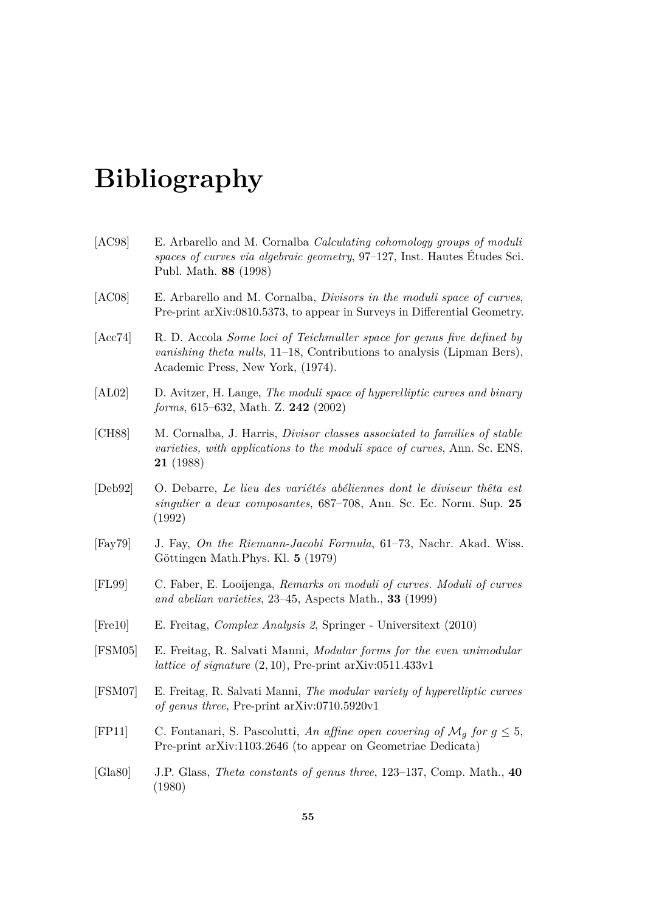# Bibliography

[AC98] E. Arbarello and M. Cornalba *Calculating cohomology groups of moduli spaces of curves via algebraic geometry*, 97–127, Inst. Hautes Études Sci. Publ. Math. **88** (1998)

[AC08] E. Arbarello and M. Cornalba, *Divisors in the moduli space of curves*, Pre-print arXiv:0810.5373, to appear in Surveys in Differential Geometry.

[Acc74] R. D. Accola *Some loci of Teichmuller space for genus five defined by vanishing theta nulls*, 11–18, Contributions to analysis (Lipman Bers), Academic Press, New York, (1974).

[AL02] D. Avitzer, H. Lange, *The moduli space of hyperelliptic curves and binary forms*, 615–632, Math. Z. **242** (2002)

[CH88] M. Cornalba, J. Harris, *Divisor classes associated to families of stable varieties, with applications to the moduli space of curves*, Ann. Sc. ENS, **21** (1988)

[Deb92] O. Debarre, *Le lieu des variétés abéliennes dont le diviseur thêta est singulier a deux composantes*, 687–708, Ann. Sc. Ec. Norm. Sup. **25** (1992)

[Fay79] J. Fay, *On the Riemann-Jacobi Formula*, 61–73, Nachr. Akad. Wiss. Göttingen Math.Phys. Kl. **5** (1979)

[FL99] C. Faber, E. Looijenga, *Remarks on moduli of curves. Moduli of curves and abelian varieties*, 23–45, Aspects Math., **33** (1999)

[Fre10] E. Freitag, *Complex Analysis 2*, Springer - Universitext (2010)

[FSM05] E. Freitag, R. Salvati Manni, *Modular forms for the even unimodular lattice of signature* $(2, 10)$, Pre-print arXiv:0511.433v1

[FSM07] E. Freitag, R. Salvati Manni, *The modular variety of hyperelliptic curves of genus three*, Pre-print arXiv:0710.5920v1

[FP11] C. Fontanari, S. Pascolutti, *An affine open covering of* $\mathcal{M}_g$ *for* $g \leq 5$, Pre-print arXiv:1103.2646 (to appear on Geometriae Dedicata)

[Gla80] J.P. Glass, *Theta constants of genus three*, 123–137, Comp. Math., **40** (1980)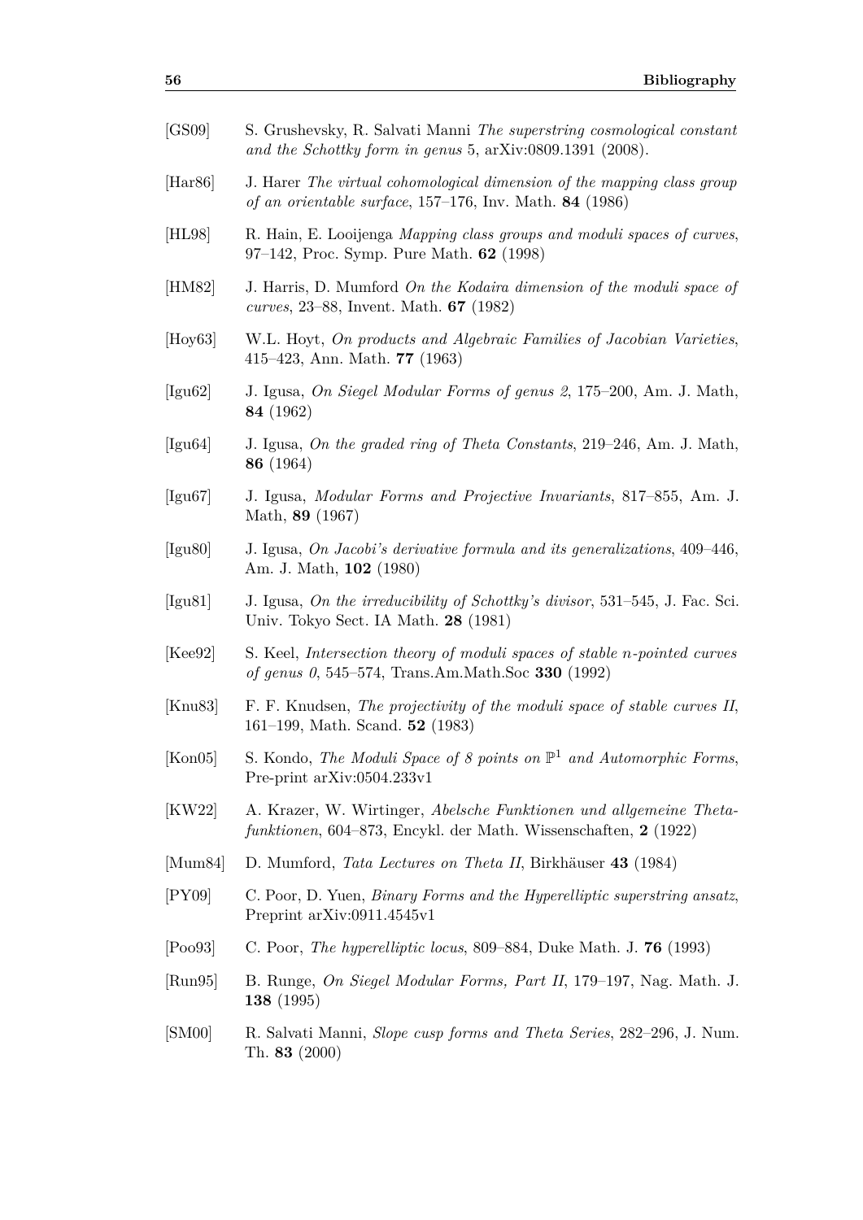[GS09] S. Grushevsky, R. Salvati Manni *The superstring cosmological constant and the Schottky form in genus* 5, arXiv:0809.1391 (2008).

[Har86] J. Harer *The virtual cohomological dimension of the mapping class group of an orientable surface*, 157–176, Inv. Math. **84** (1986)

[HL98] R. Hain, E. Looijenga *Mapping class groups and moduli spaces of curves*, 97–142, Proc. Symp. Pure Math. **62** (1998)

[HM82] J. Harris, D. Mumford *On the Kodaira dimension of the moduli space of curves*, 23–88, Invent. Math. **67** (1982)

[Hoy63] W.L. Hoyt, *On products and Algebraic Families of Jacobian Varieties*, 415–423, Ann. Math. **77** (1963)

[Igu62] J. Igusa, *On Siegel Modular Forms of genus 2*, 175–200, Am. J. Math, **84** (1962)

[Igu64] J. Igusa, *On the graded ring of Theta Constants*, 219–246, Am. J. Math, **86** (1964)

[Igu67] J. Igusa, *Modular Forms and Projective Invariants*, 817–855, Am. J. Math, **89** (1967)

[Igu80] J. Igusa, *On Jacobi's derivative formula and its generalizations*, 409–446, Am. J. Math, **102** (1980)

[Igu81] J. Igusa, *On the irreducibility of Schottky's divisor*, 531–545, J. Fac. Sci. Univ. Tokyo Sect. IA Math. **28** (1981)

[Kee92] S. Keel, *Intersection theory of moduli spaces of stable n-pointed curves of genus 0*, 545–574, Trans.Am.Math.Soc **330** (1992)

[Knu83] F. F. Knudsen, *The projectivity of the moduli space of stable curves II*, 161–199, Math. Scand. **52** (1983)

[Kon05] S. Kondo, *The Moduli Space of 8 points on $\mathbb{P}^1$ and Automorphic Forms*, Pre-print arXiv:0504.233v1

[KW22] A. Krazer, W. Wirtinger, *Abelsche Funktionen und allgemeine Thetafunktionen*, 604–873, Encykl. der Math. Wissenschaften, **2** (1922)

[Mum84] D. Mumford, *Tata Lectures on Theta II*, Birkhäuser **43** (1984)

[PY09] C. Poor, D. Yuen, *Binary Forms and the Hyperelliptic superstring ansatz*, Preprint arXiv:0911.4545v1

[Poo93] C. Poor, *The hyperelliptic locus*, 809–884, Duke Math. J. **76** (1993)

[Run95] B. Runge, *On Siegel Modular Forms, Part II*, 179–197, Nag. Math. J. **138** (1995)

[SM00] R. Salvati Manni, *Slope cusp forms and Theta Series*, 282–296, J. Num. Th. **83** (2000)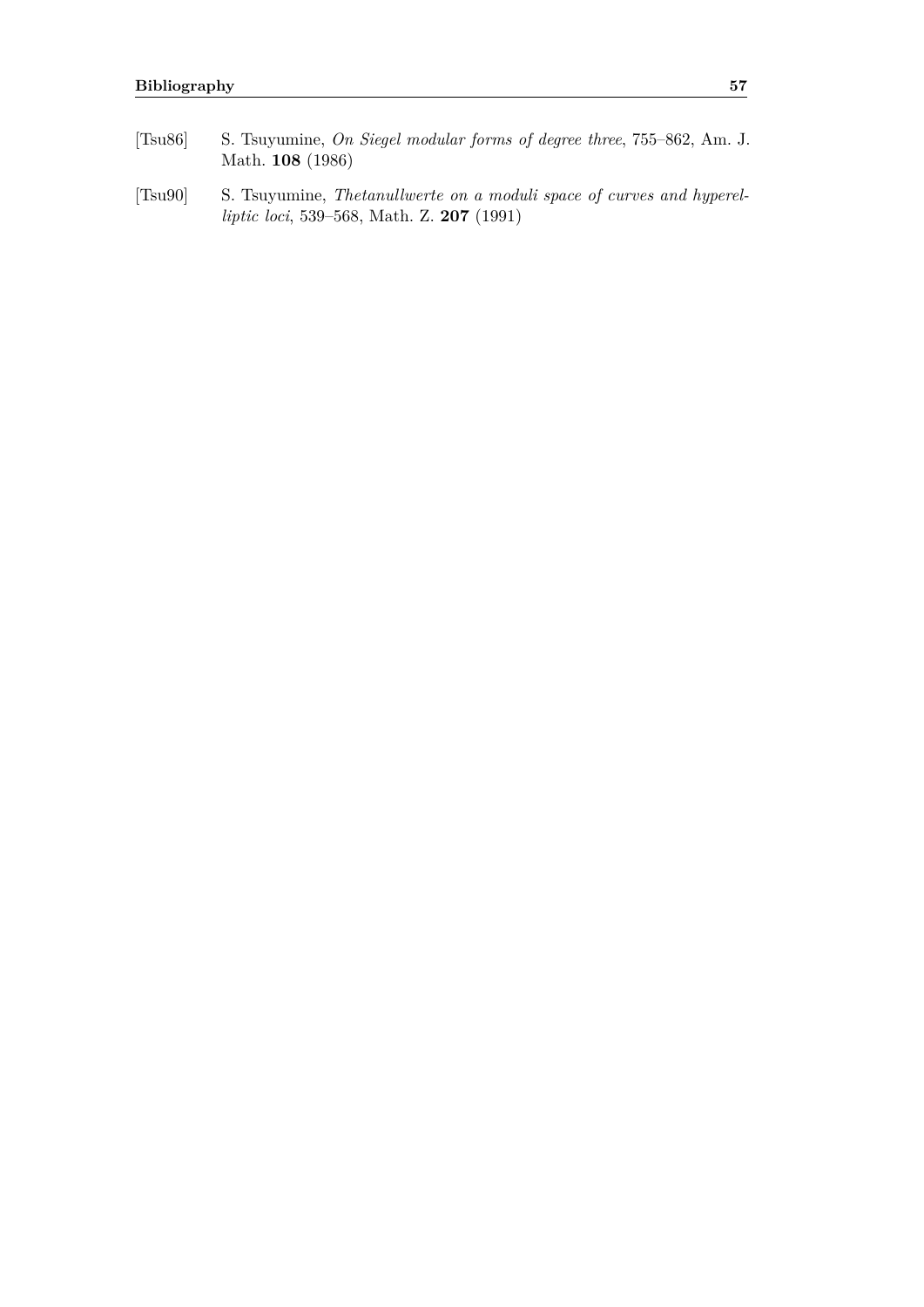[Tsu86] S. Tsuyumine, *On Siegel modular forms of degree three*, 755–862, Am. J. Math. **108** (1986)

[Tsu90] S. Tsuyumine, *Thetanullwerte on a moduli space of curves and hyperelliptic loci*, 539–568, Math. Z. **207** (1991)